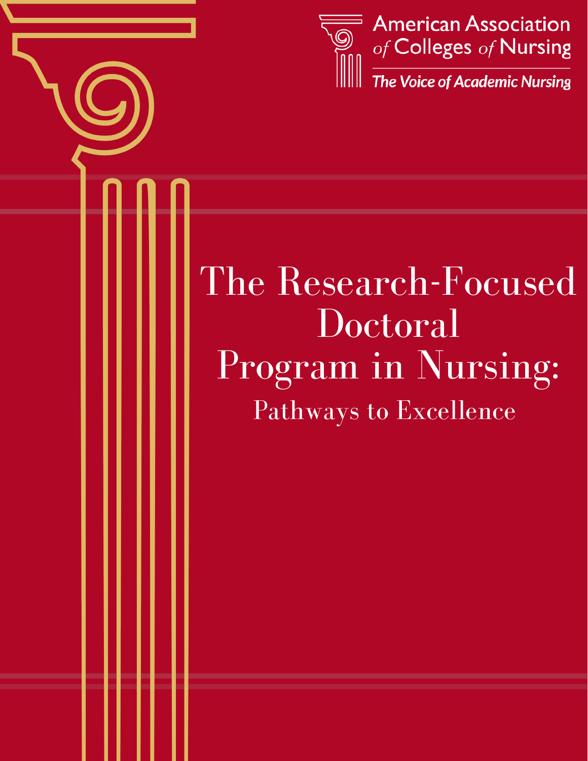American Association *of* Colleges *of* Nursing

*The Voice of Academic Nursing*

# The Research-Focused Doctoral Program in Nursing:

## Pathways to Excellence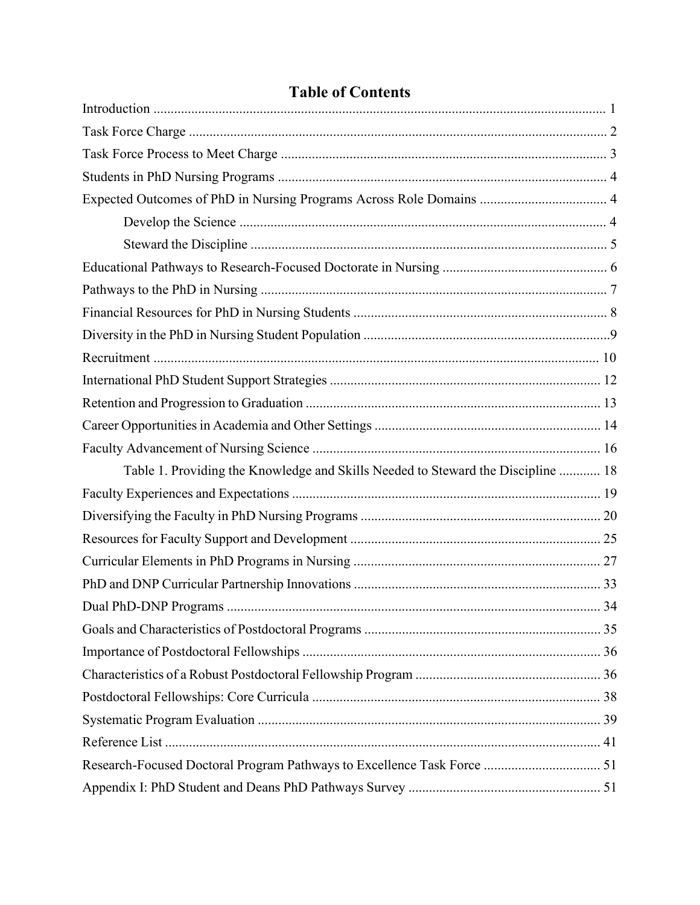# Table of Contents

Introduction ........................................................................................................................ 1

Task Force Charge .............................................................................................................. 2

Task Force Process to Meet Charge ................................................................................... 3

Students in PhD Nursing Programs .................................................................................... 4

Expected Outcomes of PhD in Nursing Programs Across Role Domains ..................................... 4

- Develop the Science ........................................................................................... 4
- Steward the Discipline ....................................................................................... 5

Educational Pathways to Research-Focused Doctorate in Nursing ................................................ 6

Pathways to the PhD in Nursing ...................................................................................... 7

Financial Resources for PhD in Nursing Students ........................................................... 8

Diversity in the PhD in Nursing Student Population ........................................................ 9

Recruitment ...................................................................................................................... 10

International PhD Student Support Strategies .................................................................. 12

Retention and Progression to Graduation ........................................................................ 13

Career Opportunities in Academia and Other Settings .................................................... 14

Faculty Advancement of Nursing Science ....................................................................... 16

- Table 1. Providing the Knowledge and Skills Needed to Steward the Discipline ............ 18

Faculty Experiences and Expectations ............................................................................. 19

Diversifying the Faculty in PhD Nursing Programs ......................................................... 20

Resources for Faculty Support and Development ............................................................ 25

Curricular Elements in PhD Programs in Nursing ............................................................ 27

PhD and DNP Curricular Partnership Innovations ........................................................... 33

Dual PhD-DNP Programs ................................................................................................. 34

Goals and Characteristics of Postdoctoral Programs ....................................................... 35

Importance of Postdoctoral Fellowships ........................................................................... 36

Characteristics of a Robust Postdoctoral Fellowship Program ........................................ 36

Postdoctoral Fellowships: Core Curricula ........................................................................ 38

Systematic Program Evaluation ....................................................................................... 39

Reference List .................................................................................................................. 41

Research-Focused Doctoral Program Pathways to Excellence Task Force ...................... 51

Appendix I: PhD Student and Deans PhD Pathways Survey ........................................... 51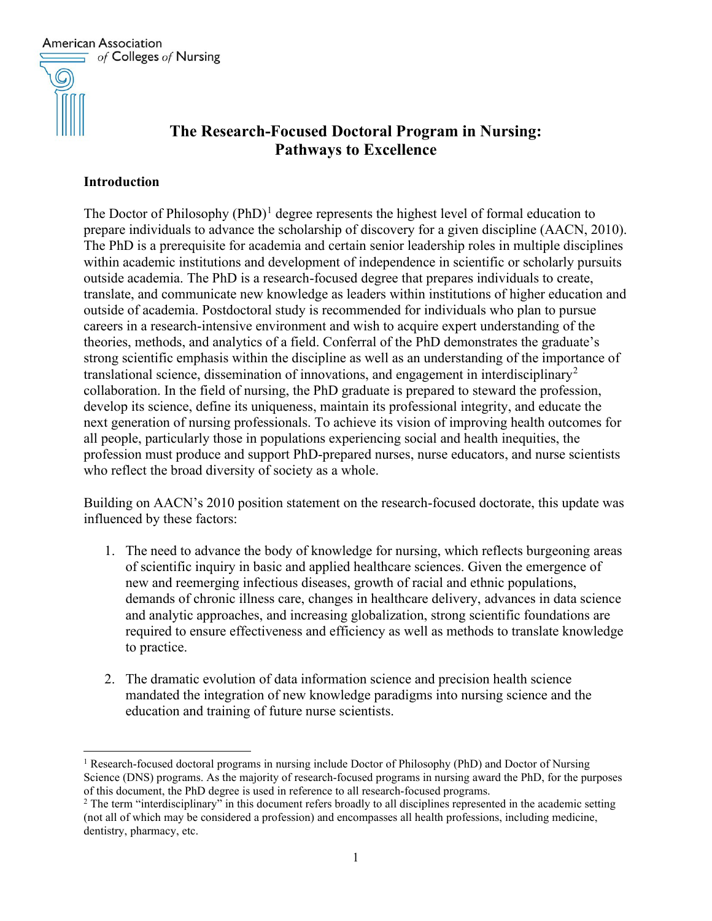American Association of Colleges of Nursing

# The Research-Focused Doctoral Program in Nursing: Pathways to Excellence

## Introduction

The Doctor of Philosophy (PhD)[1] degree represents the highest level of formal education to prepare individuals to advance the scholarship of discovery for a given discipline (AACN, 2010). The PhD is a prerequisite for academia and certain senior leadership roles in multiple disciplines within academic institutions and development of independence in scientific or scholarly pursuits outside academia. The PhD is a research-focused degree that prepares individuals to create, translate, and communicate new knowledge as leaders within institutions of higher education and outside of academia. Postdoctoral study is recommended for individuals who plan to pursue careers in a research-intensive environment and wish to acquire expert understanding of the theories, methods, and analytics of a field. Conferral of the PhD demonstrates the graduate's strong scientific emphasis within the discipline as well as an understanding of the importance of translational science, dissemination of innovations, and engagement in interdisciplinary[2] collaboration. In the field of nursing, the PhD graduate is prepared to steward the profession, develop its science, define its uniqueness, maintain its professional integrity, and educate the next generation of nursing professionals. To achieve its vision of improving health outcomes for all people, particularly those in populations experiencing social and health inequities, the profession must produce and support PhD-prepared nurses, nurse educators, and nurse scientists who reflect the broad diversity of society as a whole.

Building on AACN's 2010 position statement on the research-focused doctorate, this update was influenced by these factors:

1. The need to advance the body of knowledge for nursing, which reflects burgeoning areas of scientific inquiry in basic and applied healthcare sciences. Given the emergence of new and reemerging infectious diseases, growth of racial and ethnic populations, demands of chronic illness care, changes in healthcare delivery, advances in data science and analytic approaches, and increasing globalization, strong scientific foundations are required to ensure effectiveness and efficiency as well as methods to translate knowledge to practice.

2. The dramatic evolution of data information science and precision health science mandated the integration of new knowledge paradigms into nursing science and the education and training of future nurse scientists.

---

[1] Research-focused doctoral programs in nursing include Doctor of Philosophy (PhD) and Doctor of Nursing Science (DNS) programs. As the majority of research-focused programs in nursing award the PhD, for the purposes of this document, the PhD degree is used in reference to all research-focused programs.

[2] The term "interdisciplinary" in this document refers broadly to all disciplines represented in the academic setting (not all of which may be considered a profession) and encompasses all health professions, including medicine, dentistry, pharmacy, etc.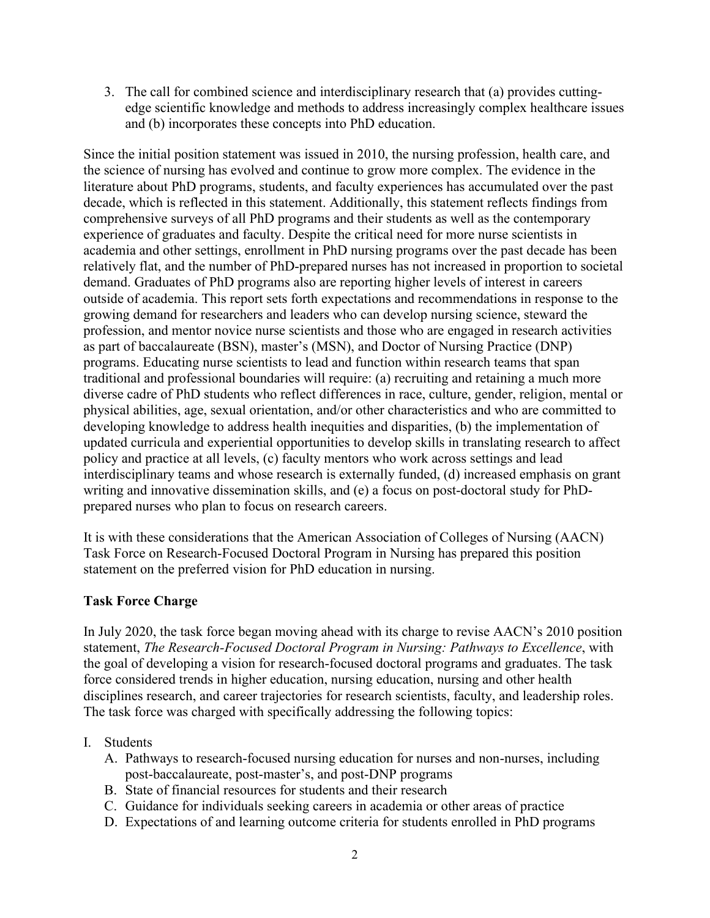3. The call for combined science and interdisciplinary research that (a) provides cutting-edge scientific knowledge and methods to address increasingly complex healthcare issues and (b) incorporates these concepts into PhD education.

Since the initial position statement was issued in 2010, the nursing profession, health care, and the science of nursing has evolved and continue to grow more complex. The evidence in the literature about PhD programs, students, and faculty experiences has accumulated over the past decade, which is reflected in this statement. Additionally, this statement reflects findings from comprehensive surveys of all PhD programs and their students as well as the contemporary experience of graduates and faculty. Despite the critical need for more nurse scientists in academia and other settings, enrollment in PhD nursing programs over the past decade has been relatively flat, and the number of PhD-prepared nurses has not increased in proportion to societal demand. Graduates of PhD programs also are reporting higher levels of interest in careers outside of academia. This report sets forth expectations and recommendations in response to the growing demand for researchers and leaders who can develop nursing science, steward the profession, and mentor novice nurse scientists and those who are engaged in research activities as part of baccalaureate (BSN), master's (MSN), and Doctor of Nursing Practice (DNP) programs. Educating nurse scientists to lead and function within research teams that span traditional and professional boundaries will require: (a) recruiting and retaining a much more diverse cadre of PhD students who reflect differences in race, culture, gender, religion, mental or physical abilities, age, sexual orientation, and/or other characteristics and who are committed to developing knowledge to address health inequities and disparities, (b) the implementation of updated curricula and experiential opportunities to develop skills in translating research to affect policy and practice at all levels, (c) faculty mentors who work across settings and lead interdisciplinary teams and whose research is externally funded, (d) increased emphasis on grant writing and innovative dissemination skills, and (e) a focus on post-doctoral study for PhD-prepared nurses who plan to focus on research careers.

It is with these considerations that the American Association of Colleges of Nursing (AACN) Task Force on Research-Focused Doctoral Program in Nursing has prepared this position statement on the preferred vision for PhD education in nursing.

**Task Force Charge**

In July 2020, the task force began moving ahead with its charge to revise AACN's 2010 position statement, *The Research-Focused Doctoral Program in Nursing: Pathways to Excellence*, with the goal of developing a vision for research-focused doctoral programs and graduates. The task force considered trends in higher education, nursing education, nursing and other health disciplines research, and career trajectories for research scientists, faculty, and leadership roles. The task force was charged with specifically addressing the following topics:

I. Students
   A. Pathways to research-focused nursing education for nurses and non-nurses, including post-baccalaureate, post-master's, and post-DNP programs
   B. State of financial resources for students and their research
   C. Guidance for individuals seeking careers in academia or other areas of practice
   D. Expectations of and learning outcome criteria for students enrolled in PhD programs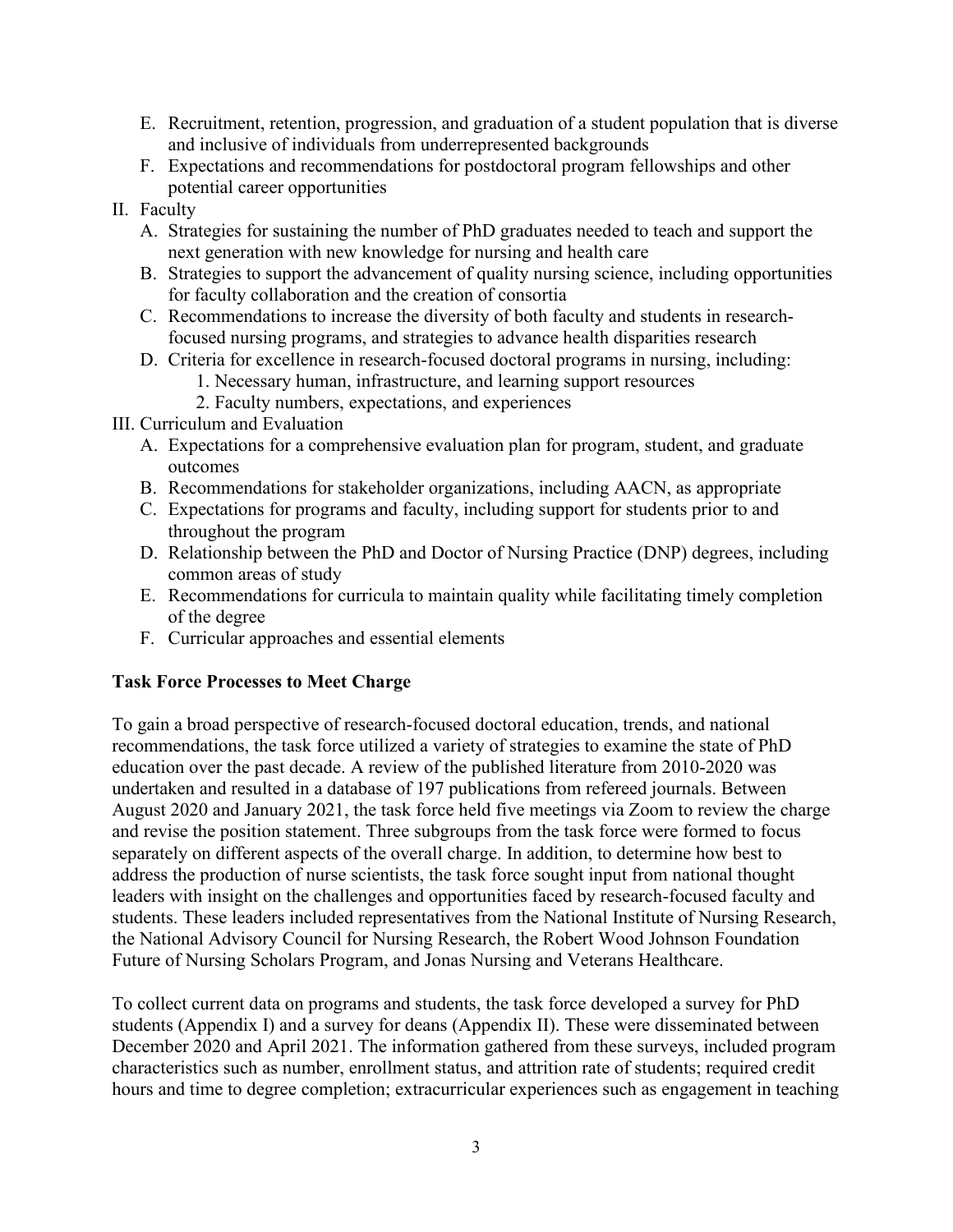E. Recruitment, retention, progression, and graduation of a student population that is diverse and inclusive of individuals from underrepresented backgrounds
   F. Expectations and recommendations for postdoctoral program fellowships and other potential career opportunities

II. Faculty
   A. Strategies for sustaining the number of PhD graduates needed to teach and support the next generation with new knowledge for nursing and health care
   B. Strategies to support the advancement of quality nursing science, including opportunities for faculty collaboration and the creation of consortia
   C. Recommendations to increase the diversity of both faculty and students in research-focused nursing programs, and strategies to advance health disparities research
   D. Criteria for excellence in research-focused doctoral programs in nursing, including:
      1. Necessary human, infrastructure, and learning support resources
      2. Faculty numbers, expectations, and experiences

III. Curriculum and Evaluation
   A. Expectations for a comprehensive evaluation plan for program, student, and graduate outcomes
   B. Recommendations for stakeholder organizations, including AACN, as appropriate
   C. Expectations for programs and faculty, including support for students prior to and throughout the program
   D. Relationship between the PhD and Doctor of Nursing Practice (DNP) degrees, including common areas of study
   E. Recommendations for curricula to maintain quality while facilitating timely completion of the degree
   F. Curricular approaches and essential elements

**Task Force Processes to Meet Charge**

To gain a broad perspective of research-focused doctoral education, trends, and national recommendations, the task force utilized a variety of strategies to examine the state of PhD education over the past decade. A review of the published literature from 2010-2020 was undertaken and resulted in a database of 197 publications from refereed journals. Between August 2020 and January 2021, the task force held five meetings via Zoom to review the charge and revise the position statement. Three subgroups from the task force were formed to focus separately on different aspects of the overall charge. In addition, to determine how best to address the production of nurse scientists, the task force sought input from national thought leaders with insight on the challenges and opportunities faced by research-focused faculty and students. These leaders included representatives from the National Institute of Nursing Research, the National Advisory Council for Nursing Research, the Robert Wood Johnson Foundation Future of Nursing Scholars Program, and Jonas Nursing and Veterans Healthcare.

To collect current data on programs and students, the task force developed a survey for PhD students (Appendix I) and a survey for deans (Appendix II). These were disseminated between December 2020 and April 2021. The information gathered from these surveys, included program characteristics such as number, enrollment status, and attrition rate of students; required credit hours and time to degree completion; extracurricular experiences such as engagement in teaching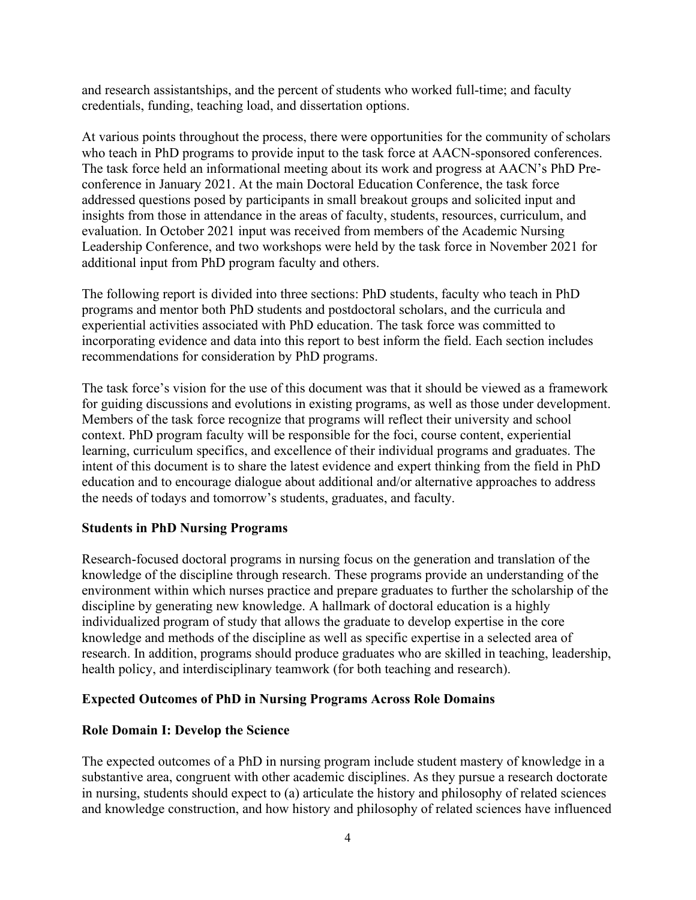and research assistantships, and the percent of students who worked full-time; and faculty credentials, funding, teaching load, and dissertation options.

At various points throughout the process, there were opportunities for the community of scholars who teach in PhD programs to provide input to the task force at AACN-sponsored conferences. The task force held an informational meeting about its work and progress at AACN's PhD Pre-conference in January 2021. At the main Doctoral Education Conference, the task force addressed questions posed by participants in small breakout groups and solicited input and insights from those in attendance in the areas of faculty, students, resources, curriculum, and evaluation. In October 2021 input was received from members of the Academic Nursing Leadership Conference, and two workshops were held by the task force in November 2021 for additional input from PhD program faculty and others.

The following report is divided into three sections: PhD students, faculty who teach in PhD programs and mentor both PhD students and postdoctoral scholars, and the curricula and experiential activities associated with PhD education. The task force was committed to incorporating evidence and data into this report to best inform the field. Each section includes recommendations for consideration by PhD programs.

The task force's vision for the use of this document was that it should be viewed as a framework for guiding discussions and evolutions in existing programs, as well as those under development. Members of the task force recognize that programs will reflect their university and school context. PhD program faculty will be responsible for the foci, course content, experiential learning, curriculum specifics, and excellence of their individual programs and graduates. The intent of this document is to share the latest evidence and expert thinking from the field in PhD education and to encourage dialogue about additional and/or alternative approaches to address the needs of todays and tomorrow's students, graduates, and faculty.

## Students in PhD Nursing Programs

Research-focused doctoral programs in nursing focus on the generation and translation of the knowledge of the discipline through research. These programs provide an understanding of the environment within which nurses practice and prepare graduates to further the scholarship of the discipline by generating new knowledge. A hallmark of doctoral education is a highly individualized program of study that allows the graduate to develop expertise in the core knowledge and methods of the discipline as well as specific expertise in a selected area of research. In addition, programs should produce graduates who are skilled in teaching, leadership, health policy, and interdisciplinary teamwork (for both teaching and research).

## Expected Outcomes of PhD in Nursing Programs Across Role Domains

### Role Domain I: Develop the Science

The expected outcomes of a PhD in nursing program include student mastery of knowledge in a substantive area, congruent with other academic disciplines. As they pursue a research doctorate in nursing, students should expect to (a) articulate the history and philosophy of related sciences and knowledge construction, and how history and philosophy of related sciences have influenced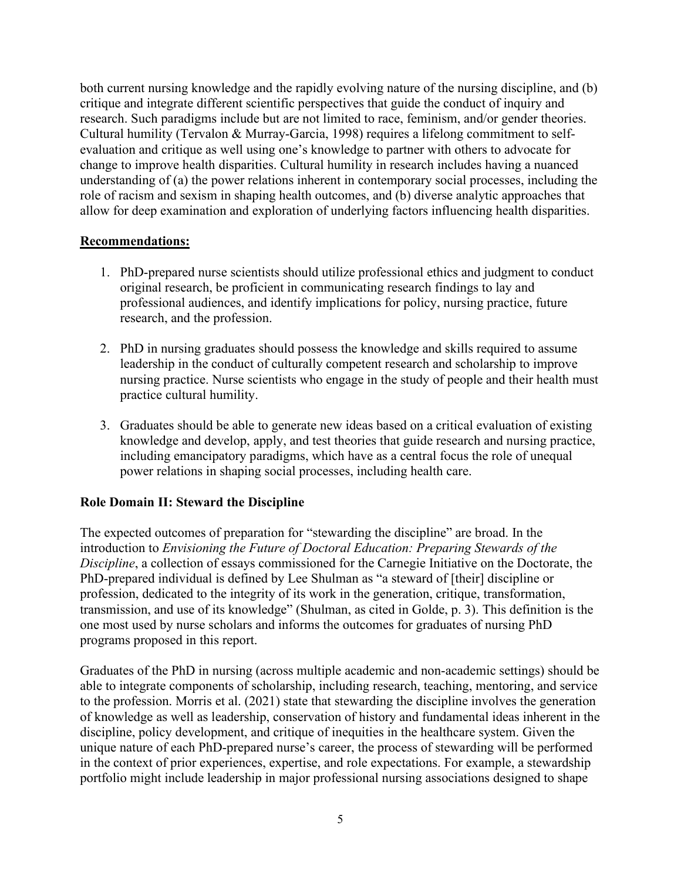both current nursing knowledge and the rapidly evolving nature of the nursing discipline, and (b) critique and integrate different scientific perspectives that guide the conduct of inquiry and research. Such paradigms include but are not limited to race, feminism, and/or gender theories. Cultural humility (Tervalon & Murray-Garcia, 1998) requires a lifelong commitment to self-evaluation and critique as well using one's knowledge to partner with others to advocate for change to improve health disparities. Cultural humility in research includes having a nuanced understanding of (a) the power relations inherent in contemporary social processes, including the role of racism and sexism in shaping health outcomes, and (b) diverse analytic approaches that allow for deep examination and exploration of underlying factors influencing health disparities.

**Recommendations:**

1. PhD-prepared nurse scientists should utilize professional ethics and judgment to conduct original research, be proficient in communicating research findings to lay and professional audiences, and identify implications for policy, nursing practice, future research, and the profession.

2. PhD in nursing graduates should possess the knowledge and skills required to assume leadership in the conduct of culturally competent research and scholarship to improve nursing practice. Nurse scientists who engage in the study of people and their health must practice cultural humility.

3. Graduates should be able to generate new ideas based on a critical evaluation of existing knowledge and develop, apply, and test theories that guide research and nursing practice, including emancipatory paradigms, which have as a central focus the role of unequal power relations in shaping social processes, including health care.

### Role Domain II: Steward the Discipline

The expected outcomes of preparation for "stewarding the discipline" are broad. In the introduction to *Envisioning the Future of Doctoral Education: Preparing Stewards of the Discipline*, a collection of essays commissioned for the Carnegie Initiative on the Doctorate, the PhD-prepared individual is defined by Lee Shulman as "a steward of [their] discipline or profession, dedicated to the integrity of its work in the generation, critique, transformation, transmission, and use of its knowledge" (Shulman, as cited in Golde, p. 3). This definition is the one most used by nurse scholars and informs the outcomes for graduates of nursing PhD programs proposed in this report.

Graduates of the PhD in nursing (across multiple academic and non-academic settings) should be able to integrate components of scholarship, including research, teaching, mentoring, and service to the profession. Morris et al. (2021) state that stewarding the discipline involves the generation of knowledge as well as leadership, conservation of history and fundamental ideas inherent in the discipline, policy development, and critique of inequities in the healthcare system. Given the unique nature of each PhD-prepared nurse's career, the process of stewarding will be performed in the context of prior experiences, expertise, and role expectations. For example, a stewardship portfolio might include leadership in major professional nursing associations designed to shape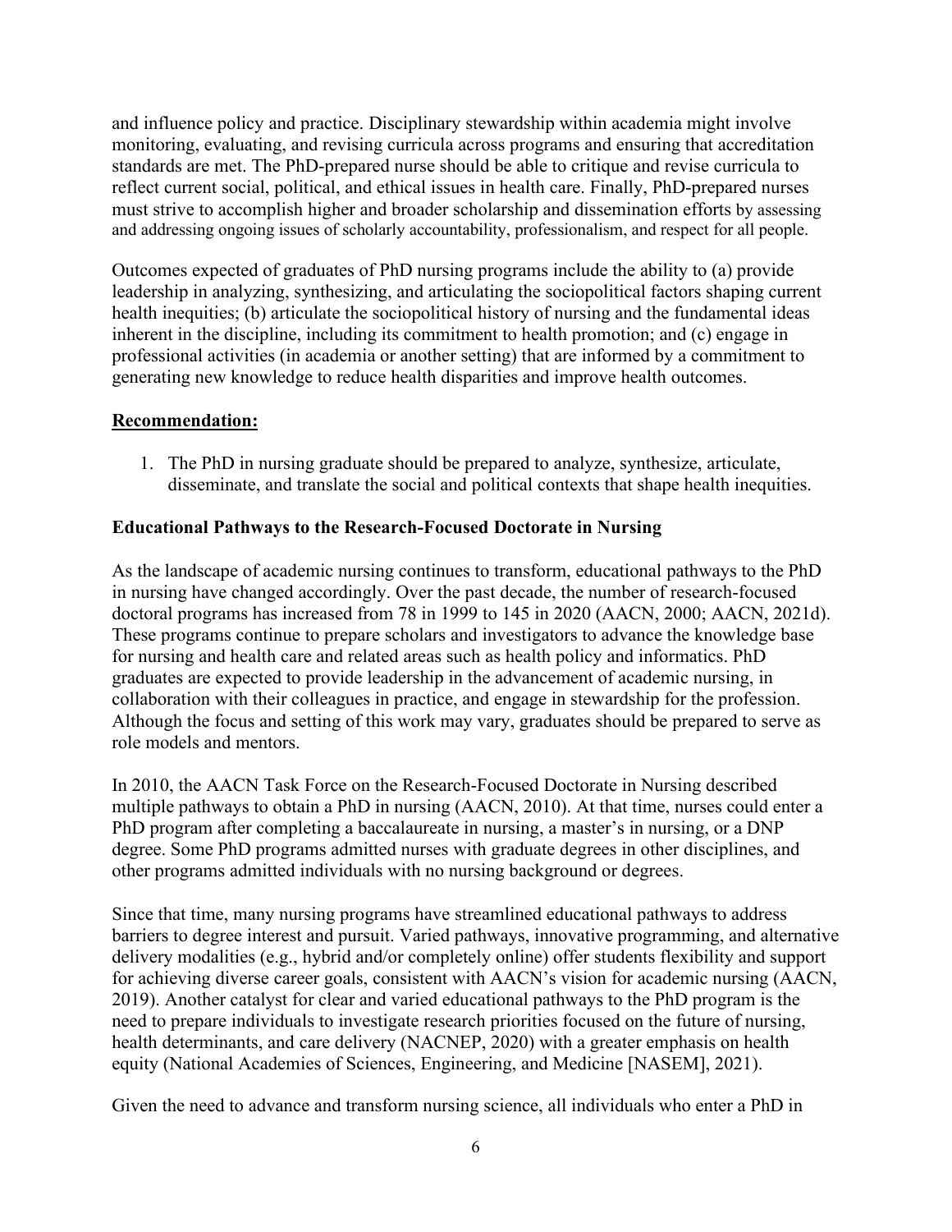and influence policy and practice. Disciplinary stewardship within academia might involve monitoring, evaluating, and revising curricula across programs and ensuring that accreditation standards are met. The PhD-prepared nurse should be able to critique and revise curricula to reflect current social, political, and ethical issues in health care. Finally, PhD-prepared nurses must strive to accomplish higher and broader scholarship and dissemination efforts by assessing and addressing ongoing issues of scholarly accountability, professionalism, and respect for all people.

Outcomes expected of graduates of PhD nursing programs include the ability to (a) provide leadership in analyzing, synthesizing, and articulating the sociopolitical factors shaping current health inequities; (b) articulate the sociopolitical history of nursing and the fundamental ideas inherent in the discipline, including its commitment to health promotion; and (c) engage in professional activities (in academia or another setting) that are informed by a commitment to generating new knowledge to reduce health disparities and improve health outcomes.

**Recommendation:**

1. The PhD in nursing graduate should be prepared to analyze, synthesize, articulate, disseminate, and translate the social and political contexts that shape health inequities.

**Educational Pathways to the Research-Focused Doctorate in Nursing**

As the landscape of academic nursing continues to transform, educational pathways to the PhD in nursing have changed accordingly. Over the past decade, the number of research-focused doctoral programs has increased from 78 in 1999 to 145 in 2020 (AACN, 2000; AACN, 2021d). These programs continue to prepare scholars and investigators to advance the knowledge base for nursing and health care and related areas such as health policy and informatics. PhD graduates are expected to provide leadership in the advancement of academic nursing, in collaboration with their colleagues in practice, and engage in stewardship for the profession. Although the focus and setting of this work may vary, graduates should be prepared to serve as role models and mentors.

In 2010, the AACN Task Force on the Research-Focused Doctorate in Nursing described multiple pathways to obtain a PhD in nursing (AACN, 2010). At that time, nurses could enter a PhD program after completing a baccalaureate in nursing, a master's in nursing, or a DNP degree. Some PhD programs admitted nurses with graduate degrees in other disciplines, and other programs admitted individuals with no nursing background or degrees.

Since that time, many nursing programs have streamlined educational pathways to address barriers to degree interest and pursuit. Varied pathways, innovative programming, and alternative delivery modalities (e.g., hybrid and/or completely online) offer students flexibility and support for achieving diverse career goals, consistent with AACN's vision for academic nursing (AACN, 2019). Another catalyst for clear and varied educational pathways to the PhD program is the need to prepare individuals to investigate research priorities focused on the future of nursing, health determinants, and care delivery (NACNEP, 2020) with a greater emphasis on health equity (National Academies of Sciences, Engineering, and Medicine [NASEM], 2021).

Given the need to advance and transform nursing science, all individuals who enter a PhD in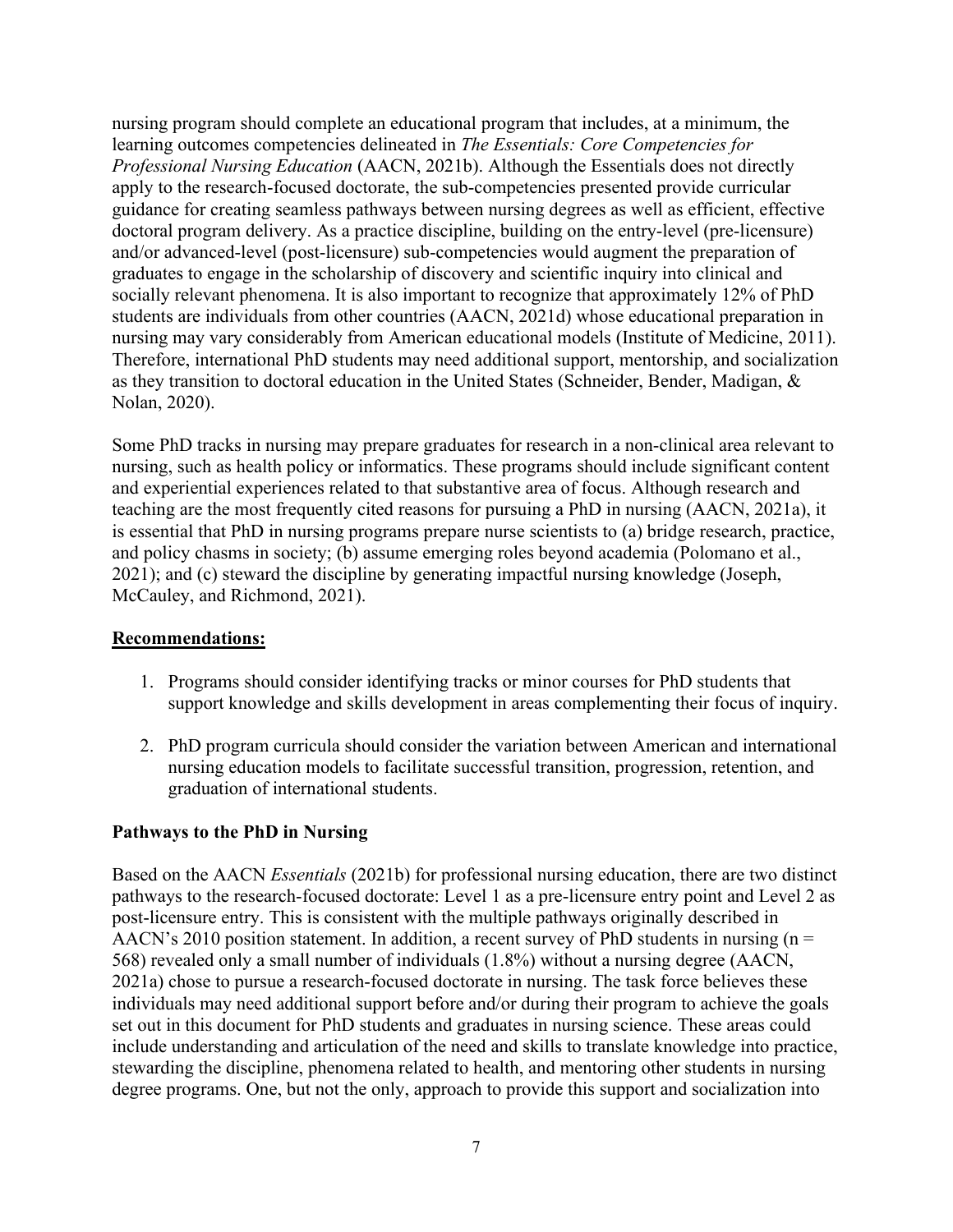nursing program should complete an educational program that includes, at a minimum, the learning outcomes competencies delineated in *The Essentials: Core Competencies for Professional Nursing Education* (AACN, 2021b). Although the Essentials does not directly apply to the research-focused doctorate, the sub-competencies presented provide curricular guidance for creating seamless pathways between nursing degrees as well as efficient, effective doctoral program delivery. As a practice discipline, building on the entry-level (pre-licensure) and/or advanced-level (post-licensure) sub-competencies would augment the preparation of graduates to engage in the scholarship of discovery and scientific inquiry into clinical and socially relevant phenomena. It is also important to recognize that approximately 12% of PhD students are individuals from other countries (AACN, 2021d) whose educational preparation in nursing may vary considerably from American educational models (Institute of Medicine, 2011). Therefore, international PhD students may need additional support, mentorship, and socialization as they transition to doctoral education in the United States (Schneider, Bender, Madigan, & Nolan, 2020).

Some PhD tracks in nursing may prepare graduates for research in a non-clinical area relevant to nursing, such as health policy or informatics. These programs should include significant content and experiential experiences related to that substantive area of focus. Although research and teaching are the most frequently cited reasons for pursuing a PhD in nursing (AACN, 2021a), it is essential that PhD in nursing programs prepare nurse scientists to (a) bridge research, practice, and policy chasms in society; (b) assume emerging roles beyond academia (Polomano et al., 2021); and (c) steward the discipline by generating impactful nursing knowledge (Joseph, McCauley, and Richmond, 2021).

**Recommendations:**

1. Programs should consider identifying tracks or minor courses for PhD students that support knowledge and skills development in areas complementing their focus of inquiry.

2. PhD program curricula should consider the variation between American and international nursing education models to facilitate successful transition, progression, retention, and graduation of international students.

### Pathways to the PhD in Nursing

Based on the AACN *Essentials* (2021b) for professional nursing education, there are two distinct pathways to the research-focused doctorate: Level 1 as a pre-licensure entry point and Level 2 as post-licensure entry. This is consistent with the multiple pathways originally described in AACN's 2010 position statement. In addition, a recent survey of PhD students in nursing ($n = 568$) revealed only a small number of individuals (1.8%) without a nursing degree (AACN, 2021a) chose to pursue a research-focused doctorate in nursing. The task force believes these individuals may need additional support before and/or during their program to achieve the goals set out in this document for PhD students and graduates in nursing science. These areas could include understanding and articulation of the need and skills to translate knowledge into practice, stewarding the discipline, phenomena related to health, and mentoring other students in nursing degree programs. One, but not the only, approach to provide this support and socialization into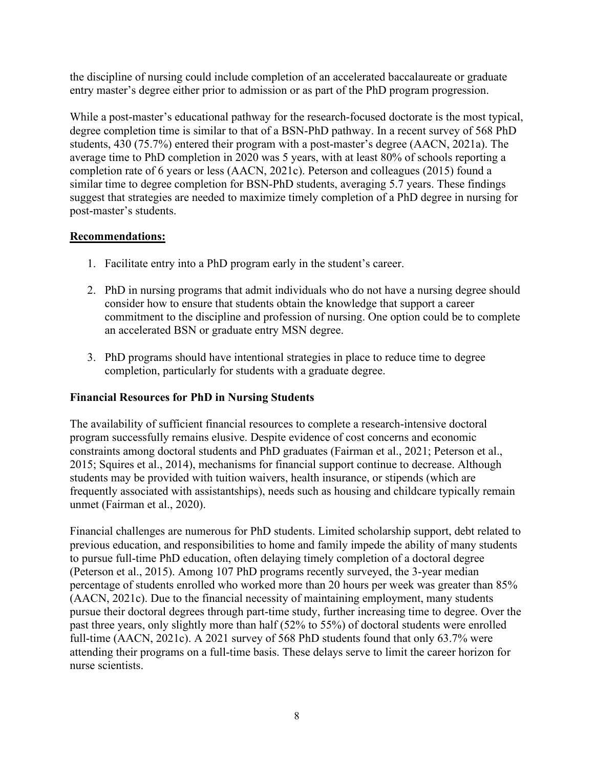the discipline of nursing could include completion of an accelerated baccalaureate or graduate entry master's degree either prior to admission or as part of the PhD program progression.

While a post-master's educational pathway for the research-focused doctorate is the most typical, degree completion time is similar to that of a BSN-PhD pathway. In a recent survey of 568 PhD students, 430 (75.7%) entered their program with a post-master's degree (AACN, 2021a). The average time to PhD completion in 2020 was 5 years, with at least 80% of schools reporting a completion rate of 6 years or less (AACN, 2021c). Peterson and colleagues (2015) found a similar time to degree completion for BSN-PhD students, averaging 5.7 years. These findings suggest that strategies are needed to maximize timely completion of a PhD degree in nursing for post-master's students.

**Recommendations:**

1. Facilitate entry into a PhD program early in the student's career.

2. PhD in nursing programs that admit individuals who do not have a nursing degree should consider how to ensure that students obtain the knowledge that support a career commitment to the discipline and profession of nursing. One option could be to complete an accelerated BSN or graduate entry MSN degree.

3. PhD programs should have intentional strategies in place to reduce time to degree completion, particularly for students with a graduate degree.

### Financial Resources for PhD in Nursing Students

The availability of sufficient financial resources to complete a research-intensive doctoral program successfully remains elusive. Despite evidence of cost concerns and economic constraints among doctoral students and PhD graduates (Fairman et al., 2021; Peterson et al., 2015; Squires et al., 2014), mechanisms for financial support continue to decrease. Although students may be provided with tuition waivers, health insurance, or stipends (which are frequently associated with assistantships), needs such as housing and childcare typically remain unmet (Fairman et al., 2020).

Financial challenges are numerous for PhD students. Limited scholarship support, debt related to previous education, and responsibilities to home and family impede the ability of many students to pursue full-time PhD education, often delaying timely completion of a doctoral degree (Peterson et al., 2015). Among 107 PhD programs recently surveyed, the 3-year median percentage of students enrolled who worked more than 20 hours per week was greater than 85% (AACN, 2021c). Due to the financial necessity of maintaining employment, many students pursue their doctoral degrees through part-time study, further increasing time to degree. Over the past three years, only slightly more than half (52% to 55%) of doctoral students were enrolled full-time (AACN, 2021c). A 2021 survey of 568 PhD students found that only 63.7% were attending their programs on a full-time basis. These delays serve to limit the career horizon for nurse scientists.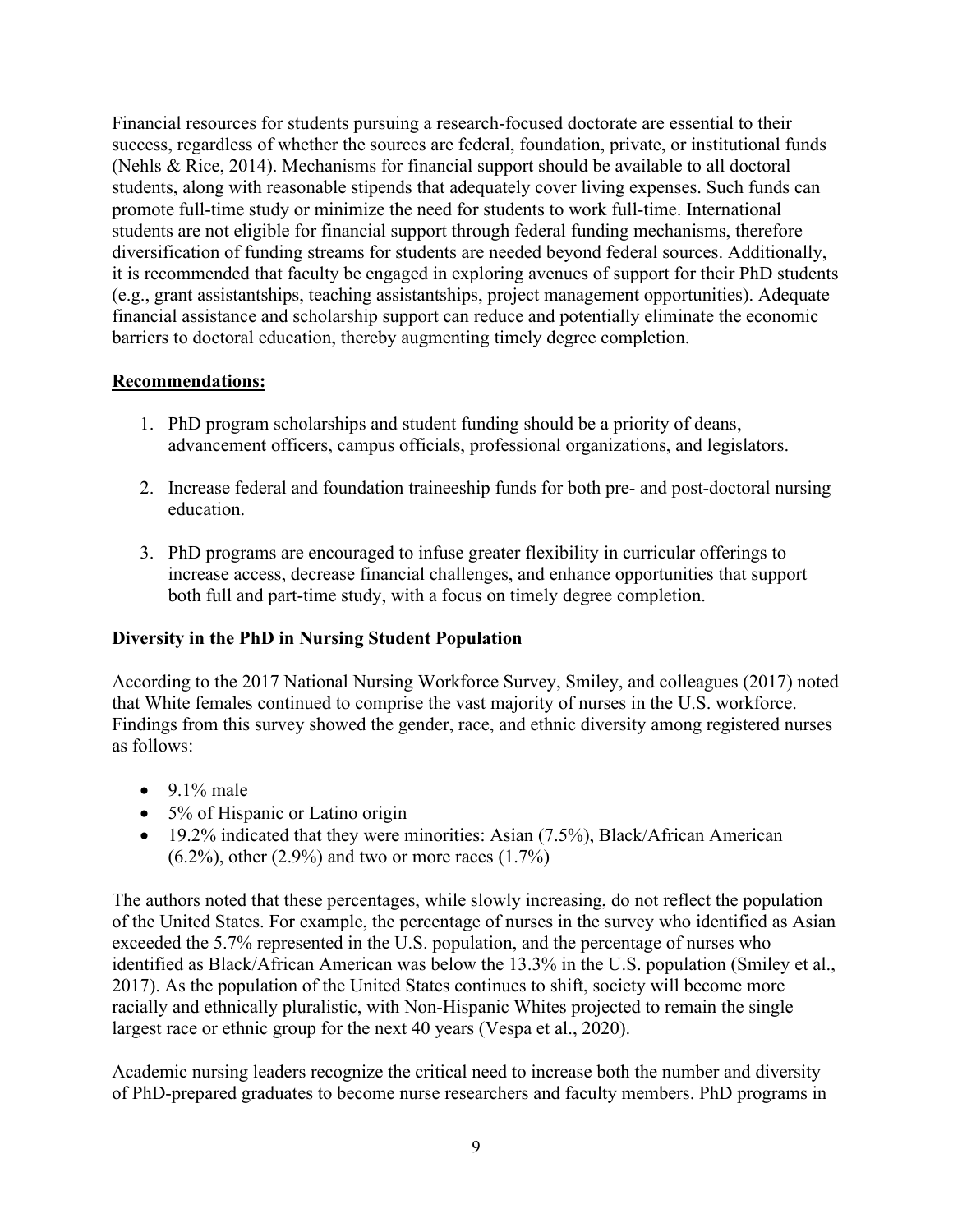Financial resources for students pursuing a research-focused doctorate are essential to their success, regardless of whether the sources are federal, foundation, private, or institutional funds (Nehls & Rice, 2014). Mechanisms for financial support should be available to all doctoral students, along with reasonable stipends that adequately cover living expenses. Such funds can promote full-time study or minimize the need for students to work full-time. International students are not eligible for financial support through federal funding mechanisms, therefore diversification of funding streams for students are needed beyond federal sources. Additionally, it is recommended that faculty be engaged in exploring avenues of support for their PhD students (e.g., grant assistantships, teaching assistantships, project management opportunities). Adequate financial assistance and scholarship support can reduce and potentially eliminate the economic barriers to doctoral education, thereby augmenting timely degree completion.

**Recommendations:**

1. PhD program scholarships and student funding should be a priority of deans, advancement officers, campus officials, professional organizations, and legislators.

2. Increase federal and foundation traineeship funds for both pre- and post-doctoral nursing education.

3. PhD programs are encouraged to infuse greater flexibility in curricular offerings to increase access, decrease financial challenges, and enhance opportunities that support both full and part-time study, with a focus on timely degree completion.

### Diversity in the PhD in Nursing Student Population

According to the 2017 National Nursing Workforce Survey, Smiley, and colleagues (2017) noted that White females continued to comprise the vast majority of nurses in the U.S. workforce. Findings from this survey showed the gender, race, and ethnic diversity among registered nurses as follows:

- 9.1% male
- 5% of Hispanic or Latino origin
- 19.2% indicated that they were minorities: Asian (7.5%), Black/African American (6.2%), other (2.9%) and two or more races (1.7%)

The authors noted that these percentages, while slowly increasing, do not reflect the population of the United States. For example, the percentage of nurses in the survey who identified as Asian exceeded the 5.7% represented in the U.S. population, and the percentage of nurses who identified as Black/African American was below the 13.3% in the U.S. population (Smiley et al., 2017). As the population of the United States continues to shift, society will become more racially and ethnically pluralistic, with Non-Hispanic Whites projected to remain the single largest race or ethnic group for the next 40 years (Vespa et al., 2020).

Academic nursing leaders recognize the critical need to increase both the number and diversity of PhD-prepared graduates to become nurse researchers and faculty members. PhD programs in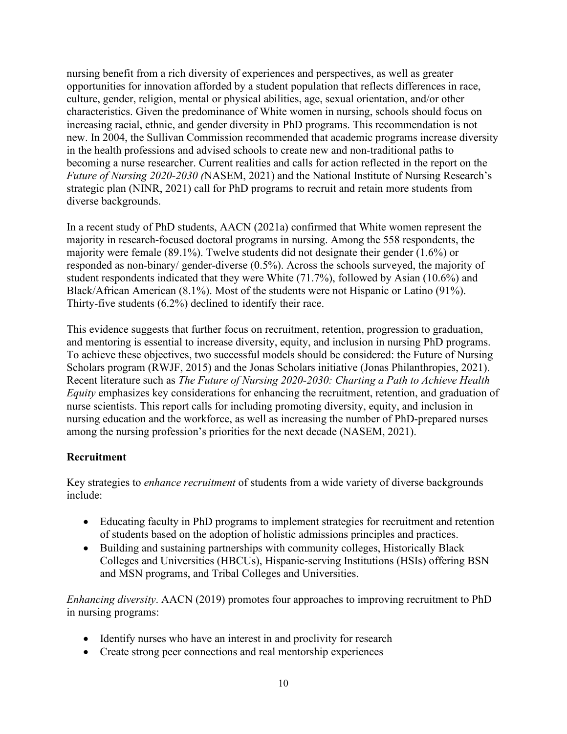nursing benefit from a rich diversity of experiences and perspectives, as well as greater opportunities for innovation afforded by a student population that reflects differences in race, culture, gender, religion, mental or physical abilities, age, sexual orientation, and/or other characteristics. Given the predominance of White women in nursing, schools should focus on increasing racial, ethnic, and gender diversity in PhD programs. This recommendation is not new. In 2004, the Sullivan Commission recommended that academic programs increase diversity in the health professions and advised schools to create new and non-traditional paths to becoming a nurse researcher. Current realities and calls for action reflected in the report on the *Future of Nursing 2020-2030 (*NASEM, 2021) and the National Institute of Nursing Research's strategic plan (NINR, 2021) call for PhD programs to recruit and retain more students from diverse backgrounds.

In a recent study of PhD students, AACN (2021a) confirmed that White women represent the majority in research-focused doctoral programs in nursing. Among the 558 respondents, the majority were female (89.1%). Twelve students did not designate their gender (1.6%) or responded as non-binary/ gender-diverse (0.5%). Across the schools surveyed, the majority of student respondents indicated that they were White (71.7%), followed by Asian (10.6%) and Black/African American (8.1%). Most of the students were not Hispanic or Latino (91%). Thirty-five students (6.2%) declined to identify their race.

This evidence suggests that further focus on recruitment, retention, progression to graduation, and mentoring is essential to increase diversity, equity, and inclusion in nursing PhD programs. To achieve these objectives, two successful models should be considered: the Future of Nursing Scholars program (RWJF, 2015) and the Jonas Scholars initiative (Jonas Philanthropies, 2021). Recent literature such as *The Future of Nursing 2020-2030: Charting a Path to Achieve Health Equity* emphasizes key considerations for enhancing the recruitment, retention, and graduation of nurse scientists. This report calls for including promoting diversity, equity, and inclusion in nursing education and the workforce, as well as increasing the number of PhD-prepared nurses among the nursing profession's priorities for the next decade (NASEM, 2021).

**Recruitment**

Key strategies to *enhance recruitment* of students from a wide variety of diverse backgrounds include:

- Educating faculty in PhD programs to implement strategies for recruitment and retention of students based on the adoption of holistic admissions principles and practices.
- Building and sustaining partnerships with community colleges, Historically Black Colleges and Universities (HBCUs), Hispanic-serving Institutions (HSIs) offering BSN and MSN programs, and Tribal Colleges and Universities.

*Enhancing diversity*. AACN (2019) promotes four approaches to improving recruitment to PhD in nursing programs:

- Identify nurses who have an interest in and proclivity for research
- Create strong peer connections and real mentorship experiences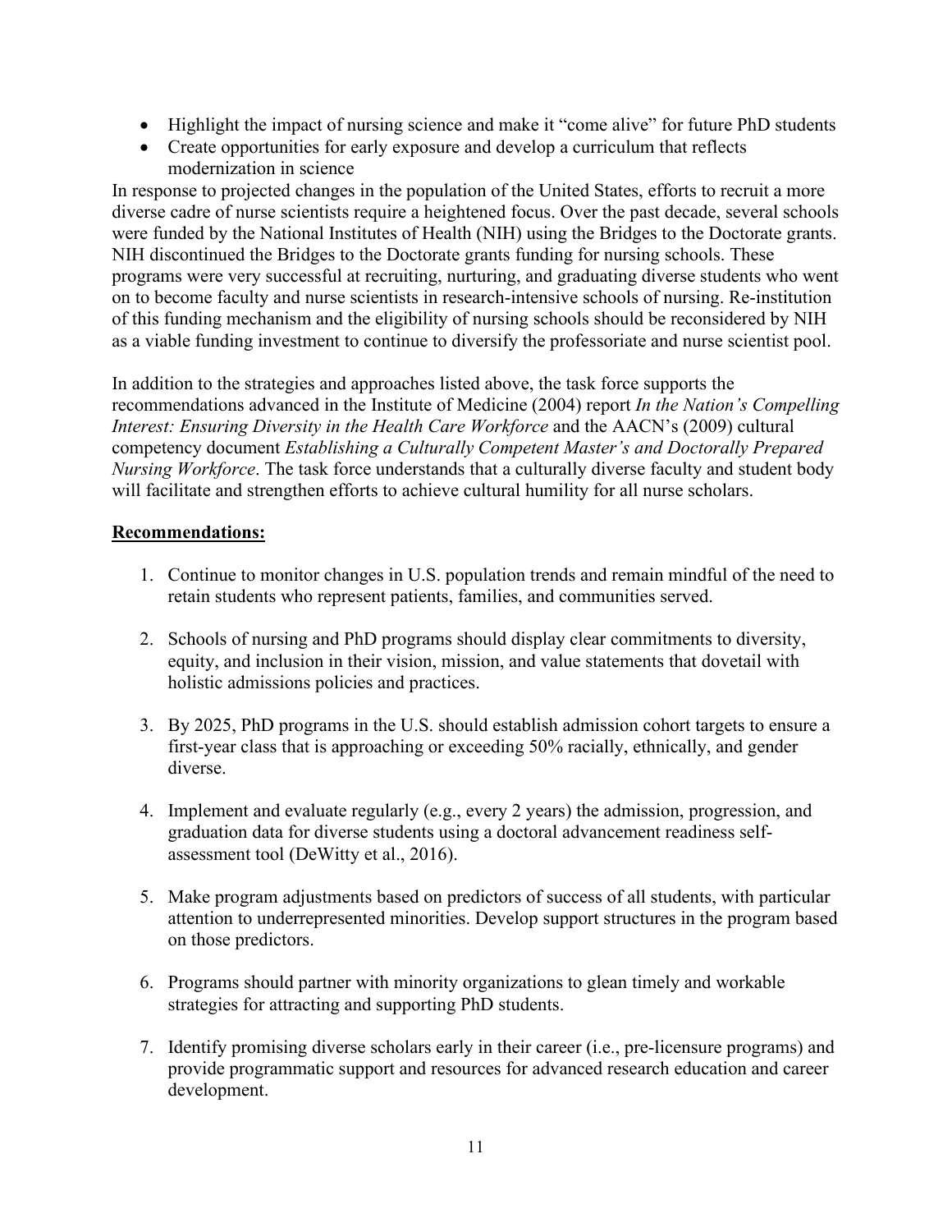- Highlight the impact of nursing science and make it "come alive" for future PhD students
- Create opportunities for early exposure and develop a curriculum that reflects modernization in science

In response to projected changes in the population of the United States, efforts to recruit a more diverse cadre of nurse scientists require a heightened focus. Over the past decade, several schools were funded by the National Institutes of Health (NIH) using the Bridges to the Doctorate grants. NIH discontinued the Bridges to the Doctorate grants funding for nursing schools. These programs were very successful at recruiting, nurturing, and graduating diverse students who went on to become faculty and nurse scientists in research-intensive schools of nursing. Re-institution of this funding mechanism and the eligibility of nursing schools should be reconsidered by NIH as a viable funding investment to continue to diversify the professoriate and nurse scientist pool.

In addition to the strategies and approaches listed above, the task force supports the recommendations advanced in the Institute of Medicine (2004) report *In the Nation's Compelling Interest: Ensuring Diversity in the Health Care Workforce* and the AACN's (2009) cultural competency document *Establishing a Culturally Competent Master's and Doctorally Prepared Nursing Workforce*. The task force understands that a culturally diverse faculty and student body will facilitate and strengthen efforts to achieve cultural humility for all nurse scholars.

**Recommendations:**

1. Continue to monitor changes in U.S. population trends and remain mindful of the need to retain students who represent patients, families, and communities served.

2. Schools of nursing and PhD programs should display clear commitments to diversity, equity, and inclusion in their vision, mission, and value statements that dovetail with holistic admissions policies and practices.

3. By 2025, PhD programs in the U.S. should establish admission cohort targets to ensure a first-year class that is approaching or exceeding 50% racially, ethnically, and gender diverse.

4. Implement and evaluate regularly (e.g., every 2 years) the admission, progression, and graduation data for diverse students using a doctoral advancement readiness self-assessment tool (DeWitty et al., 2016).

5. Make program adjustments based on predictors of success of all students, with particular attention to underrepresented minorities. Develop support structures in the program based on those predictors.

6. Programs should partner with minority organizations to glean timely and workable strategies for attracting and supporting PhD students.

7. Identify promising diverse scholars early in their career (i.e., pre-licensure programs) and provide programmatic support and resources for advanced research education and career development.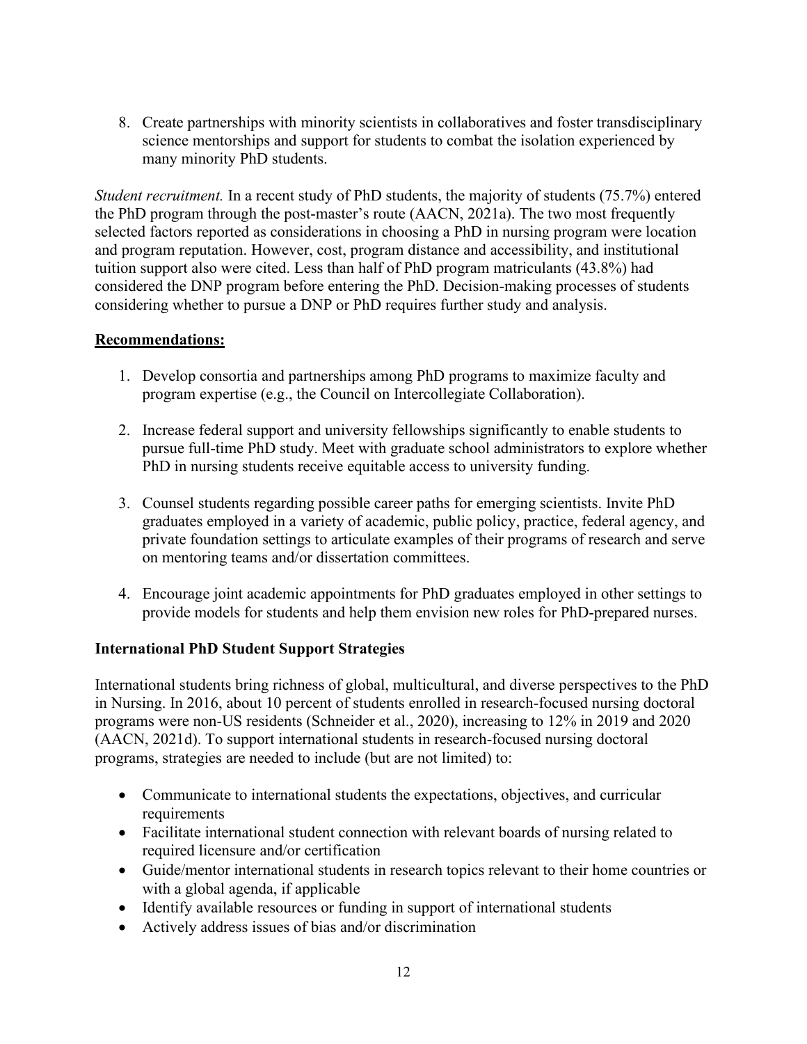8. Create partnerships with minority scientists in collaboratives and foster transdisciplinary science mentorships and support for students to combat the isolation experienced by many minority PhD students.

*Student recruitment.* In a recent study of PhD students, the majority of students (75.7%) entered the PhD program through the post-master's route (AACN, 2021a). The two most frequently selected factors reported as considerations in choosing a PhD in nursing program were location and program reputation. However, cost, program distance and accessibility, and institutional tuition support also were cited. Less than half of PhD program matriculants (43.8%) had considered the DNP program before entering the PhD. Decision-making processes of students considering whether to pursue a DNP or PhD requires further study and analysis.

**Recommendations:**

1. Develop consortia and partnerships among PhD programs to maximize faculty and program expertise (e.g., the Council on Intercollegiate Collaboration).

2. Increase federal support and university fellowships significantly to enable students to pursue full-time PhD study. Meet with graduate school administrators to explore whether PhD in nursing students receive equitable access to university funding.

3. Counsel students regarding possible career paths for emerging scientists. Invite PhD graduates employed in a variety of academic, public policy, practice, federal agency, and private foundation settings to articulate examples of their programs of research and serve on mentoring teams and/or dissertation committees.

4. Encourage joint academic appointments for PhD graduates employed in other settings to provide models for students and help them envision new roles for PhD-prepared nurses.

### International PhD Student Support Strategies

International students bring richness of global, multicultural, and diverse perspectives to the PhD in Nursing. In 2016, about 10 percent of students enrolled in research-focused nursing doctoral programs were non-US residents (Schneider et al., 2020), increasing to 12% in 2019 and 2020 (AACN, 2021d). To support international students in research-focused nursing doctoral programs, strategies are needed to include (but are not limited) to:

- Communicate to international students the expectations, objectives, and curricular requirements
- Facilitate international student connection with relevant boards of nursing related to required licensure and/or certification
- Guide/mentor international students in research topics relevant to their home countries or with a global agenda, if applicable
- Identify available resources or funding in support of international students
- Actively address issues of bias and/or discrimination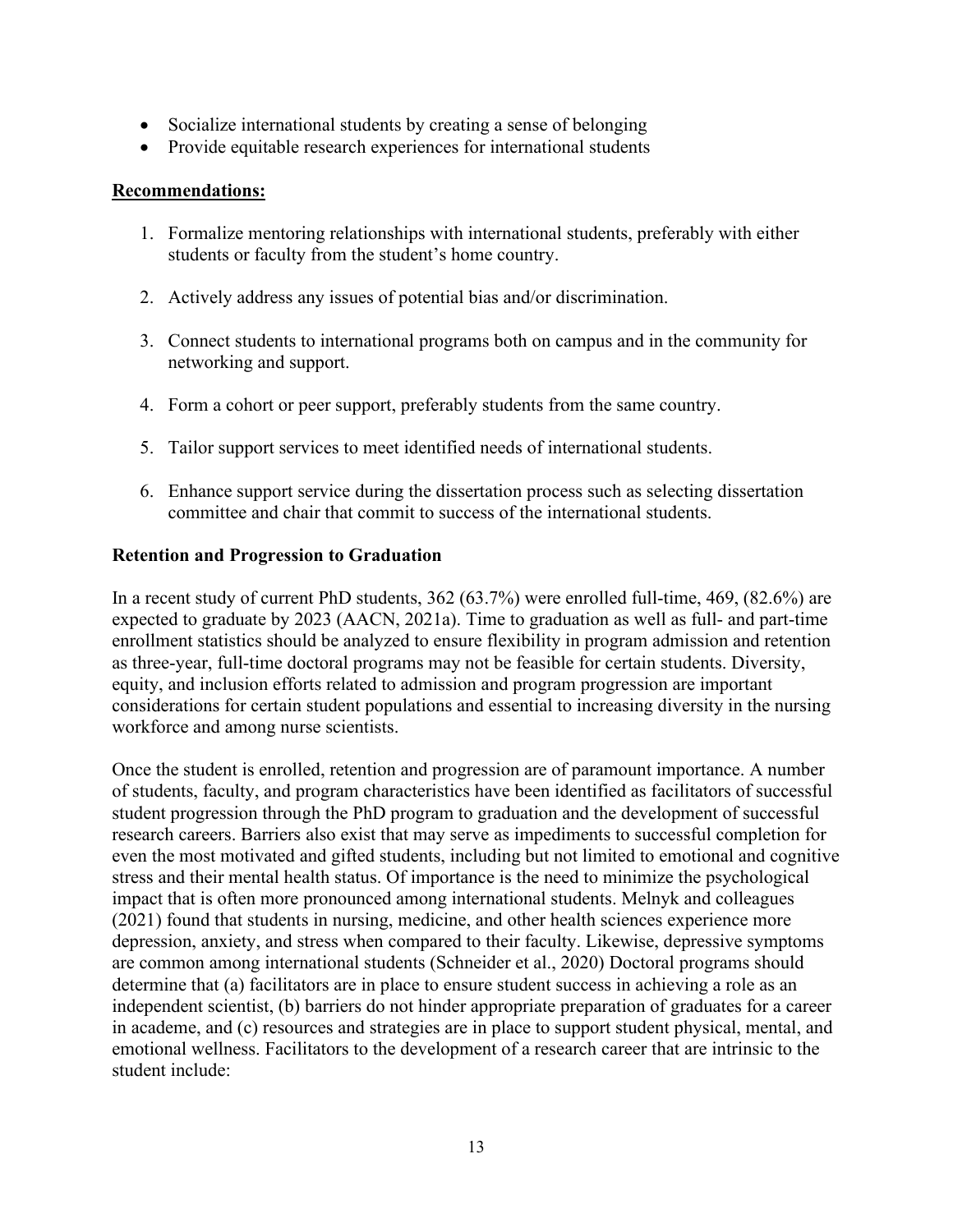- Socialize international students by creating a sense of belonging
- Provide equitable research experiences for international students

**Recommendations:**

1. Formalize mentoring relationships with international students, preferably with either students or faculty from the student's home country.

2. Actively address any issues of potential bias and/or discrimination.

3. Connect students to international programs both on campus and in the community for networking and support.

4. Form a cohort or peer support, preferably students from the same country.

5. Tailor support services to meet identified needs of international students.

6. Enhance support service during the dissertation process such as selecting dissertation committee and chair that commit to success of the international students.

### Retention and Progression to Graduation

In a recent study of current PhD students, 362 (63.7%) were enrolled full-time, 469, (82.6%) are expected to graduate by 2023 (AACN, 2021a). Time to graduation as well as full- and part-time enrollment statistics should be analyzed to ensure flexibility in program admission and retention as three-year, full-time doctoral programs may not be feasible for certain students. Diversity, equity, and inclusion efforts related to admission and program progression are important considerations for certain student populations and essential to increasing diversity in the nursing workforce and among nurse scientists.

Once the student is enrolled, retention and progression are of paramount importance. A number of students, faculty, and program characteristics have been identified as facilitators of successful student progression through the PhD program to graduation and the development of successful research careers. Barriers also exist that may serve as impediments to successful completion for even the most motivated and gifted students, including but not limited to emotional and cognitive stress and their mental health status. Of importance is the need to minimize the psychological impact that is often more pronounced among international students. Melnyk and colleagues (2021) found that students in nursing, medicine, and other health sciences experience more depression, anxiety, and stress when compared to their faculty. Likewise, depressive symptoms are common among international students (Schneider et al., 2020) Doctoral programs should determine that (a) facilitators are in place to ensure student success in achieving a role as an independent scientist, (b) barriers do not hinder appropriate preparation of graduates for a career in academe, and (c) resources and strategies are in place to support student physical, mental, and emotional wellness. Facilitators to the development of a research career that are intrinsic to the student include: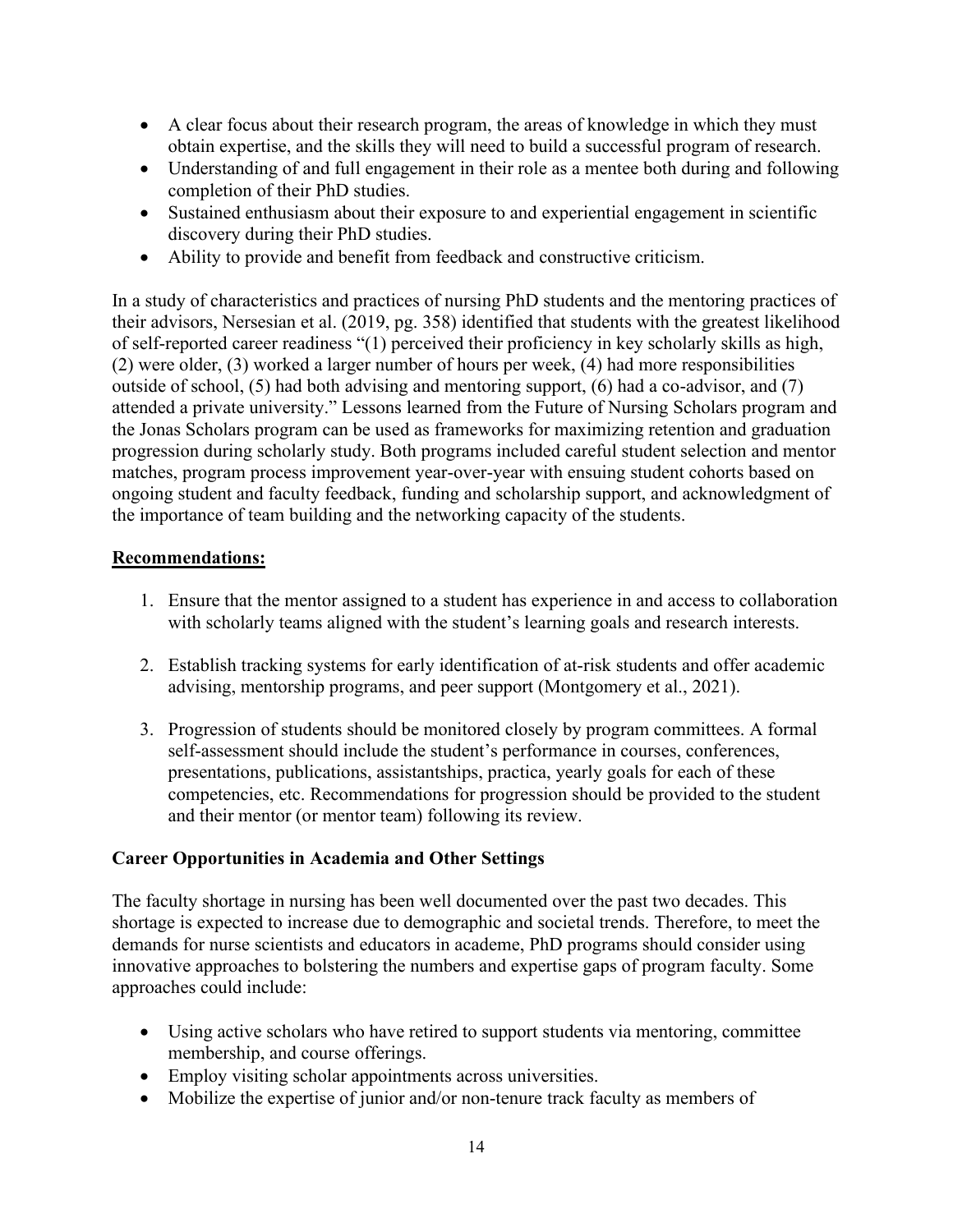- A clear focus about their research program, the areas of knowledge in which they must obtain expertise, and the skills they will need to build a successful program of research.
- Understanding of and full engagement in their role as a mentee both during and following completion of their PhD studies.
- Sustained enthusiasm about their exposure to and experiential engagement in scientific discovery during their PhD studies.
- Ability to provide and benefit from feedback and constructive criticism.

In a study of characteristics and practices of nursing PhD students and the mentoring practices of their advisors, Nersesian et al. (2019, pg. 358) identified that students with the greatest likelihood of self-reported career readiness "(1) perceived their proficiency in key scholarly skills as high, (2) were older, (3) worked a larger number of hours per week, (4) had more responsibilities outside of school, (5) had both advising and mentoring support, (6) had a co-advisor, and (7) attended a private university." Lessons learned from the Future of Nursing Scholars program and the Jonas Scholars program can be used as frameworks for maximizing retention and graduation progression during scholarly study. Both programs included careful student selection and mentor matches, program process improvement year-over-year with ensuing student cohorts based on ongoing student and faculty feedback, funding and scholarship support, and acknowledgment of the importance of team building and the networking capacity of the students.

**Recommendations:**

1. Ensure that the mentor assigned to a student has experience in and access to collaboration with scholarly teams aligned with the student's learning goals and research interests.

2. Establish tracking systems for early identification of at-risk students and offer academic advising, mentorship programs, and peer support (Montgomery et al., 2021).

3. Progression of students should be monitored closely by program committees. A formal self-assessment should include the student's performance in courses, conferences, presentations, publications, assistantships, practica, yearly goals for each of these competencies, etc. Recommendations for progression should be provided to the student and their mentor (or mentor team) following its review.

**Career Opportunities in Academia and Other Settings**

The faculty shortage in nursing has been well documented over the past two decades. This shortage is expected to increase due to demographic and societal trends. Therefore, to meet the demands for nurse scientists and educators in academe, PhD programs should consider using innovative approaches to bolstering the numbers and expertise gaps of program faculty. Some approaches could include:

- Using active scholars who have retired to support students via mentoring, committee membership, and course offerings.
- Employ visiting scholar appointments across universities.
- Mobilize the expertise of junior and/or non-tenure track faculty as members of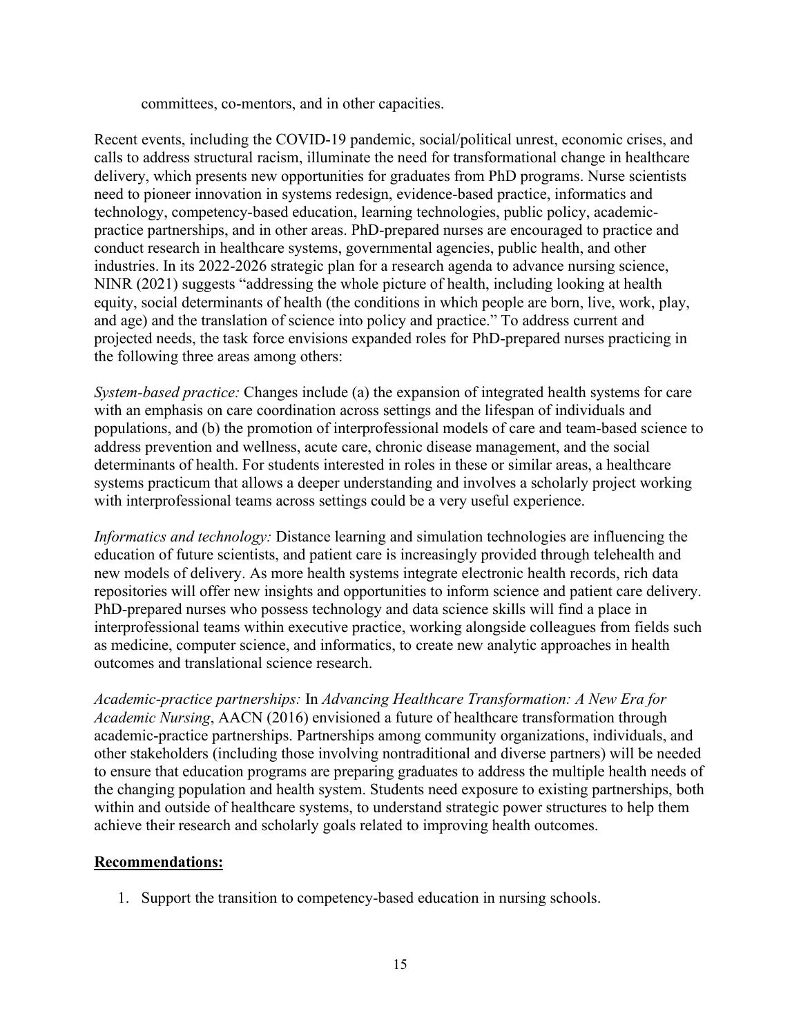committees, co-mentors, and in other capacities.

Recent events, including the COVID-19 pandemic, social/political unrest, economic crises, and calls to address structural racism, illuminate the need for transformational change in healthcare delivery, which presents new opportunities for graduates from PhD programs. Nurse scientists need to pioneer innovation in systems redesign, evidence-based practice, informatics and technology, competency-based education, learning technologies, public policy, academic-practice partnerships, and in other areas. PhD-prepared nurses are encouraged to practice and conduct research in healthcare systems, governmental agencies, public health, and other industries. In its 2022-2026 strategic plan for a research agenda to advance nursing science, NINR (2021) suggests "addressing the whole picture of health, including looking at health equity, social determinants of health (the conditions in which people are born, live, work, play, and age) and the translation of science into policy and practice." To address current and projected needs, the task force envisions expanded roles for PhD-prepared nurses practicing in the following three areas among others:

*System-based practice:* Changes include (a) the expansion of integrated health systems for care with an emphasis on care coordination across settings and the lifespan of individuals and populations, and (b) the promotion of interprofessional models of care and team-based science to address prevention and wellness, acute care, chronic disease management, and the social determinants of health. For students interested in roles in these or similar areas, a healthcare systems practicum that allows a deeper understanding and involves a scholarly project working with interprofessional teams across settings could be a very useful experience.

*Informatics and technology:* Distance learning and simulation technologies are influencing the education of future scientists, and patient care is increasingly provided through telehealth and new models of delivery. As more health systems integrate electronic health records, rich data repositories will offer new insights and opportunities to inform science and patient care delivery. PhD-prepared nurses who possess technology and data science skills will find a place in interprofessional teams within executive practice, working alongside colleagues from fields such as medicine, computer science, and informatics, to create new analytic approaches in health outcomes and translational science research.

*Academic-practice partnerships:* In *Advancing Healthcare Transformation: A New Era for Academic Nursing*, AACN (2016) envisioned a future of healthcare transformation through academic-practice partnerships. Partnerships among community organizations, individuals, and other stakeholders (including those involving nontraditional and diverse partners) will be needed to ensure that education programs are preparing graduates to address the multiple health needs of the changing population and health system. Students need exposure to existing partnerships, both within and outside of healthcare systems, to understand strategic power structures to help them achieve their research and scholarly goals related to improving health outcomes.

**Recommendations:**

1. Support the transition to competency-based education in nursing schools.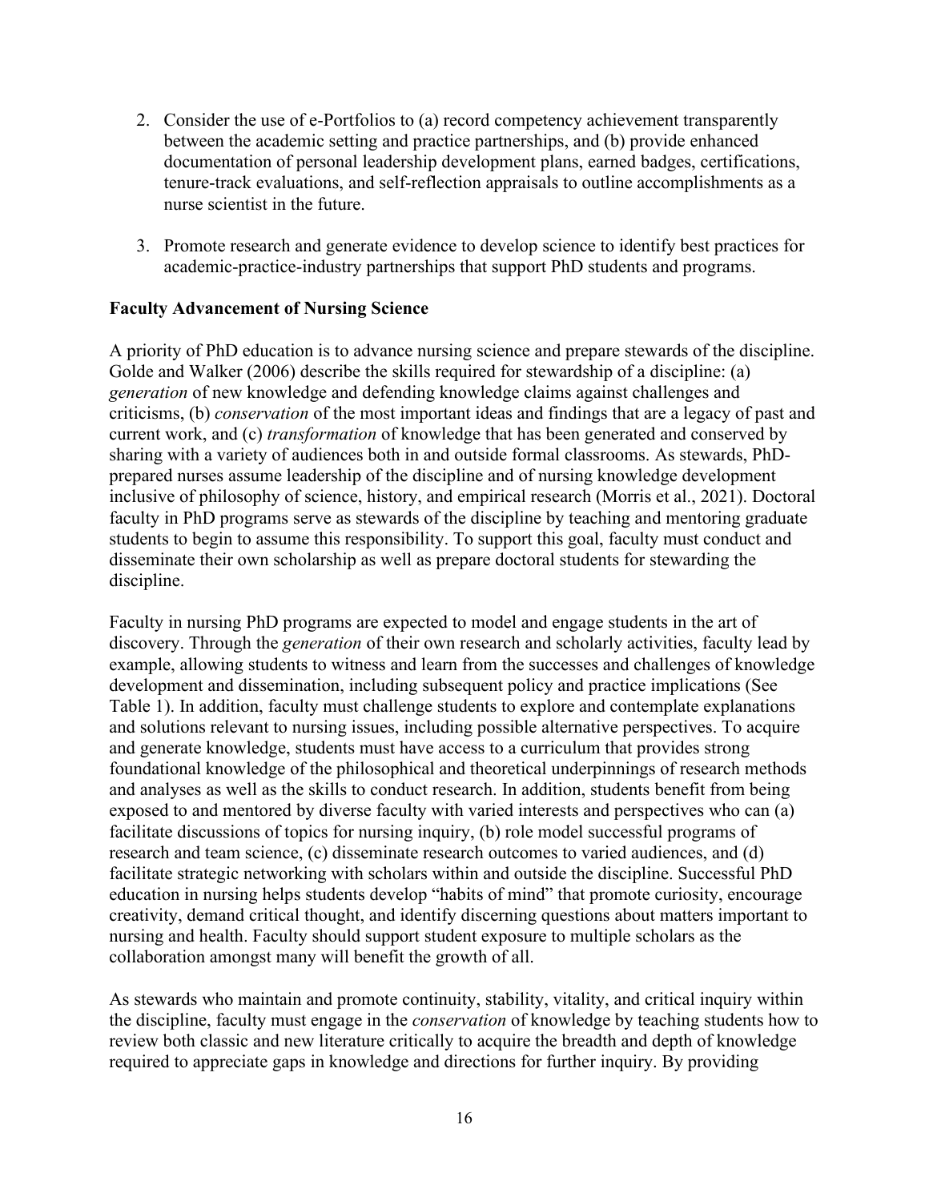2. Consider the use of e-Portfolios to (a) record competency achievement transparently between the academic setting and practice partnerships, and (b) provide enhanced documentation of personal leadership development plans, earned badges, certifications, tenure-track evaluations, and self-reflection appraisals to outline accomplishments as a nurse scientist in the future.

3. Promote research and generate evidence to develop science to identify best practices for academic-practice-industry partnerships that support PhD students and programs.

**Faculty Advancement of Nursing Science**

A priority of PhD education is to advance nursing science and prepare stewards of the discipline. Golde and Walker (2006) describe the skills required for stewardship of a discipline: (a) *generation* of new knowledge and defending knowledge claims against challenges and criticisms, (b) *conservation* of the most important ideas and findings that are a legacy of past and current work, and (c) *transformation* of knowledge that has been generated and conserved by sharing with a variety of audiences both in and outside formal classrooms. As stewards, PhD-prepared nurses assume leadership of the discipline and of nursing knowledge development inclusive of philosophy of science, history, and empirical research (Morris et al., 2021). Doctoral faculty in PhD programs serve as stewards of the discipline by teaching and mentoring graduate students to begin to assume this responsibility. To support this goal, faculty must conduct and disseminate their own scholarship as well as prepare doctoral students for stewarding the discipline.

Faculty in nursing PhD programs are expected to model and engage students in the art of discovery. Through the *generation* of their own research and scholarly activities, faculty lead by example, allowing students to witness and learn from the successes and challenges of knowledge development and dissemination, including subsequent policy and practice implications (See Table 1). In addition, faculty must challenge students to explore and contemplate explanations and solutions relevant to nursing issues, including possible alternative perspectives. To acquire and generate knowledge, students must have access to a curriculum that provides strong foundational knowledge of the philosophical and theoretical underpinnings of research methods and analyses as well as the skills to conduct research. In addition, students benefit from being exposed to and mentored by diverse faculty with varied interests and perspectives who can (a) facilitate discussions of topics for nursing inquiry, (b) role model successful programs of research and team science, (c) disseminate research outcomes to varied audiences, and (d) facilitate strategic networking with scholars within and outside the discipline. Successful PhD education in nursing helps students develop "habits of mind" that promote curiosity, encourage creativity, demand critical thought, and identify discerning questions about matters important to nursing and health. Faculty should support student exposure to multiple scholars as the collaboration amongst many will benefit the growth of all.

As stewards who maintain and promote continuity, stability, vitality, and critical inquiry within the discipline, faculty must engage in the *conservation* of knowledge by teaching students how to review both classic and new literature critically to acquire the breadth and depth of knowledge required to appreciate gaps in knowledge and directions for further inquiry. By providing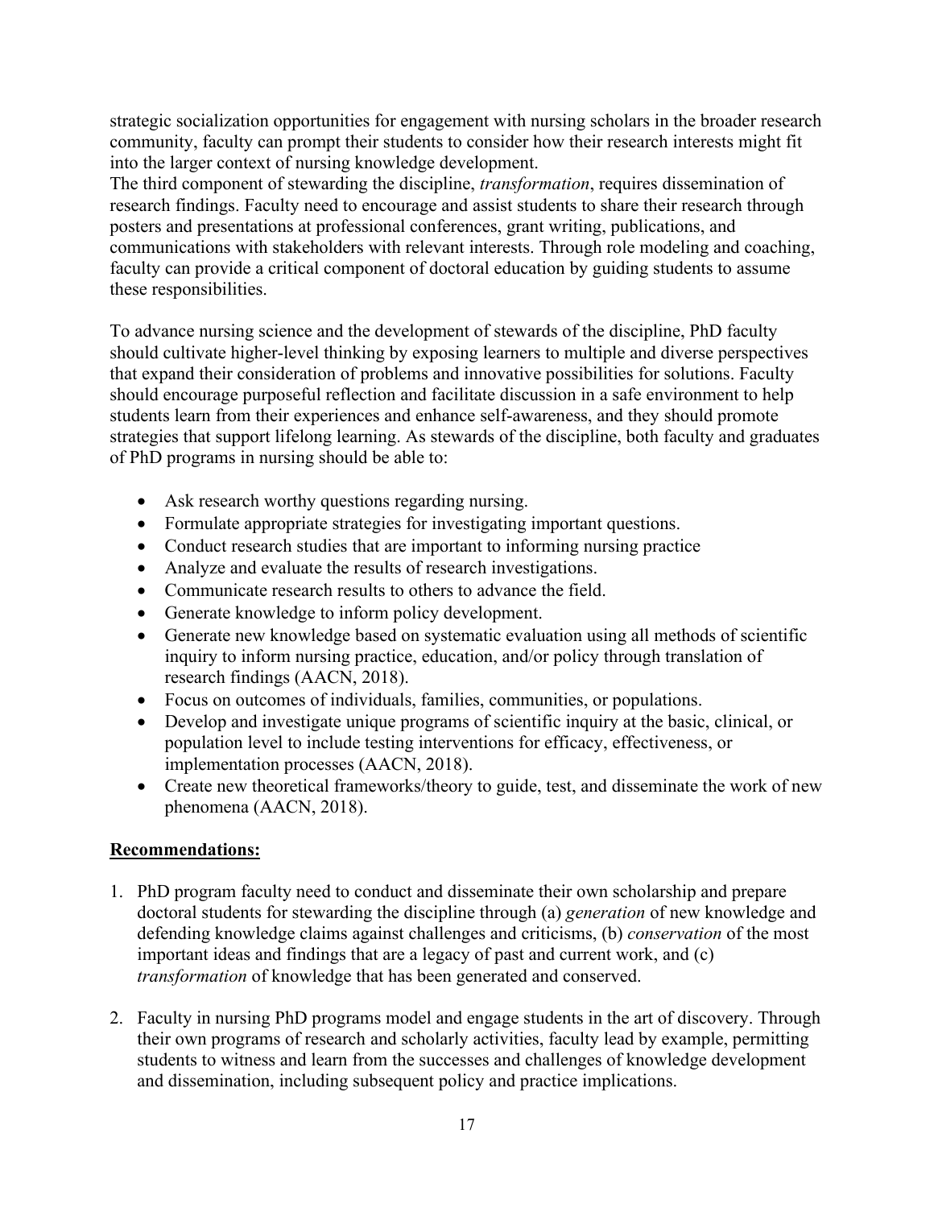strategic socialization opportunities for engagement with nursing scholars in the broader research community, faculty can prompt their students to consider how their research interests might fit into the larger context of nursing knowledge development.

The third component of stewarding the discipline, *transformation*, requires dissemination of research findings. Faculty need to encourage and assist students to share their research through posters and presentations at professional conferences, grant writing, publications, and communications with stakeholders with relevant interests. Through role modeling and coaching, faculty can provide a critical component of doctoral education by guiding students to assume these responsibilities.

To advance nursing science and the development of stewards of the discipline, PhD faculty should cultivate higher-level thinking by exposing learners to multiple and diverse perspectives that expand their consideration of problems and innovative possibilities for solutions. Faculty should encourage purposeful reflection and facilitate discussion in a safe environment to help students learn from their experiences and enhance self-awareness, and they should promote strategies that support lifelong learning. As stewards of the discipline, both faculty and graduates of PhD programs in nursing should be able to:

- Ask research worthy questions regarding nursing.
- Formulate appropriate strategies for investigating important questions.
- Conduct research studies that are important to informing nursing practice
- Analyze and evaluate the results of research investigations.
- Communicate research results to others to advance the field.
- Generate knowledge to inform policy development.
- Generate new knowledge based on systematic evaluation using all methods of scientific inquiry to inform nursing practice, education, and/or policy through translation of research findings (AACN, 2018).
- Focus on outcomes of individuals, families, communities, or populations.
- Develop and investigate unique programs of scientific inquiry at the basic, clinical, or population level to include testing interventions for efficacy, effectiveness, or implementation processes (AACN, 2018).
- Create new theoretical frameworks/theory to guide, test, and disseminate the work of new phenomena (AACN, 2018).

**Recommendations:**

1. PhD program faculty need to conduct and disseminate their own scholarship and prepare doctoral students for stewarding the discipline through (a) *generation* of new knowledge and defending knowledge claims against challenges and criticisms, (b) *conservation* of the most important ideas and findings that are a legacy of past and current work, and (c) *transformation* of knowledge that has been generated and conserved.

2. Faculty in nursing PhD programs model and engage students in the art of discovery. Through their own programs of research and scholarly activities, faculty lead by example, permitting students to witness and learn from the successes and challenges of knowledge development and dissemination, including subsequent policy and practice implications.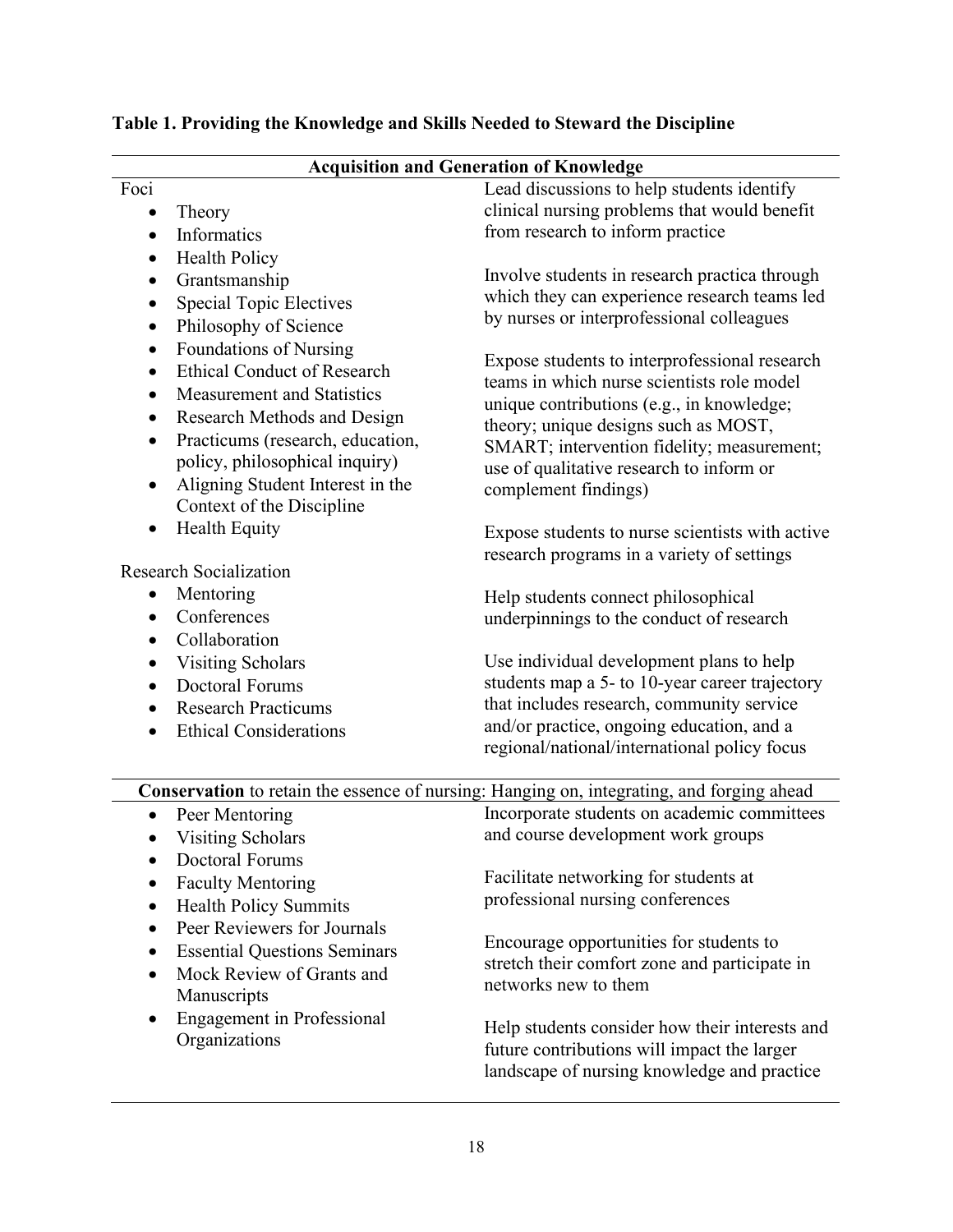**Table 1. Providing the Knowledge and Skills Needed to Steward the Discipline**

| **Acquisition and Generation of Knowledge** | |
|---|---|
| Foci<br>• Theory<br>• Informatics<br>• Health Policy<br>• Grantsmanship<br>• Special Topic Electives<br>• Philosophy of Science<br>• Foundations of Nursing<br>• Ethical Conduct of Research<br>• Measurement and Statistics<br>• Research Methods and Design<br>• Practicums (research, education, policy, philosophical inquiry)<br>• Aligning Student Interest in the Context of the Discipline<br>• Health Equity<br><br>Research Socialization<br>• Mentoring<br>• Conferences<br>• Collaboration<br>• Visiting Scholars<br>• Doctoral Forums<br>• Research Practicums<br>• Ethical Considerations | Lead discussions to help students identify clinical nursing problems that would benefit from research to inform practice<br><br>Involve students in research practica through which they can experience research teams led by nurses or interprofessional colleagues<br><br>Expose students to interprofessional research teams in which nurse scientists role model unique contributions (e.g., in knowledge; theory; unique designs such as MOST, SMART; intervention fidelity; measurement; use of qualitative research to inform or complement findings)<br><br>Expose students to nurse scientists with active research programs in a variety of settings<br><br>Help students connect philosophical underpinnings to the conduct of research<br><br>Use individual development plans to help students map a 5- to 10-year career trajectory that includes research, community service and/or practice, ongoing education, and a regional/national/international policy focus |
| **Conservation** to retain the essence of nursing: Hanging on, integrating, and forging ahead | |
| • Peer Mentoring<br>• Visiting Scholars<br>• Doctoral Forums<br>• Faculty Mentoring<br>• Health Policy Summits<br>• Peer Reviewers for Journals<br>• Essential Questions Seminars<br>• Mock Review of Grants and Manuscripts<br>• Engagement in Professional Organizations | Incorporate students on academic committees and course development work groups<br><br>Facilitate networking for students at professional nursing conferences<br><br>Encourage opportunities for students to stretch their comfort zone and participate in networks new to them<br><br>Help students consider how their interests and future contributions will impact the larger landscape of nursing knowledge and practice |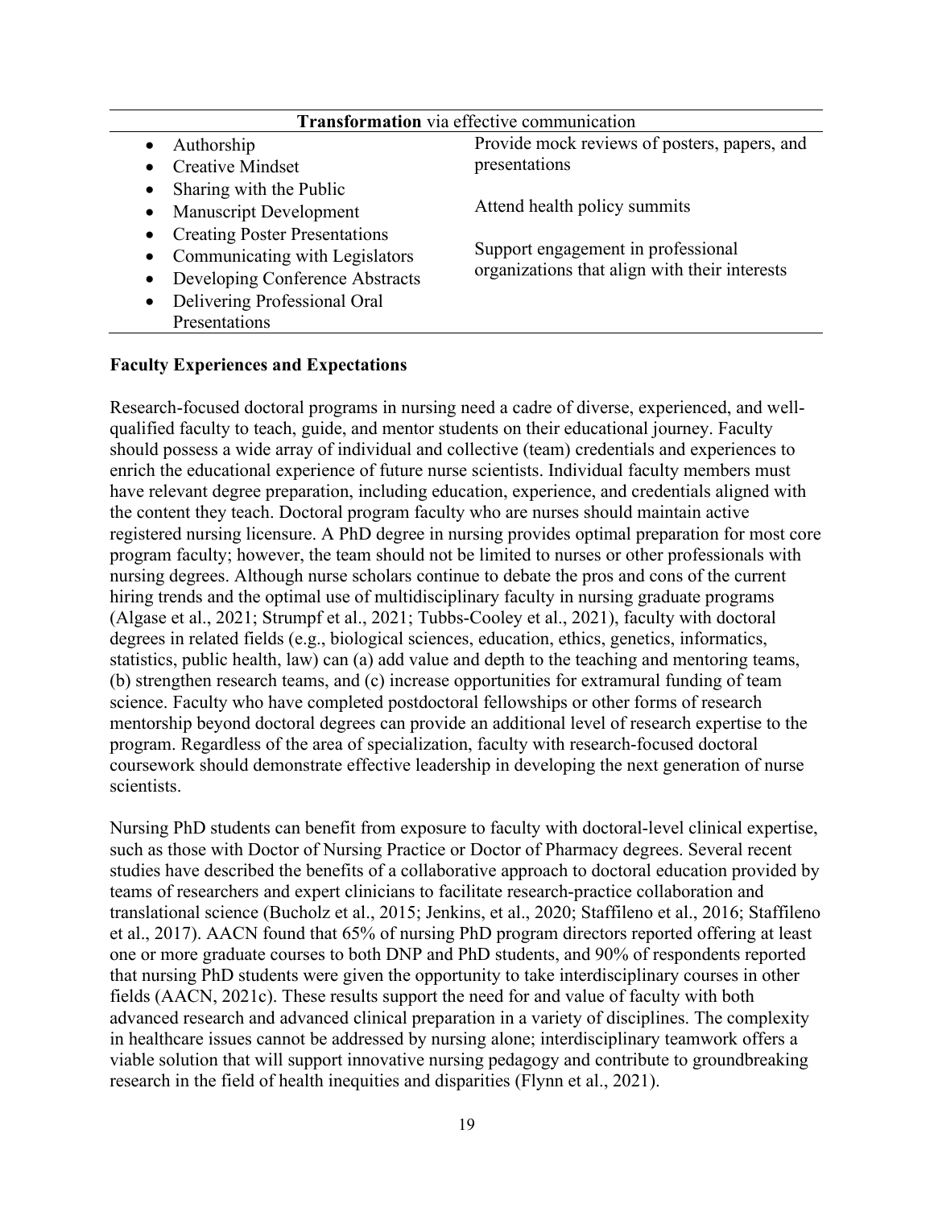| **Transformation** via effective communication | |
| --- | --- |
| • Authorship<br>• Creative Mindset<br>• Sharing with the Public<br>• Manuscript Development<br>• Creating Poster Presentations<br>• Communicating with Legislators<br>• Developing Conference Abstracts<br>• Delivering Professional Oral Presentations | Provide mock reviews of posters, papers, and presentations<br><br>Attend health policy summits<br><br>Support engagement in professional organizations that align with their interests |

**Faculty Experiences and Expectations**

Research-focused doctoral programs in nursing need a cadre of diverse, experienced, and well-qualified faculty to teach, guide, and mentor students on their educational journey. Faculty should possess a wide array of individual and collective (team) credentials and experiences to enrich the educational experience of future nurse scientists. Individual faculty members must have relevant degree preparation, including education, experience, and credentials aligned with the content they teach. Doctoral program faculty who are nurses should maintain active registered nursing licensure. A PhD degree in nursing provides optimal preparation for most core program faculty; however, the team should not be limited to nurses or other professionals with nursing degrees. Although nurse scholars continue to debate the pros and cons of the current hiring trends and the optimal use of multidisciplinary faculty in nursing graduate programs (Algase et al., 2021; Strumpf et al., 2021; Tubbs-Cooley et al., 2021), faculty with doctoral degrees in related fields (e.g., biological sciences, education, ethics, genetics, informatics, statistics, public health, law) can (a) add value and depth to the teaching and mentoring teams, (b) strengthen research teams, and (c) increase opportunities for extramural funding of team science. Faculty who have completed postdoctoral fellowships or other forms of research mentorship beyond doctoral degrees can provide an additional level of research expertise to the program. Regardless of the area of specialization, faculty with research-focused doctoral coursework should demonstrate effective leadership in developing the next generation of nurse scientists.

Nursing PhD students can benefit from exposure to faculty with doctoral-level clinical expertise, such as those with Doctor of Nursing Practice or Doctor of Pharmacy degrees. Several recent studies have described the benefits of a collaborative approach to doctoral education provided by teams of researchers and expert clinicians to facilitate research-practice collaboration and translational science (Bucholz et al., 2015; Jenkins, et al., 2020; Staffileno et al., 2016; Staffileno et al., 2017). AACN found that 65% of nursing PhD program directors reported offering at least one or more graduate courses to both DNP and PhD students, and 90% of respondents reported that nursing PhD students were given the opportunity to take interdisciplinary courses in other fields (AACN, 2021c). These results support the need for and value of faculty with both advanced research and advanced clinical preparation in a variety of disciplines. The complexity in healthcare issues cannot be addressed by nursing alone; interdisciplinary teamwork offers a viable solution that will support innovative nursing pedagogy and contribute to groundbreaking research in the field of health inequities and disparities (Flynn et al., 2021).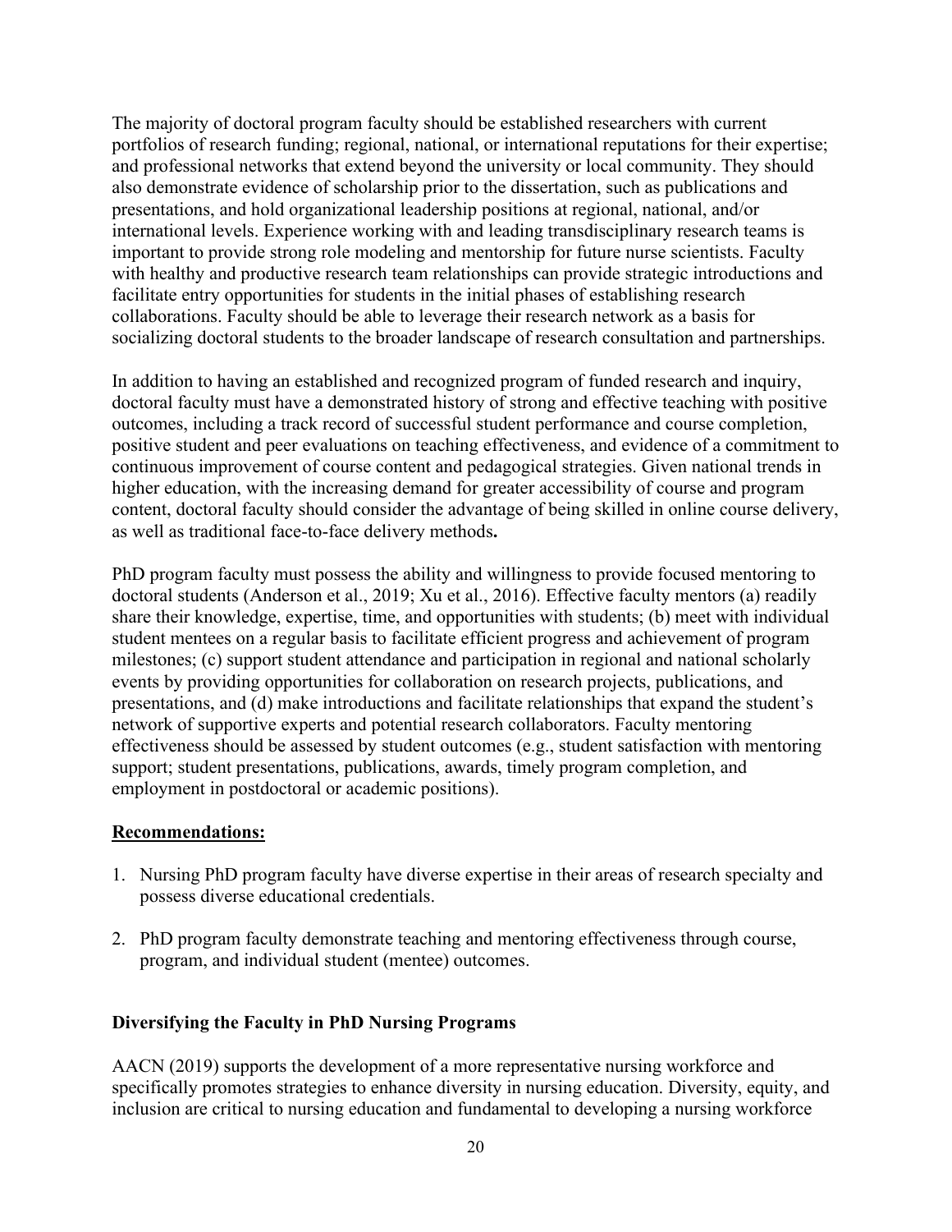The majority of doctoral program faculty should be established researchers with current portfolios of research funding; regional, national, or international reputations for their expertise; and professional networks that extend beyond the university or local community. They should also demonstrate evidence of scholarship prior to the dissertation, such as publications and presentations, and hold organizational leadership positions at regional, national, and/or international levels. Experience working with and leading transdisciplinary research teams is important to provide strong role modeling and mentorship for future nurse scientists. Faculty with healthy and productive research team relationships can provide strategic introductions and facilitate entry opportunities for students in the initial phases of establishing research collaborations. Faculty should be able to leverage their research network as a basis for socializing doctoral students to the broader landscape of research consultation and partnerships.

In addition to having an established and recognized program of funded research and inquiry, doctoral faculty must have a demonstrated history of strong and effective teaching with positive outcomes, including a track record of successful student performance and course completion, positive student and peer evaluations on teaching effectiveness, and evidence of a commitment to continuous improvement of course content and pedagogical strategies. Given national trends in higher education, with the increasing demand for greater accessibility of course and program content, doctoral faculty should consider the advantage of being skilled in online course delivery, as well as traditional face-to-face delivery methods**.**

PhD program faculty must possess the ability and willingness to provide focused mentoring to doctoral students (Anderson et al., 2019; Xu et al., 2016). Effective faculty mentors (a) readily share their knowledge, expertise, time, and opportunities with students; (b) meet with individual student mentees on a regular basis to facilitate efficient progress and achievement of program milestones; (c) support student attendance and participation in regional and national scholarly events by providing opportunities for collaboration on research projects, publications, and presentations, and (d) make introductions and facilitate relationships that expand the student's network of supportive experts and potential research collaborators. Faculty mentoring effectiveness should be assessed by student outcomes (e.g., student satisfaction with mentoring support; student presentations, publications, awards, timely program completion, and employment in postdoctoral or academic positions).

**Recommendations:**

1. Nursing PhD program faculty have diverse expertise in their areas of research specialty and possess diverse educational credentials.

2. PhD program faculty demonstrate teaching and mentoring effectiveness through course, program, and individual student (mentee) outcomes.

### Diversifying the Faculty in PhD Nursing Programs

AACN (2019) supports the development of a more representative nursing workforce and specifically promotes strategies to enhance diversity in nursing education. Diversity, equity, and inclusion are critical to nursing education and fundamental to developing a nursing workforce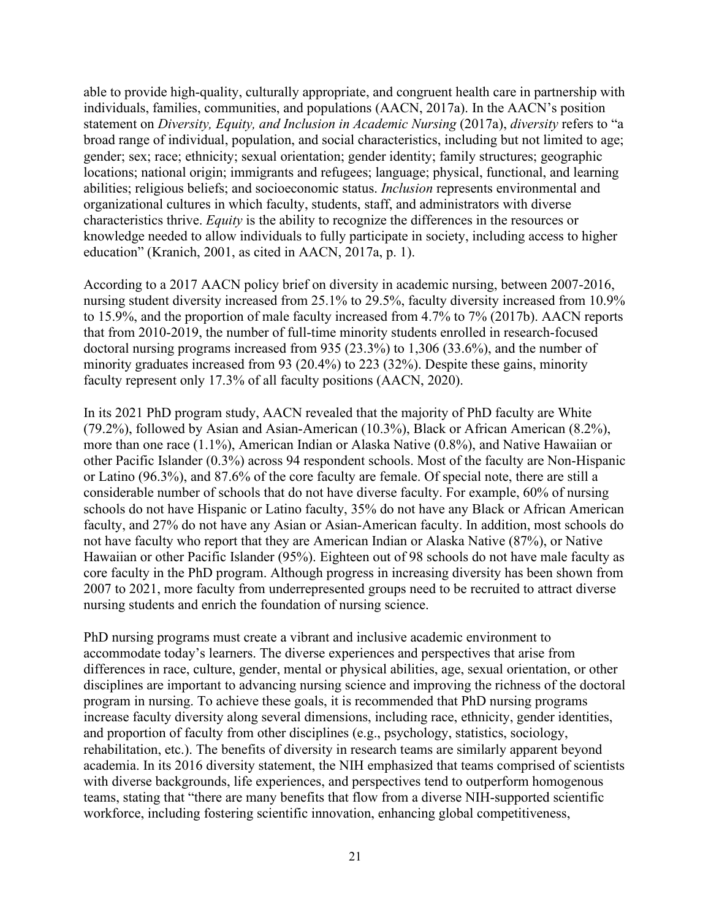able to provide high-quality, culturally appropriate, and congruent health care in partnership with individuals, families, communities, and populations (AACN, 2017a). In the AACN's position statement on *Diversity, Equity, and Inclusion in Academic Nursing* (2017a), *diversity* refers to "a broad range of individual, population, and social characteristics, including but not limited to age; gender; sex; race; ethnicity; sexual orientation; gender identity; family structures; geographic locations; national origin; immigrants and refugees; language; physical, functional, and learning abilities; religious beliefs; and socioeconomic status. *Inclusion* represents environmental and organizational cultures in which faculty, students, staff, and administrators with diverse characteristics thrive. *Equity* is the ability to recognize the differences in the resources or knowledge needed to allow individuals to fully participate in society, including access to higher education" (Kranich, 2001, as cited in AACN, 2017a, p. 1).

According to a 2017 AACN policy brief on diversity in academic nursing, between 2007-2016, nursing student diversity increased from 25.1% to 29.5%, faculty diversity increased from 10.9% to 15.9%, and the proportion of male faculty increased from 4.7% to 7% (2017b). AACN reports that from 2010-2019, the number of full-time minority students enrolled in research-focused doctoral nursing programs increased from 935 (23.3%) to 1,306 (33.6%), and the number of minority graduates increased from 93 (20.4%) to 223 (32%). Despite these gains, minority faculty represent only 17.3% of all faculty positions (AACN, 2020).

In its 2021 PhD program study, AACN revealed that the majority of PhD faculty are White (79.2%), followed by Asian and Asian-American (10.3%), Black or African American (8.2%), more than one race (1.1%), American Indian or Alaska Native (0.8%), and Native Hawaiian or other Pacific Islander (0.3%) across 94 respondent schools. Most of the faculty are Non-Hispanic or Latino (96.3%), and 87.6% of the core faculty are female. Of special note, there are still a considerable number of schools that do not have diverse faculty. For example, 60% of nursing schools do not have Hispanic or Latino faculty, 35% do not have any Black or African American faculty, and 27% do not have any Asian or Asian-American faculty. In addition, most schools do not have faculty who report that they are American Indian or Alaska Native (87%), or Native Hawaiian or other Pacific Islander (95%). Eighteen out of 98 schools do not have male faculty as core faculty in the PhD program. Although progress in increasing diversity has been shown from 2007 to 2021, more faculty from underrepresented groups need to be recruited to attract diverse nursing students and enrich the foundation of nursing science.

PhD nursing programs must create a vibrant and inclusive academic environment to accommodate today's learners. The diverse experiences and perspectives that arise from differences in race, culture, gender, mental or physical abilities, age, sexual orientation, or other disciplines are important to advancing nursing science and improving the richness of the doctoral program in nursing. To achieve these goals, it is recommended that PhD nursing programs increase faculty diversity along several dimensions, including race, ethnicity, gender identities, and proportion of faculty from other disciplines (e.g., psychology, statistics, sociology, rehabilitation, etc.). The benefits of diversity in research teams are similarly apparent beyond academia. In its 2016 diversity statement, the NIH emphasized that teams comprised of scientists with diverse backgrounds, life experiences, and perspectives tend to outperform homogenous teams, stating that "there are many benefits that flow from a diverse NIH-supported scientific workforce, including fostering scientific innovation, enhancing global competitiveness,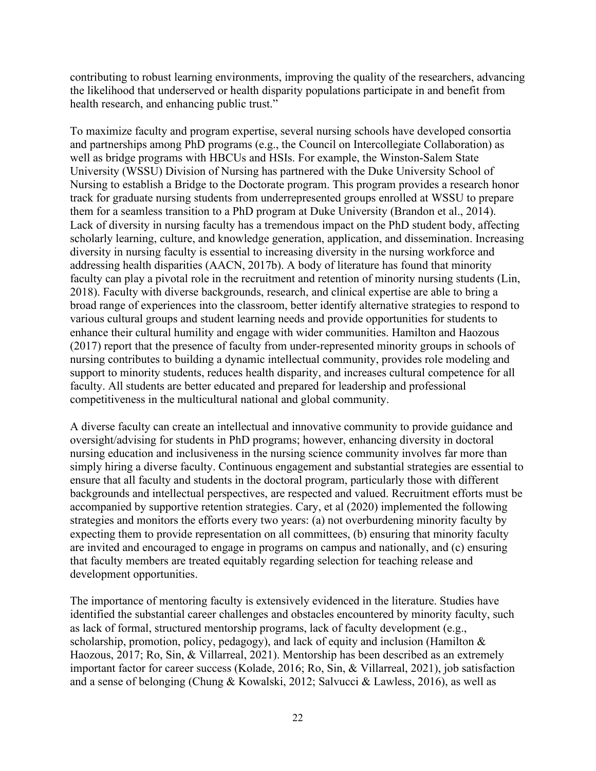contributing to robust learning environments, improving the quality of the researchers, advancing the likelihood that underserved or health disparity populations participate in and benefit from health research, and enhancing public trust."

To maximize faculty and program expertise, several nursing schools have developed consortia and partnerships among PhD programs (e.g., the Council on Intercollegiate Collaboration) as well as bridge programs with HBCUs and HSIs. For example, the Winston-Salem State University (WSSU) Division of Nursing has partnered with the Duke University School of Nursing to establish a Bridge to the Doctorate program. This program provides a research honor track for graduate nursing students from underrepresented groups enrolled at WSSU to prepare them for a seamless transition to a PhD program at Duke University (Brandon et al., 2014). Lack of diversity in nursing faculty has a tremendous impact on the PhD student body, affecting scholarly learning, culture, and knowledge generation, application, and dissemination. Increasing diversity in nursing faculty is essential to increasing diversity in the nursing workforce and addressing health disparities (AACN, 2017b). A body of literature has found that minority faculty can play a pivotal role in the recruitment and retention of minority nursing students (Lin, 2018). Faculty with diverse backgrounds, research, and clinical expertise are able to bring a broad range of experiences into the classroom, better identify alternative strategies to respond to various cultural groups and student learning needs and provide opportunities for students to enhance their cultural humility and engage with wider communities. Hamilton and Haozous (2017) report that the presence of faculty from under-represented minority groups in schools of nursing contributes to building a dynamic intellectual community, provides role modeling and support to minority students, reduces health disparity, and increases cultural competence for all faculty. All students are better educated and prepared for leadership and professional competitiveness in the multicultural national and global community.

A diverse faculty can create an intellectual and innovative community to provide guidance and oversight/advising for students in PhD programs; however, enhancing diversity in doctoral nursing education and inclusiveness in the nursing science community involves far more than simply hiring a diverse faculty. Continuous engagement and substantial strategies are essential to ensure that all faculty and students in the doctoral program, particularly those with different backgrounds and intellectual perspectives, are respected and valued. Recruitment efforts must be accompanied by supportive retention strategies. Cary, et al (2020) implemented the following strategies and monitors the efforts every two years: (a) not overburdening minority faculty by expecting them to provide representation on all committees, (b) ensuring that minority faculty are invited and encouraged to engage in programs on campus and nationally, and (c) ensuring that faculty members are treated equitably regarding selection for teaching release and development opportunities.

The importance of mentoring faculty is extensively evidenced in the literature. Studies have identified the substantial career challenges and obstacles encountered by minority faculty, such as lack of formal, structured mentorship programs, lack of faculty development (e.g., scholarship, promotion, policy, pedagogy), and lack of equity and inclusion (Hamilton & Haozous, 2017; Ro, Sin, & Villarreal, 2021). Mentorship has been described as an extremely important factor for career success (Kolade, 2016; Ro, Sin, & Villarreal, 2021), job satisfaction and a sense of belonging (Chung & Kowalski, 2012; Salvucci & Lawless, 2016), as well as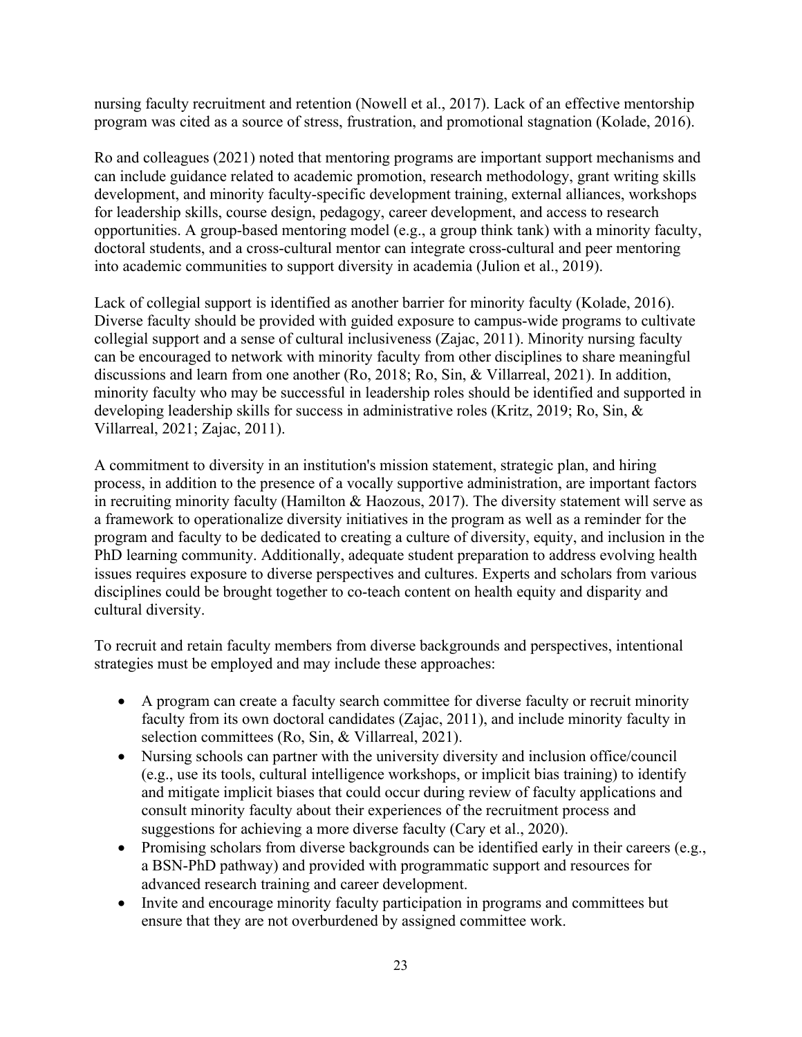nursing faculty recruitment and retention (Nowell et al., 2017). Lack of an effective mentorship program was cited as a source of stress, frustration, and promotional stagnation (Kolade, 2016).

Ro and colleagues (2021) noted that mentoring programs are important support mechanisms and can include guidance related to academic promotion, research methodology, grant writing skills development, and minority faculty-specific development training, external alliances, workshops for leadership skills, course design, pedagogy, career development, and access to research opportunities. A group-based mentoring model (e.g., a group think tank) with a minority faculty, doctoral students, and a cross-cultural mentor can integrate cross-cultural and peer mentoring into academic communities to support diversity in academia (Julion et al., 2019).

Lack of collegial support is identified as another barrier for minority faculty (Kolade, 2016). Diverse faculty should be provided with guided exposure to campus-wide programs to cultivate collegial support and a sense of cultural inclusiveness (Zajac, 2011). Minority nursing faculty can be encouraged to network with minority faculty from other disciplines to share meaningful discussions and learn from one another (Ro, 2018; Ro, Sin, & Villarreal, 2021). In addition, minority faculty who may be successful in leadership roles should be identified and supported in developing leadership skills for success in administrative roles (Kritz, 2019; Ro, Sin, & Villarreal, 2021; Zajac, 2011).

A commitment to diversity in an institution's mission statement, strategic plan, and hiring process, in addition to the presence of a vocally supportive administration, are important factors in recruiting minority faculty (Hamilton & Haozous, 2017). The diversity statement will serve as a framework to operationalize diversity initiatives in the program as well as a reminder for the program and faculty to be dedicated to creating a culture of diversity, equity, and inclusion in the PhD learning community. Additionally, adequate student preparation to address evolving health issues requires exposure to diverse perspectives and cultures. Experts and scholars from various disciplines could be brought together to co-teach content on health equity and disparity and cultural diversity.

To recruit and retain faculty members from diverse backgrounds and perspectives, intentional strategies must be employed and may include these approaches:

- A program can create a faculty search committee for diverse faculty or recruit minority faculty from its own doctoral candidates (Zajac, 2011), and include minority faculty in selection committees (Ro, Sin, & Villarreal, 2021).
- Nursing schools can partner with the university diversity and inclusion office/council (e.g., use its tools, cultural intelligence workshops, or implicit bias training) to identify and mitigate implicit biases that could occur during review of faculty applications and consult minority faculty about their experiences of the recruitment process and suggestions for achieving a more diverse faculty (Cary et al., 2020).
- Promising scholars from diverse backgrounds can be identified early in their careers (e.g., a BSN-PhD pathway) and provided with programmatic support and resources for advanced research training and career development.
- Invite and encourage minority faculty participation in programs and committees but ensure that they are not overburdened by assigned committee work.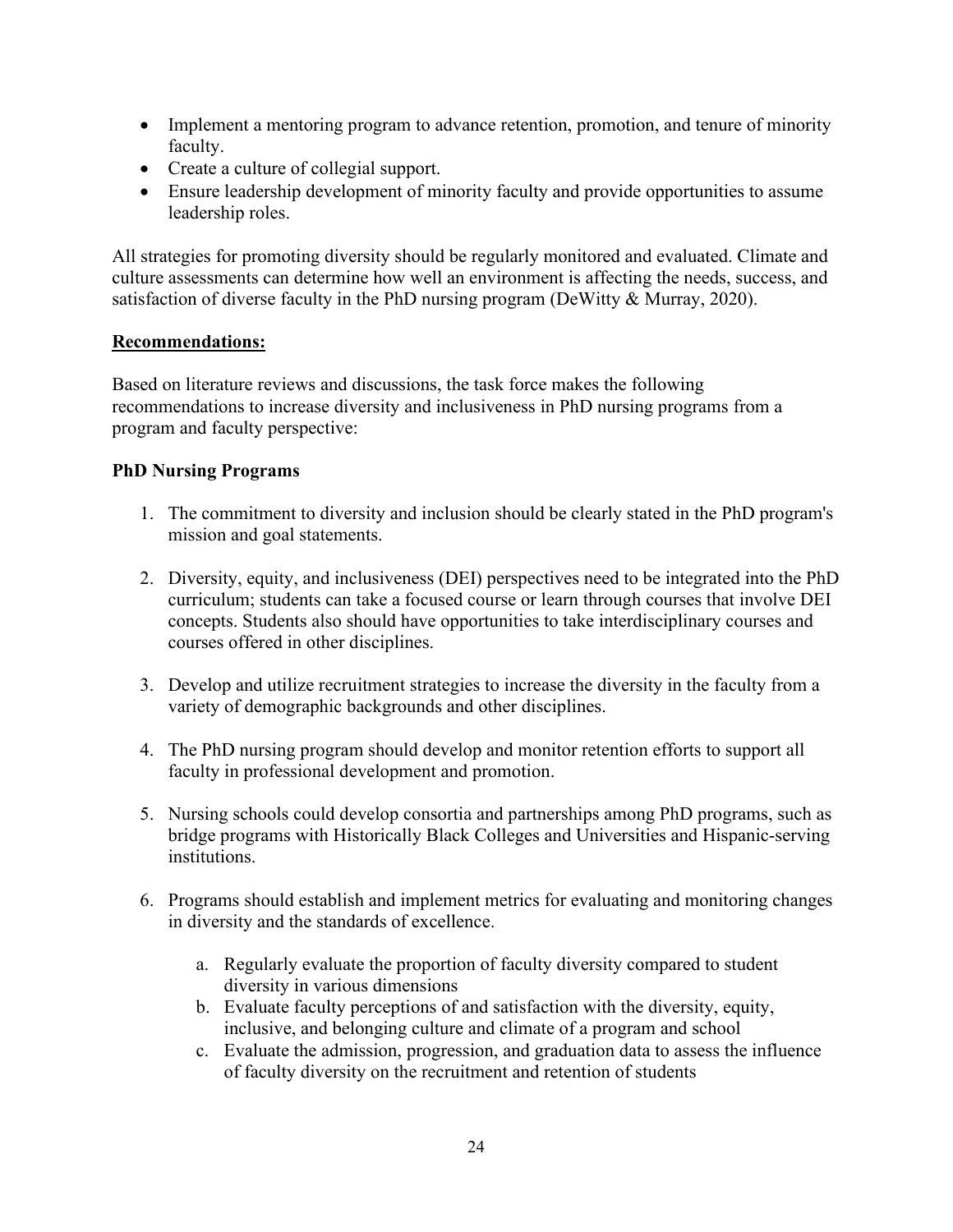- Implement a mentoring program to advance retention, promotion, and tenure of minority faculty.
- Create a culture of collegial support.
- Ensure leadership development of minority faculty and provide opportunities to assume leadership roles.

All strategies for promoting diversity should be regularly monitored and evaluated. Climate and culture assessments can determine how well an environment is affecting the needs, success, and satisfaction of diverse faculty in the PhD nursing program (DeWitty & Murray, 2020).

**Recommendations:**

Based on literature reviews and discussions, the task force makes the following recommendations to increase diversity and inclusiveness in PhD nursing programs from a program and faculty perspective:

**PhD Nursing Programs**

1. The commitment to diversity and inclusion should be clearly stated in the PhD program's mission and goal statements.

2. Diversity, equity, and inclusiveness (DEI) perspectives need to be integrated into the PhD curriculum; students can take a focused course or learn through courses that involve DEI concepts. Students also should have opportunities to take interdisciplinary courses and courses offered in other disciplines.

3. Develop and utilize recruitment strategies to increase the diversity in the faculty from a variety of demographic backgrounds and other disciplines.

4. The PhD nursing program should develop and monitor retention efforts to support all faculty in professional development and promotion.

5. Nursing schools could develop consortia and partnerships among PhD programs, such as bridge programs with Historically Black Colleges and Universities and Hispanic-serving institutions.

6. Programs should establish and implement metrics for evaluating and monitoring changes in diversity and the standards of excellence.

    a. Regularly evaluate the proportion of faculty diversity compared to student diversity in various dimensions
    b. Evaluate faculty perceptions of and satisfaction with the diversity, equity, inclusive, and belonging culture and climate of a program and school
    c. Evaluate the admission, progression, and graduation data to assess the influence of faculty diversity on the recruitment and retention of students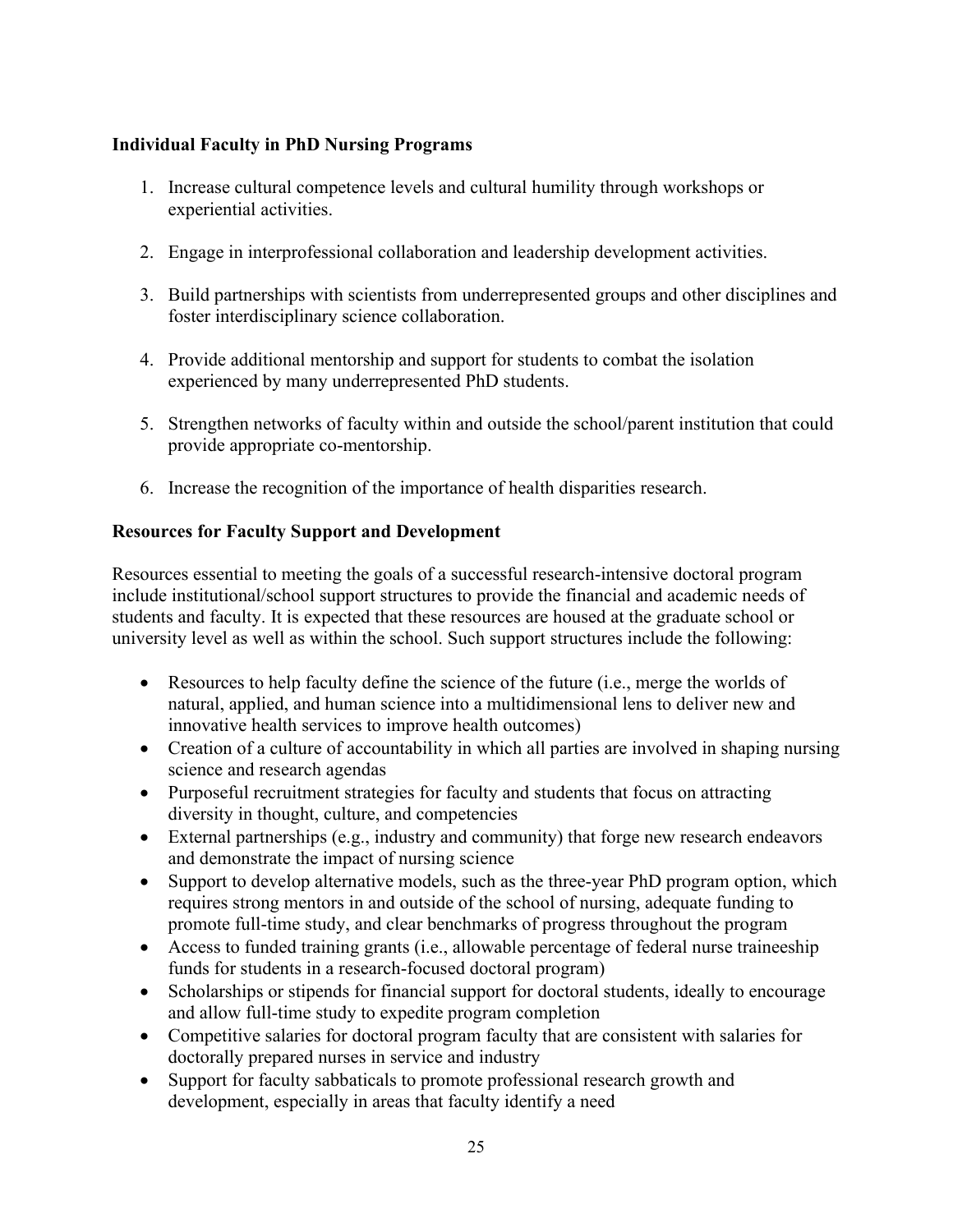**Individual Faculty in PhD Nursing Programs**

1. Increase cultural competence levels and cultural humility through workshops or experiential activities.
2. Engage in interprofessional collaboration and leadership development activities.
3. Build partnerships with scientists from underrepresented groups and other disciplines and foster interdisciplinary science collaboration.
4. Provide additional mentorship and support for students to combat the isolation experienced by many underrepresented PhD students.
5. Strengthen networks of faculty within and outside the school/parent institution that could provide appropriate co-mentorship.
6. Increase the recognition of the importance of health disparities research.

**Resources for Faculty Support and Development**

Resources essential to meeting the goals of a successful research-intensive doctoral program include institutional/school support structures to provide the financial and academic needs of students and faculty. It is expected that these resources are housed at the graduate school or university level as well as within the school. Such support structures include the following:

- Resources to help faculty define the science of the future (i.e., merge the worlds of natural, applied, and human science into a multidimensional lens to deliver new and innovative health services to improve health outcomes)
- Creation of a culture of accountability in which all parties are involved in shaping nursing science and research agendas
- Purposeful recruitment strategies for faculty and students that focus on attracting diversity in thought, culture, and competencies
- External partnerships (e.g., industry and community) that forge new research endeavors and demonstrate the impact of nursing science
- Support to develop alternative models, such as the three-year PhD program option, which requires strong mentors in and outside of the school of nursing, adequate funding to promote full-time study, and clear benchmarks of progress throughout the program
- Access to funded training grants (i.e., allowable percentage of federal nurse traineeship funds for students in a research-focused doctoral program)
- Scholarships or stipends for financial support for doctoral students, ideally to encourage and allow full-time study to expedite program completion
- Competitive salaries for doctoral program faculty that are consistent with salaries for doctorally prepared nurses in service and industry
- Support for faculty sabbaticals to promote professional research growth and development, especially in areas that faculty identify a need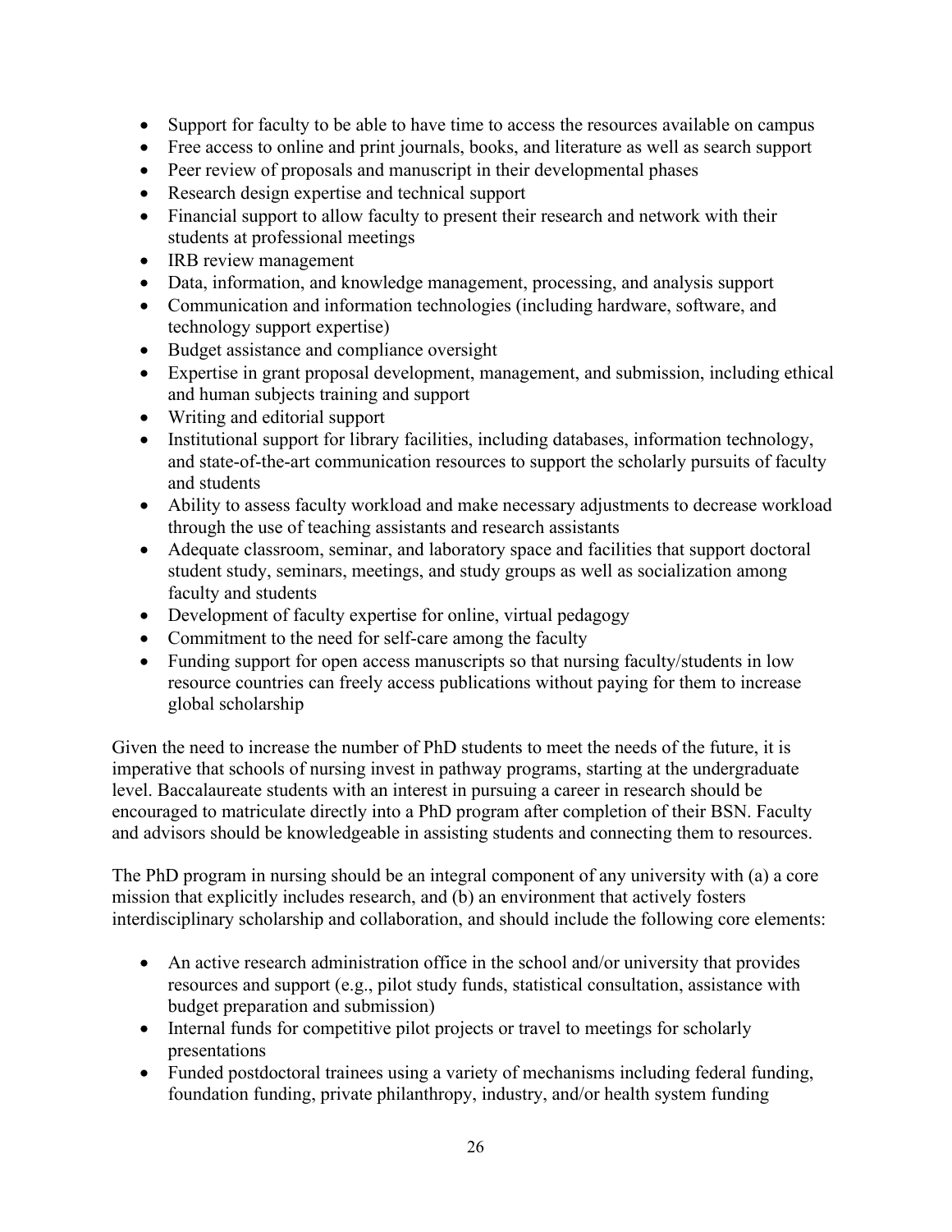- Support for faculty to be able to have time to access the resources available on campus
- Free access to online and print journals, books, and literature as well as search support
- Peer review of proposals and manuscript in their developmental phases
- Research design expertise and technical support
- Financial support to allow faculty to present their research and network with their students at professional meetings
- IRB review management
- Data, information, and knowledge management, processing, and analysis support
- Communication and information technologies (including hardware, software, and technology support expertise)
- Budget assistance and compliance oversight
- Expertise in grant proposal development, management, and submission, including ethical and human subjects training and support
- Writing and editorial support
- Institutional support for library facilities, including databases, information technology, and state-of-the-art communication resources to support the scholarly pursuits of faculty and students
- Ability to assess faculty workload and make necessary adjustments to decrease workload through the use of teaching assistants and research assistants
- Adequate classroom, seminar, and laboratory space and facilities that support doctoral student study, seminars, meetings, and study groups as well as socialization among faculty and students
- Development of faculty expertise for online, virtual pedagogy
- Commitment to the need for self-care among the faculty
- Funding support for open access manuscripts so that nursing faculty/students in low resource countries can freely access publications without paying for them to increase global scholarship

Given the need to increase the number of PhD students to meet the needs of the future, it is imperative that schools of nursing invest in pathway programs, starting at the undergraduate level. Baccalaureate students with an interest in pursuing a career in research should be encouraged to matriculate directly into a PhD program after completion of their BSN. Faculty and advisors should be knowledgeable in assisting students and connecting them to resources.

The PhD program in nursing should be an integral component of any university with (a) a core mission that explicitly includes research, and (b) an environment that actively fosters interdisciplinary scholarship and collaboration, and should include the following core elements:

- An active research administration office in the school and/or university that provides resources and support (e.g., pilot study funds, statistical consultation, assistance with budget preparation and submission)
- Internal funds for competitive pilot projects or travel to meetings for scholarly presentations
- Funded postdoctoral trainees using a variety of mechanisms including federal funding, foundation funding, private philanthropy, industry, and/or health system funding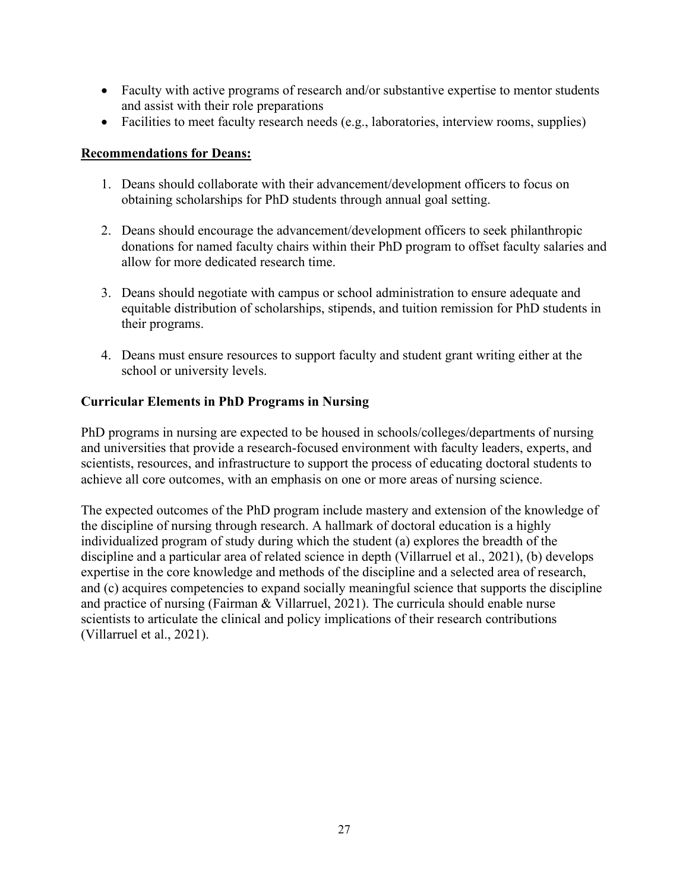- Faculty with active programs of research and/or substantive expertise to mentor students and assist with their role preparations
- Facilities to meet faculty research needs (e.g., laboratories, interview rooms, supplies)

**Recommendations for Deans:**

1. Deans should collaborate with their advancement/development officers to focus on obtaining scholarships for PhD students through annual goal setting.

2. Deans should encourage the advancement/development officers to seek philanthropic donations for named faculty chairs within their PhD program to offset faculty salaries and allow for more dedicated research time.

3. Deans should negotiate with campus or school administration to ensure adequate and equitable distribution of scholarships, stipends, and tuition remission for PhD students in their programs.

4. Deans must ensure resources to support faculty and student grant writing either at the school or university levels.

### Curricular Elements in PhD Programs in Nursing

PhD programs in nursing are expected to be housed in schools/colleges/departments of nursing and universities that provide a research-focused environment with faculty leaders, experts, and scientists, resources, and infrastructure to support the process of educating doctoral students to achieve all core outcomes, with an emphasis on one or more areas of nursing science.

The expected outcomes of the PhD program include mastery and extension of the knowledge of the discipline of nursing through research. A hallmark of doctoral education is a highly individualized program of study during which the student (a) explores the breadth of the discipline and a particular area of related science in depth (Villarruel et al., 2021), (b) develops expertise in the core knowledge and methods of the discipline and a selected area of research, and (c) acquires competencies to expand socially meaningful science that supports the discipline and practice of nursing (Fairman & Villarruel, 2021). The curricula should enable nurse scientists to articulate the clinical and policy implications of their research contributions (Villarruel et al., 2021).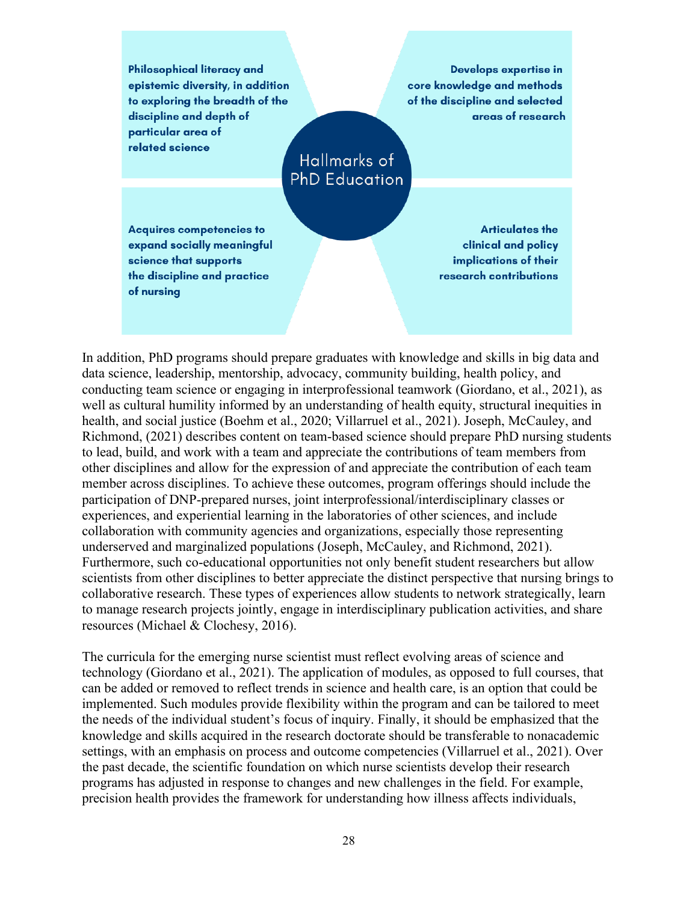**Hallmarks of PhD Education**

- **Philosophical literacy and epistemic diversity, in addition to exploring the breadth of the discipline and depth of particular area of related science**
- **Develops expertise in core knowledge and methods of the discipline and selected areas of research**
- **Acquires competencies to expand socially meaningful science that supports the discipline and practice of nursing**
- **Articulates the clinical and policy implications of their research contributions**

In addition, PhD programs should prepare graduates with knowledge and skills in big data and data science, leadership, mentorship, advocacy, community building, health policy, and conducting team science or engaging in interprofessional teamwork (Giordano, et al., 2021), as well as cultural humility informed by an understanding of health equity, structural inequities in health, and social justice (Boehm et al., 2020; Villarruel et al., 2021). Joseph, McCauley, and Richmond, (2021) describes content on team-based science should prepare PhD nursing students to lead, build, and work with a team and appreciate the contributions of team members from other disciplines and allow for the expression of and appreciate the contribution of each team member across disciplines. To achieve these outcomes, program offerings should include the participation of DNP-prepared nurses, joint interprofessional/interdisciplinary classes or experiences, and experiential learning in the laboratories of other sciences, and include collaboration with community agencies and organizations, especially those representing underserved and marginalized populations (Joseph, McCauley, and Richmond, 2021). Furthermore, such co-educational opportunities not only benefit student researchers but allow scientists from other disciplines to better appreciate the distinct perspective that nursing brings to collaborative research. These types of experiences allow students to network strategically, learn to manage research projects jointly, engage in interdisciplinary publication activities, and share resources (Michael & Clochesy, 2016).

The curricula for the emerging nurse scientist must reflect evolving areas of science and technology (Giordano et al., 2021). The application of modules, as opposed to full courses, that can be added or removed to reflect trends in science and health care, is an option that could be implemented. Such modules provide flexibility within the program and can be tailored to meet the needs of the individual student's focus of inquiry. Finally, it should be emphasized that the knowledge and skills acquired in the research doctorate should be transferable to nonacademic settings, with an emphasis on process and outcome competencies (Villarruel et al., 2021). Over the past decade, the scientific foundation on which nurse scientists develop their research programs has adjusted in response to changes and new challenges in the field. For example, precision health provides the framework for understanding how illness affects individuals,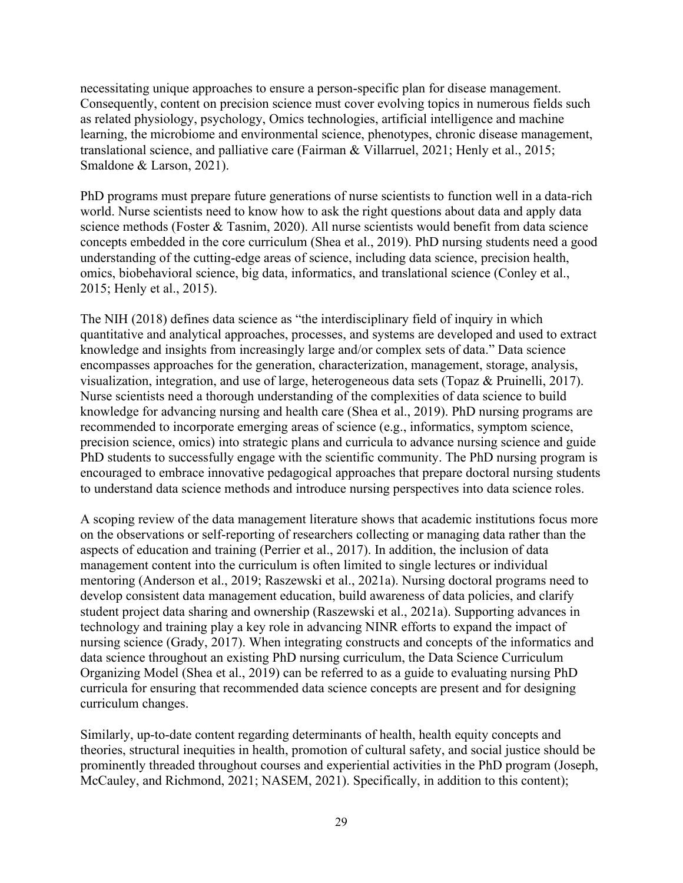necessitating unique approaches to ensure a person-specific plan for disease management. Consequently, content on precision science must cover evolving topics in numerous fields such as related physiology, psychology, Omics technologies, artificial intelligence and machine learning, the microbiome and environmental science, phenotypes, chronic disease management, translational science, and palliative care (Fairman & Villarruel, 2021; Henly et al., 2015; Smaldone & Larson, 2021).

PhD programs must prepare future generations of nurse scientists to function well in a data-rich world. Nurse scientists need to know how to ask the right questions about data and apply data science methods (Foster & Tasnim, 2020). All nurse scientists would benefit from data science concepts embedded in the core curriculum (Shea et al., 2019). PhD nursing students need a good understanding of the cutting-edge areas of science, including data science, precision health, omics, biobehavioral science, big data, informatics, and translational science (Conley et al., 2015; Henly et al., 2015).

The NIH (2018) defines data science as "the interdisciplinary field of inquiry in which quantitative and analytical approaches, processes, and systems are developed and used to extract knowledge and insights from increasingly large and/or complex sets of data." Data science encompasses approaches for the generation, characterization, management, storage, analysis, visualization, integration, and use of large, heterogeneous data sets (Topaz & Pruinelli, 2017). Nurse scientists need a thorough understanding of the complexities of data science to build knowledge for advancing nursing and health care (Shea et al., 2019). PhD nursing programs are recommended to incorporate emerging areas of science (e.g., informatics, symptom science, precision science, omics) into strategic plans and curricula to advance nursing science and guide PhD students to successfully engage with the scientific community. The PhD nursing program is encouraged to embrace innovative pedagogical approaches that prepare doctoral nursing students to understand data science methods and introduce nursing perspectives into data science roles.

A scoping review of the data management literature shows that academic institutions focus more on the observations or self-reporting of researchers collecting or managing data rather than the aspects of education and training (Perrier et al., 2017). In addition, the inclusion of data management content into the curriculum is often limited to single lectures or individual mentoring (Anderson et al., 2019; Raszewski et al., 2021a). Nursing doctoral programs need to develop consistent data management education, build awareness of data policies, and clarify student project data sharing and ownership (Raszewski et al., 2021a). Supporting advances in technology and training play a key role in advancing NINR efforts to expand the impact of nursing science (Grady, 2017). When integrating constructs and concepts of the informatics and data science throughout an existing PhD nursing curriculum, the Data Science Curriculum Organizing Model (Shea et al., 2019) can be referred to as a guide to evaluating nursing PhD curricula for ensuring that recommended data science concepts are present and for designing curriculum changes.

Similarly, up-to-date content regarding determinants of health, health equity concepts and theories, structural inequities in health, promotion of cultural safety, and social justice should be prominently threaded throughout courses and experiential activities in the PhD program (Joseph, McCauley, and Richmond, 2021; NASEM, 2021). Specifically, in addition to this content);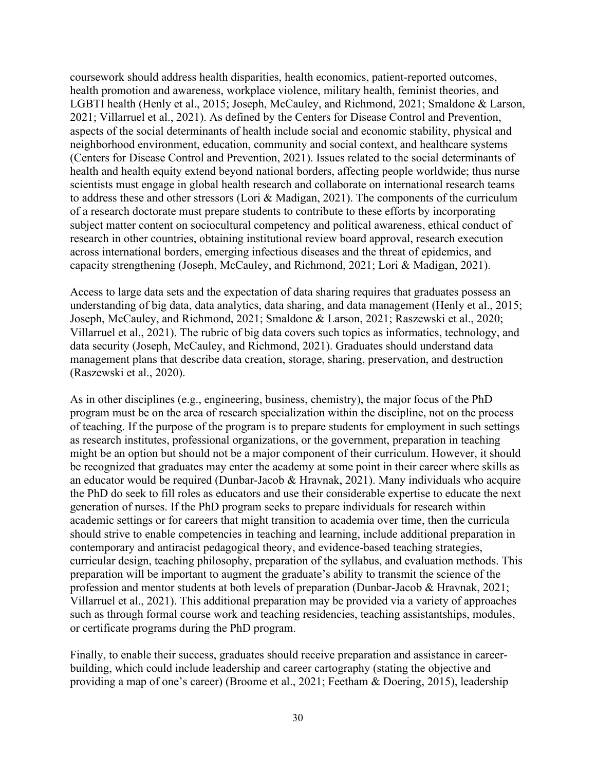coursework should address health disparities, health economics, patient-reported outcomes, health promotion and awareness, workplace violence, military health, feminist theories, and LGBTI health (Henly et al., 2015; Joseph, McCauley, and Richmond, 2021; Smaldone & Larson, 2021; Villarruel et al., 2021). As defined by the Centers for Disease Control and Prevention, aspects of the social determinants of health include social and economic stability, physical and neighborhood environment, education, community and social context, and healthcare systems (Centers for Disease Control and Prevention, 2021). Issues related to the social determinants of health and health equity extend beyond national borders, affecting people worldwide; thus nurse scientists must engage in global health research and collaborate on international research teams to address these and other stressors (Lori & Madigan, 2021). The components of the curriculum of a research doctorate must prepare students to contribute to these efforts by incorporating subject matter content on sociocultural competency and political awareness, ethical conduct of research in other countries, obtaining institutional review board approval, research execution across international borders, emerging infectious diseases and the threat of epidemics, and capacity strengthening (Joseph, McCauley, and Richmond, 2021; Lori & Madigan, 2021).

Access to large data sets and the expectation of data sharing requires that graduates possess an understanding of big data, data analytics, data sharing, and data management (Henly et al., 2015; Joseph, McCauley, and Richmond, 2021; Smaldone & Larson, 2021; Raszewski et al., 2020; Villarruel et al., 2021). The rubric of big data covers such topics as informatics, technology, and data security (Joseph, McCauley, and Richmond, 2021). Graduates should understand data management plans that describe data creation, storage, sharing, preservation, and destruction (Raszewski et al., 2020).

As in other disciplines (e.g., engineering, business, chemistry), the major focus of the PhD program must be on the area of research specialization within the discipline, not on the process of teaching. If the purpose of the program is to prepare students for employment in such settings as research institutes, professional organizations, or the government, preparation in teaching might be an option but should not be a major component of their curriculum. However, it should be recognized that graduates may enter the academy at some point in their career where skills as an educator would be required (Dunbar-Jacob & Hravnak, 2021). Many individuals who acquire the PhD do seek to fill roles as educators and use their considerable expertise to educate the next generation of nurses. If the PhD program seeks to prepare individuals for research within academic settings or for careers that might transition to academia over time, then the curricula should strive to enable competencies in teaching and learning, include additional preparation in contemporary and antiracist pedagogical theory, and evidence-based teaching strategies, curricular design, teaching philosophy, preparation of the syllabus, and evaluation methods. This preparation will be important to augment the graduate's ability to transmit the science of the profession and mentor students at both levels of preparation (Dunbar-Jacob & Hravnak, 2021; Villarruel et al., 2021). This additional preparation may be provided via a variety of approaches such as through formal course work and teaching residencies, teaching assistantships, modules, or certificate programs during the PhD program.

Finally, to enable their success, graduates should receive preparation and assistance in career-building, which could include leadership and career cartography (stating the objective and providing a map of one's career) (Broome et al., 2021; Feetham & Doering, 2015), leadership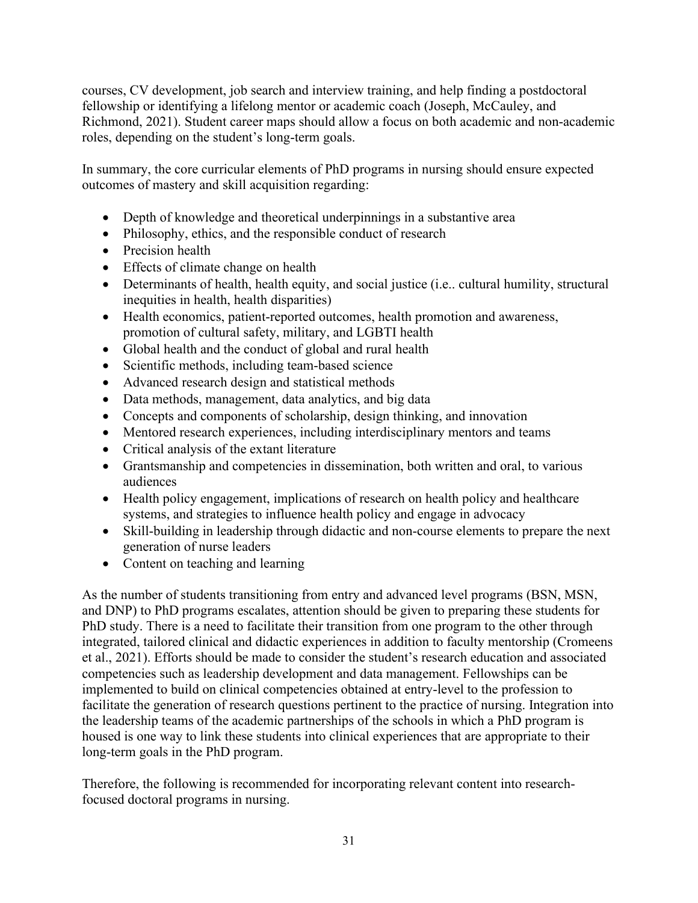courses, CV development, job search and interview training, and help finding a postdoctoral fellowship or identifying a lifelong mentor or academic coach (Joseph, McCauley, and Richmond, 2021). Student career maps should allow a focus on both academic and non-academic roles, depending on the student's long-term goals.

In summary, the core curricular elements of PhD programs in nursing should ensure expected outcomes of mastery and skill acquisition regarding:

- Depth of knowledge and theoretical underpinnings in a substantive area
- Philosophy, ethics, and the responsible conduct of research
- Precision health
- Effects of climate change on health
- Determinants of health, health equity, and social justice (i.e.. cultural humility, structural inequities in health, health disparities)
- Health economics, patient-reported outcomes, health promotion and awareness, promotion of cultural safety, military, and LGBTI health
- Global health and the conduct of global and rural health
- Scientific methods, including team-based science
- Advanced research design and statistical methods
- Data methods, management, data analytics, and big data
- Concepts and components of scholarship, design thinking, and innovation
- Mentored research experiences, including interdisciplinary mentors and teams
- Critical analysis of the extant literature
- Grantsmanship and competencies in dissemination, both written and oral, to various audiences
- Health policy engagement, implications of research on health policy and healthcare systems, and strategies to influence health policy and engage in advocacy
- Skill-building in leadership through didactic and non-course elements to prepare the next generation of nurse leaders
- Content on teaching and learning

As the number of students transitioning from entry and advanced level programs (BSN, MSN, and DNP) to PhD programs escalates, attention should be given to preparing these students for PhD study. There is a need to facilitate their transition from one program to the other through integrated, tailored clinical and didactic experiences in addition to faculty mentorship (Cromeens et al., 2021). Efforts should be made to consider the student's research education and associated competencies such as leadership development and data management. Fellowships can be implemented to build on clinical competencies obtained at entry-level to the profession to facilitate the generation of research questions pertinent to the practice of nursing. Integration into the leadership teams of the academic partnerships of the schools in which a PhD program is housed is one way to link these students into clinical experiences that are appropriate to their long-term goals in the PhD program.

Therefore, the following is recommended for incorporating relevant content into research-focused doctoral programs in nursing.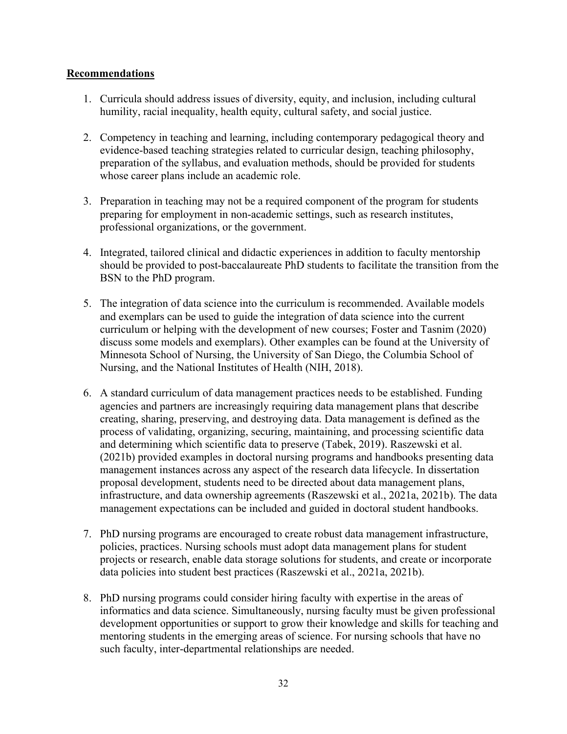**Recommendations**

1. Curricula should address issues of diversity, equity, and inclusion, including cultural humility, racial inequality, health equity, cultural safety, and social justice.

2. Competency in teaching and learning, including contemporary pedagogical theory and evidence-based teaching strategies related to curricular design, teaching philosophy, preparation of the syllabus, and evaluation methods, should be provided for students whose career plans include an academic role.

3. Preparation in teaching may not be a required component of the program for students preparing for employment in non-academic settings, such as research institutes, professional organizations, or the government.

4. Integrated, tailored clinical and didactic experiences in addition to faculty mentorship should be provided to post-baccalaureate PhD students to facilitate the transition from the BSN to the PhD program.

5. The integration of data science into the curriculum is recommended. Available models and exemplars can be used to guide the integration of data science into the current curriculum or helping with the development of new courses; Foster and Tasnim (2020) discuss some models and exemplars). Other examples can be found at the University of Minnesota School of Nursing, the University of San Diego, the Columbia School of Nursing, and the National Institutes of Health (NIH, 2018).

6. A standard curriculum of data management practices needs to be established. Funding agencies and partners are increasingly requiring data management plans that describe creating, sharing, preserving, and destroying data. Data management is defined as the process of validating, organizing, securing, maintaining, and processing scientific data and determining which scientific data to preserve (Tabek, 2019). Raszewski et al. (2021b) provided examples in doctoral nursing programs and handbooks presenting data management instances across any aspect of the research data lifecycle. In dissertation proposal development, students need to be directed about data management plans, infrastructure, and data ownership agreements (Raszewski et al., 2021a, 2021b). The data management expectations can be included and guided in doctoral student handbooks.

7. PhD nursing programs are encouraged to create robust data management infrastructure, policies, practices. Nursing schools must adopt data management plans for student projects or research, enable data storage solutions for students, and create or incorporate data policies into student best practices (Raszewski et al., 2021a, 2021b).

8. PhD nursing programs could consider hiring faculty with expertise in the areas of informatics and data science. Simultaneously, nursing faculty must be given professional development opportunities or support to grow their knowledge and skills for teaching and mentoring students in the emerging areas of science. For nursing schools that have no such faculty, inter-departmental relationships are needed.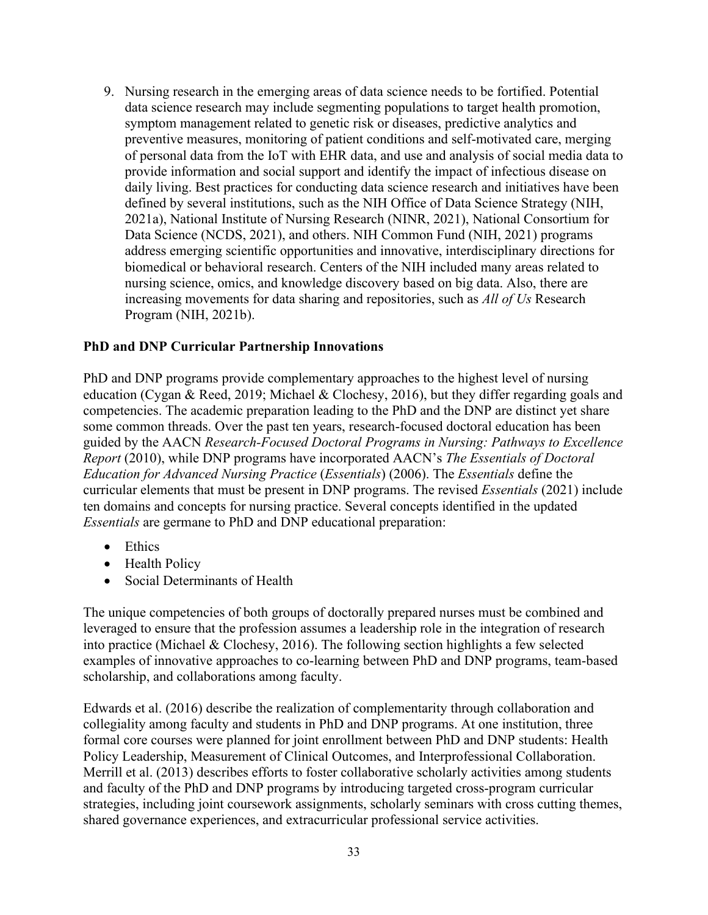9. Nursing research in the emerging areas of data science needs to be fortified. Potential data science research may include segmenting populations to target health promotion, symptom management related to genetic risk or diseases, predictive analytics and preventive measures, monitoring of patient conditions and self-motivated care, merging of personal data from the IoT with EHR data, and use and analysis of social media data to provide information and social support and identify the impact of infectious disease on daily living. Best practices for conducting data science research and initiatives have been defined by several institutions, such as the NIH Office of Data Science Strategy (NIH, 2021a), National Institute of Nursing Research (NINR, 2021), National Consortium for Data Science (NCDS, 2021), and others. NIH Common Fund (NIH, 2021) programs address emerging scientific opportunities and innovative, interdisciplinary directions for biomedical or behavioral research. Centers of the NIH included many areas related to nursing science, omics, and knowledge discovery based on big data. Also, there are increasing movements for data sharing and repositories, such as *All of Us* Research Program (NIH, 2021b).

## PhD and DNP Curricular Partnership Innovations

PhD and DNP programs provide complementary approaches to the highest level of nursing education (Cygan & Reed, 2019; Michael & Clochesy, 2016), but they differ regarding goals and competencies. The academic preparation leading to the PhD and the DNP are distinct yet share some common threads. Over the past ten years, research-focused doctoral education has been guided by the AACN *Research-Focused Doctoral Programs in Nursing: Pathways to Excellence Report* (2010), while DNP programs have incorporated AACN's *The Essentials of Doctoral Education for Advanced Nursing Practice* (*Essentials*) (2006). The *Essentials* define the curricular elements that must be present in DNP programs. The revised *Essentials* (2021) include ten domains and concepts for nursing practice. Several concepts identified in the updated *Essentials* are germane to PhD and DNP educational preparation:

- Ethics
- Health Policy
- Social Determinants of Health

The unique competencies of both groups of doctorally prepared nurses must be combined and leveraged to ensure that the profession assumes a leadership role in the integration of research into practice (Michael & Clochesy, 2016). The following section highlights a few selected examples of innovative approaches to co-learning between PhD and DNP programs, team-based scholarship, and collaborations among faculty.

Edwards et al. (2016) describe the realization of complementarity through collaboration and collegiality among faculty and students in PhD and DNP programs. At one institution, three formal core courses were planned for joint enrollment between PhD and DNP students: Health Policy Leadership, Measurement of Clinical Outcomes, and Interprofessional Collaboration. Merrill et al. (2013) describes efforts to foster collaborative scholarly activities among students and faculty of the PhD and DNP programs by introducing targeted cross-program curricular strategies, including joint coursework assignments, scholarly seminars with cross cutting themes, shared governance experiences, and extracurricular professional service activities.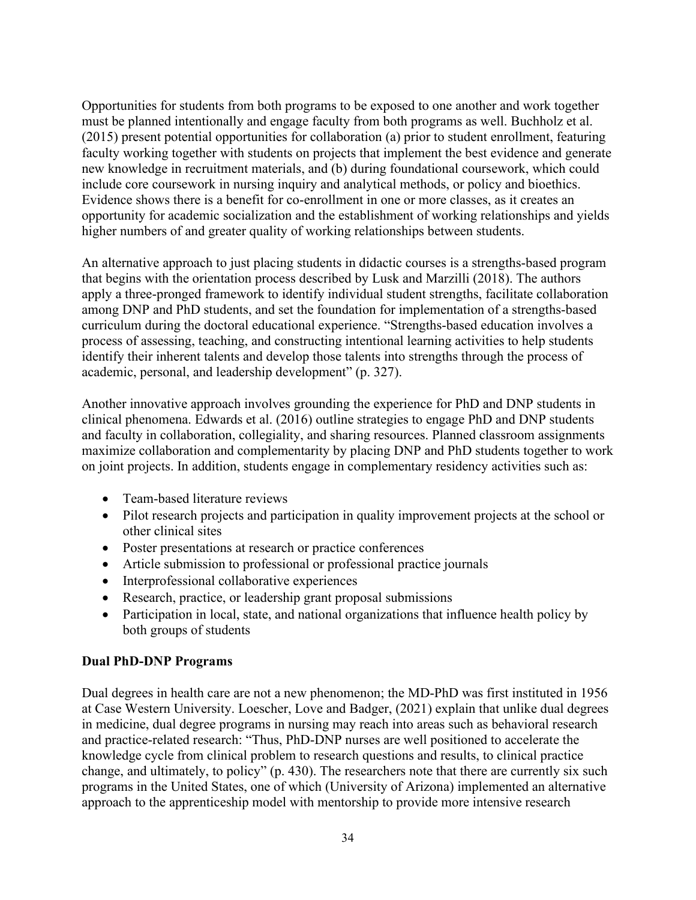Opportunities for students from both programs to be exposed to one another and work together must be planned intentionally and engage faculty from both programs as well. Buchholz et al. (2015) present potential opportunities for collaboration (a) prior to student enrollment, featuring faculty working together with students on projects that implement the best evidence and generate new knowledge in recruitment materials, and (b) during foundational coursework, which could include core coursework in nursing inquiry and analytical methods, or policy and bioethics. Evidence shows there is a benefit for co-enrollment in one or more classes, as it creates an opportunity for academic socialization and the establishment of working relationships and yields higher numbers of and greater quality of working relationships between students.

An alternative approach to just placing students in didactic courses is a strengths-based program that begins with the orientation process described by Lusk and Marzilli (2018). The authors apply a three-pronged framework to identify individual student strengths, facilitate collaboration among DNP and PhD students, and set the foundation for implementation of a strengths-based curriculum during the doctoral educational experience. "Strengths-based education involves a process of assessing, teaching, and constructing intentional learning activities to help students identify their inherent talents and develop those talents into strengths through the process of academic, personal, and leadership development" (p. 327).

Another innovative approach involves grounding the experience for PhD and DNP students in clinical phenomena. Edwards et al. (2016) outline strategies to engage PhD and DNP students and faculty in collaboration, collegiality, and sharing resources. Planned classroom assignments maximize collaboration and complementarity by placing DNP and PhD students together to work on joint projects. In addition, students engage in complementary residency activities such as:

- Team-based literature reviews
- Pilot research projects and participation in quality improvement projects at the school or other clinical sites
- Poster presentations at research or practice conferences
- Article submission to professional or professional practice journals
- Interprofessional collaborative experiences
- Research, practice, or leadership grant proposal submissions
- Participation in local, state, and national organizations that influence health policy by both groups of students

**Dual PhD-DNP Programs**

Dual degrees in health care are not a new phenomenon; the MD-PhD was first instituted in 1956 at Case Western University. Loescher, Love and Badger, (2021) explain that unlike dual degrees in medicine, dual degree programs in nursing may reach into areas such as behavioral research and practice-related research: "Thus, PhD-DNP nurses are well positioned to accelerate the knowledge cycle from clinical problem to research questions and results, to clinical practice change, and ultimately, to policy" (p. 430). The researchers note that there are currently six such programs in the United States, one of which (University of Arizona) implemented an alternative approach to the apprenticeship model with mentorship to provide more intensive research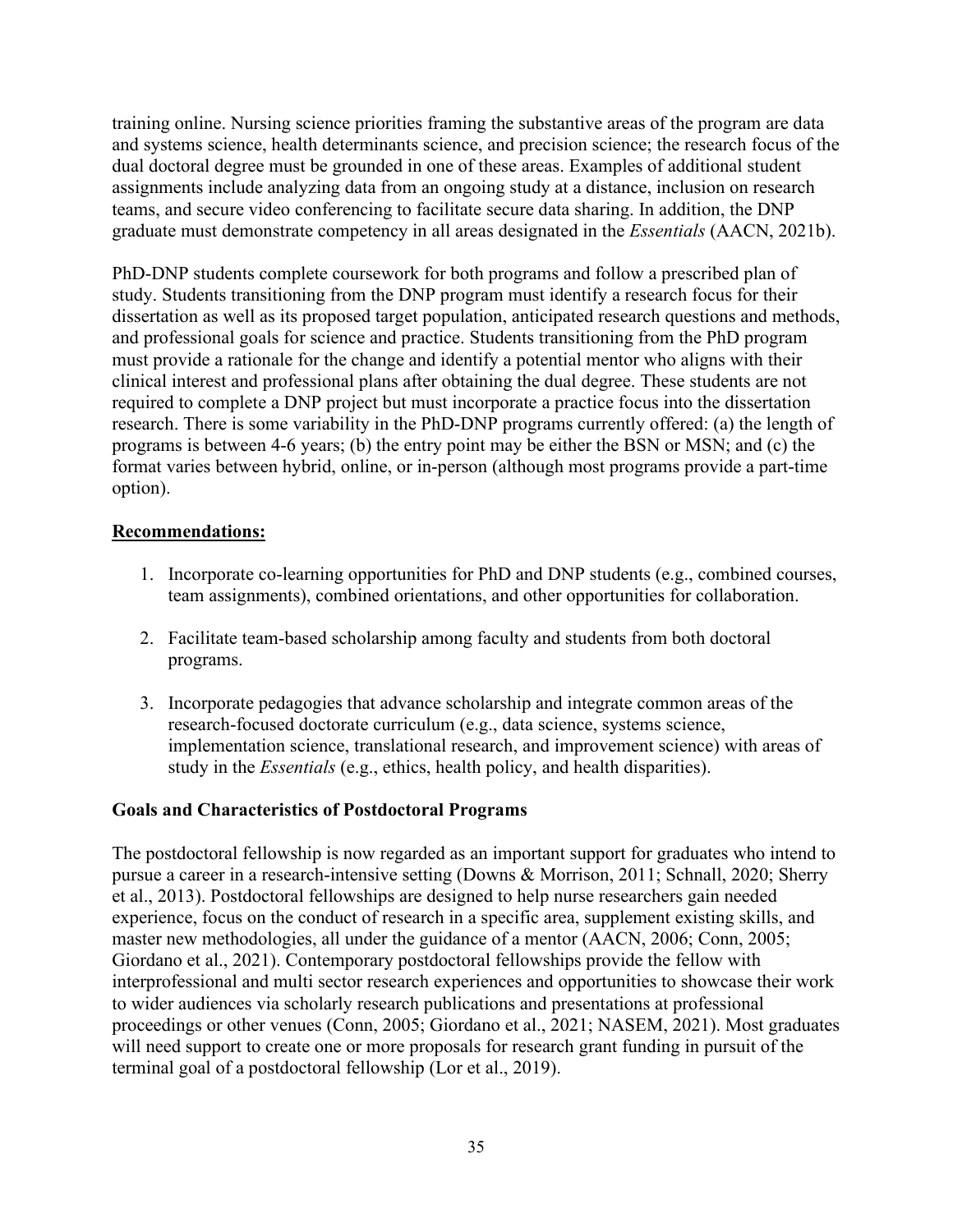training online. Nursing science priorities framing the substantive areas of the program are data and systems science, health determinants science, and precision science; the research focus of the dual doctoral degree must be grounded in one of these areas. Examples of additional student assignments include analyzing data from an ongoing study at a distance, inclusion on research teams, and secure video conferencing to facilitate secure data sharing. In addition, the DNP graduate must demonstrate competency in all areas designated in the *Essentials* (AACN, 2021b).

PhD-DNP students complete coursework for both programs and follow a prescribed plan of study. Students transitioning from the DNP program must identify a research focus for their dissertation as well as its proposed target population, anticipated research questions and methods, and professional goals for science and practice. Students transitioning from the PhD program must provide a rationale for the change and identify a potential mentor who aligns with their clinical interest and professional plans after obtaining the dual degree. These students are not required to complete a DNP project but must incorporate a practice focus into the dissertation research. There is some variability in the PhD-DNP programs currently offered: (a) the length of programs is between 4-6 years; (b) the entry point may be either the BSN or MSN; and (c) the format varies between hybrid, online, or in-person (although most programs provide a part-time option).

**Recommendations:**

1. Incorporate co-learning opportunities for PhD and DNP students (e.g., combined courses, team assignments), combined orientations, and other opportunities for collaboration.

2. Facilitate team-based scholarship among faculty and students from both doctoral programs.

3. Incorporate pedagogies that advance scholarship and integrate common areas of the research-focused doctorate curriculum (e.g., data science, systems science, implementation science, translational research, and improvement science) with areas of study in the *Essentials* (e.g., ethics, health policy, and health disparities).

### Goals and Characteristics of Postdoctoral Programs

The postdoctoral fellowship is now regarded as an important support for graduates who intend to pursue a career in a research-intensive setting (Downs & Morrison, 2011; Schnall, 2020; Sherry et al., 2013). Postdoctoral fellowships are designed to help nurse researchers gain needed experience, focus on the conduct of research in a specific area, supplement existing skills, and master new methodologies, all under the guidance of a mentor (AACN, 2006; Conn, 2005; Giordano et al., 2021). Contemporary postdoctoral fellowships provide the fellow with interprofessional and multi sector research experiences and opportunities to showcase their work to wider audiences via scholarly research publications and presentations at professional proceedings or other venues (Conn, 2005; Giordano et al., 2021; NASEM, 2021). Most graduates will need support to create one or more proposals for research grant funding in pursuit of the terminal goal of a postdoctoral fellowship (Lor et al., 2019).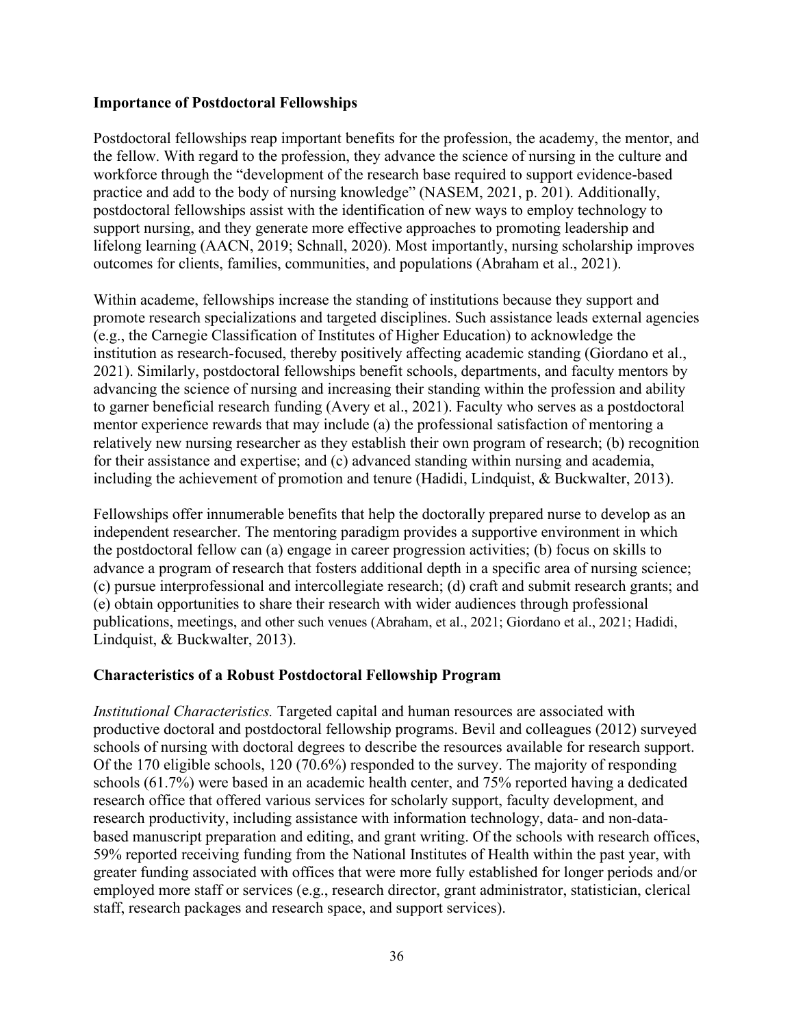### Importance of Postdoctoral Fellowships

Postdoctoral fellowships reap important benefits for the profession, the academy, the mentor, and the fellow. With regard to the profession, they advance the science of nursing in the culture and workforce through the "development of the research base required to support evidence-based practice and add to the body of nursing knowledge" (NASEM, 2021, p. 201). Additionally, postdoctoral fellowships assist with the identification of new ways to employ technology to support nursing, and they generate more effective approaches to promoting leadership and lifelong learning (AACN, 2019; Schnall, 2020). Most importantly, nursing scholarship improves outcomes for clients, families, communities, and populations (Abraham et al., 2021).

Within academe, fellowships increase the standing of institutions because they support and promote research specializations and targeted disciplines. Such assistance leads external agencies (e.g., the Carnegie Classification of Institutes of Higher Education) to acknowledge the institution as research-focused, thereby positively affecting academic standing (Giordano et al., 2021). Similarly, postdoctoral fellowships benefit schools, departments, and faculty mentors by advancing the science of nursing and increasing their standing within the profession and ability to garner beneficial research funding (Avery et al., 2021). Faculty who serves as a postdoctoral mentor experience rewards that may include (a) the professional satisfaction of mentoring a relatively new nursing researcher as they establish their own program of research; (b) recognition for their assistance and expertise; and (c) advanced standing within nursing and academia, including the achievement of promotion and tenure (Hadidi, Lindquist, & Buckwalter, 2013).

Fellowships offer innumerable benefits that help the doctorally prepared nurse to develop as an independent researcher. The mentoring paradigm provides a supportive environment in which the postdoctoral fellow can (a) engage in career progression activities; (b) focus on skills to advance a program of research that fosters additional depth in a specific area of nursing science; (c) pursue interprofessional and intercollegiate research; (d) craft and submit research grants; and (e) obtain opportunities to share their research with wider audiences through professional publications, meetings, and other such venues (Abraham, et al., 2021; Giordano et al., 2021; Hadidi, Lindquist, & Buckwalter, 2013).

### Characteristics of a Robust Postdoctoral Fellowship Program

*Institutional Characteristics.* Targeted capital and human resources are associated with productive doctoral and postdoctoral fellowship programs. Bevil and colleagues (2012) surveyed schools of nursing with doctoral degrees to describe the resources available for research support. Of the 170 eligible schools, 120 (70.6%) responded to the survey. The majority of responding schools (61.7%) were based in an academic health center, and 75% reported having a dedicated research office that offered various services for scholarly support, faculty development, and research productivity, including assistance with information technology, data- and non-data-based manuscript preparation and editing, and grant writing. Of the schools with research offices, 59% reported receiving funding from the National Institutes of Health within the past year, with greater funding associated with offices that were more fully established for longer periods and/or employed more staff or services (e.g., research director, grant administrator, statistician, clerical staff, research packages and research space, and support services).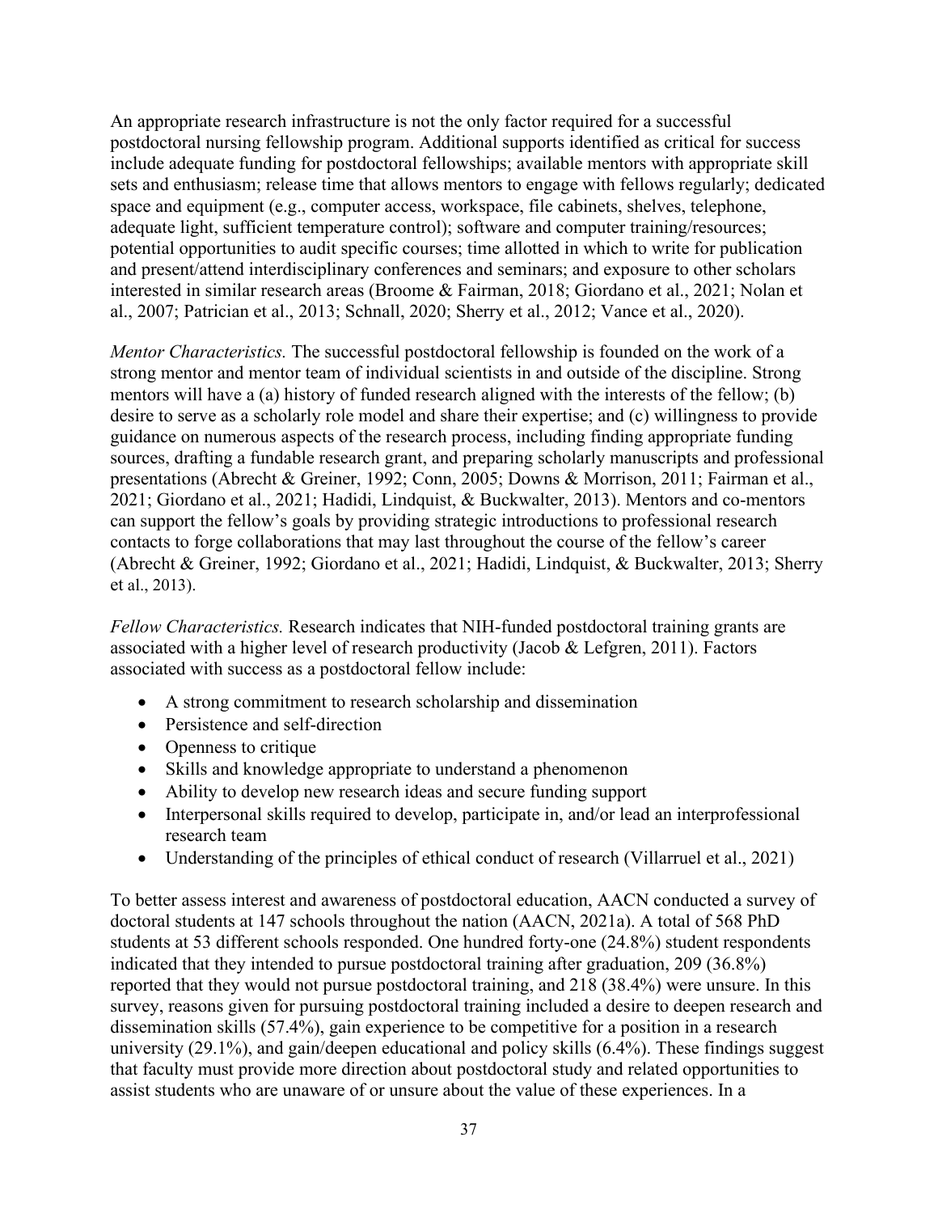An appropriate research infrastructure is not the only factor required for a successful postdoctoral nursing fellowship program. Additional supports identified as critical for success include adequate funding for postdoctoral fellowships; available mentors with appropriate skill sets and enthusiasm; release time that allows mentors to engage with fellows regularly; dedicated space and equipment (e.g., computer access, workspace, file cabinets, shelves, telephone, adequate light, sufficient temperature control); software and computer training/resources; potential opportunities to audit specific courses; time allotted in which to write for publication and present/attend interdisciplinary conferences and seminars; and exposure to other scholars interested in similar research areas (Broome & Fairman, 2018; Giordano et al., 2021; Nolan et al., 2007; Patrician et al., 2013; Schnall, 2020; Sherry et al., 2012; Vance et al., 2020).

*Mentor Characteristics.* The successful postdoctoral fellowship is founded on the work of a strong mentor and mentor team of individual scientists in and outside of the discipline. Strong mentors will have a (a) history of funded research aligned with the interests of the fellow; (b) desire to serve as a scholarly role model and share their expertise; and (c) willingness to provide guidance on numerous aspects of the research process, including finding appropriate funding sources, drafting a fundable research grant, and preparing scholarly manuscripts and professional presentations (Abrecht & Greiner, 1992; Conn, 2005; Downs & Morrison, 2011; Fairman et al., 2021; Giordano et al., 2021; Hadidi, Lindquist, & Buckwalter, 2013). Mentors and co-mentors can support the fellow's goals by providing strategic introductions to professional research contacts to forge collaborations that may last throughout the course of the fellow's career (Abrecht & Greiner, 1992; Giordano et al., 2021; Hadidi, Lindquist, & Buckwalter, 2013; Sherry et al., 2013).

*Fellow Characteristics.* Research indicates that NIH-funded postdoctoral training grants are associated with a higher level of research productivity (Jacob & Lefgren, 2011). Factors associated with success as a postdoctoral fellow include:

- A strong commitment to research scholarship and dissemination
- Persistence and self-direction
- Openness to critique
- Skills and knowledge appropriate to understand a phenomenon
- Ability to develop new research ideas and secure funding support
- Interpersonal skills required to develop, participate in, and/or lead an interprofessional research team
- Understanding of the principles of ethical conduct of research (Villarruel et al., 2021)

To better assess interest and awareness of postdoctoral education, AACN conducted a survey of doctoral students at 147 schools throughout the nation (AACN, 2021a). A total of 568 PhD students at 53 different schools responded. One hundred forty-one (24.8%) student respondents indicated that they intended to pursue postdoctoral training after graduation, 209 (36.8%) reported that they would not pursue postdoctoral training, and 218 (38.4%) were unsure. In this survey, reasons given for pursuing postdoctoral training included a desire to deepen research and dissemination skills (57.4%), gain experience to be competitive for a position in a research university (29.1%), and gain/deepen educational and policy skills (6.4%). These findings suggest that faculty must provide more direction about postdoctoral study and related opportunities to assist students who are unaware of or unsure about the value of these experiences. In a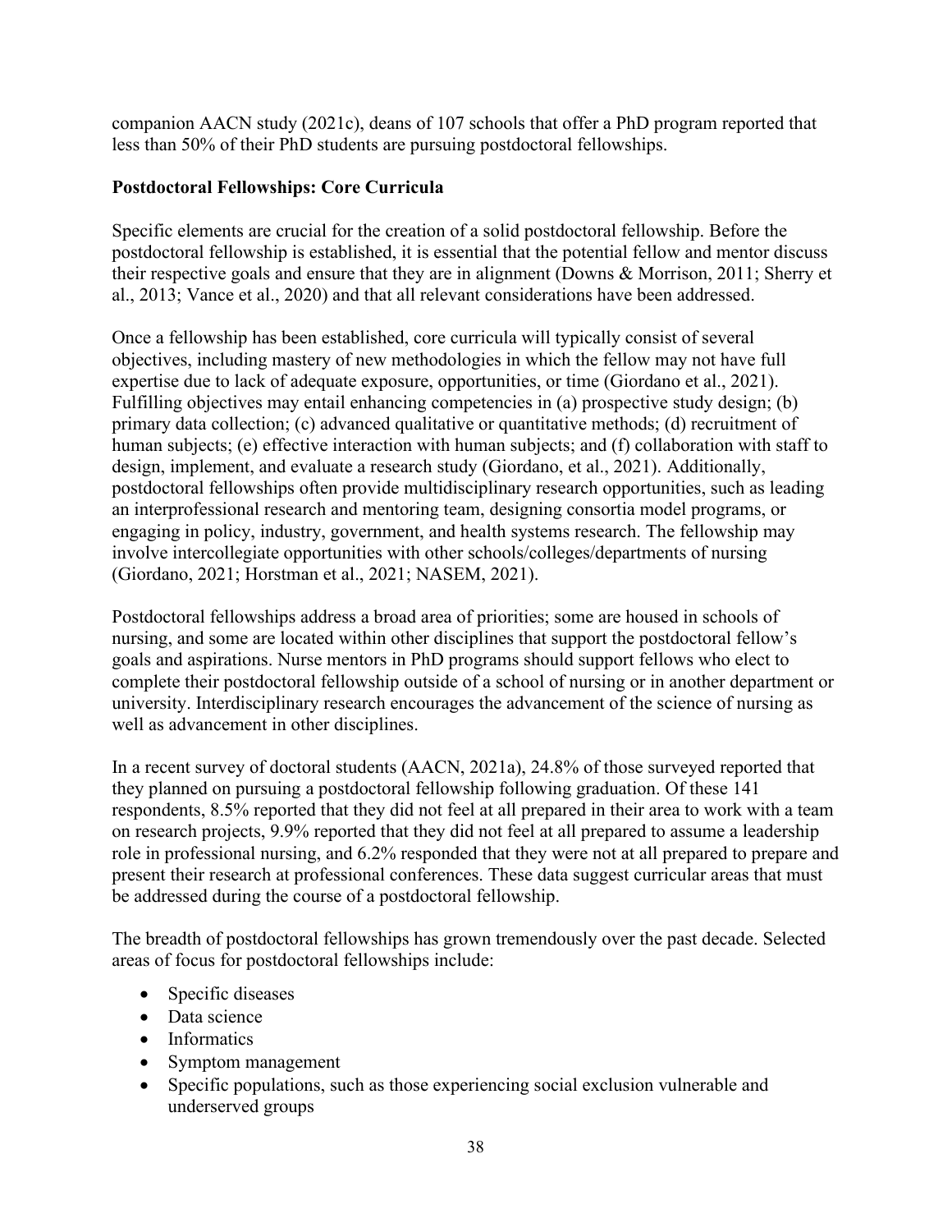companion AACN study (2021c), deans of 107 schools that offer a PhD program reported that less than 50% of their PhD students are pursuing postdoctoral fellowships.

**Postdoctoral Fellowships: Core Curricula**

Specific elements are crucial for the creation of a solid postdoctoral fellowship. Before the postdoctoral fellowship is established, it is essential that the potential fellow and mentor discuss their respective goals and ensure that they are in alignment (Downs & Morrison, 2011; Sherry et al., 2013; Vance et al., 2020) and that all relevant considerations have been addressed.

Once a fellowship has been established, core curricula will typically consist of several objectives, including mastery of new methodologies in which the fellow may not have full expertise due to lack of adequate exposure, opportunities, or time (Giordano et al., 2021). Fulfilling objectives may entail enhancing competencies in (a) prospective study design; (b) primary data collection; (c) advanced qualitative or quantitative methods; (d) recruitment of human subjects; (e) effective interaction with human subjects; and (f) collaboration with staff to design, implement, and evaluate a research study (Giordano, et al., 2021). Additionally, postdoctoral fellowships often provide multidisciplinary research opportunities, such as leading an interprofessional research and mentoring team, designing consortia model programs, or engaging in policy, industry, government, and health systems research. The fellowship may involve intercollegiate opportunities with other schools/colleges/departments of nursing (Giordano, 2021; Horstman et al., 2021; NASEM, 2021).

Postdoctoral fellowships address a broad area of priorities; some are housed in schools of nursing, and some are located within other disciplines that support the postdoctoral fellow's goals and aspirations. Nurse mentors in PhD programs should support fellows who elect to complete their postdoctoral fellowship outside of a school of nursing or in another department or university. Interdisciplinary research encourages the advancement of the science of nursing as well as advancement in other disciplines.

In a recent survey of doctoral students (AACN, 2021a), 24.8% of those surveyed reported that they planned on pursuing a postdoctoral fellowship following graduation. Of these 141 respondents, 8.5% reported that they did not feel at all prepared in their area to work with a team on research projects, 9.9% reported that they did not feel at all prepared to assume a leadership role in professional nursing, and 6.2% responded that they were not at all prepared to prepare and present their research at professional conferences. These data suggest curricular areas that must be addressed during the course of a postdoctoral fellowship.

The breadth of postdoctoral fellowships has grown tremendously over the past decade. Selected areas of focus for postdoctoral fellowships include:

- Specific diseases
- Data science
- Informatics
- Symptom management
- Specific populations, such as those experiencing social exclusion vulnerable and underserved groups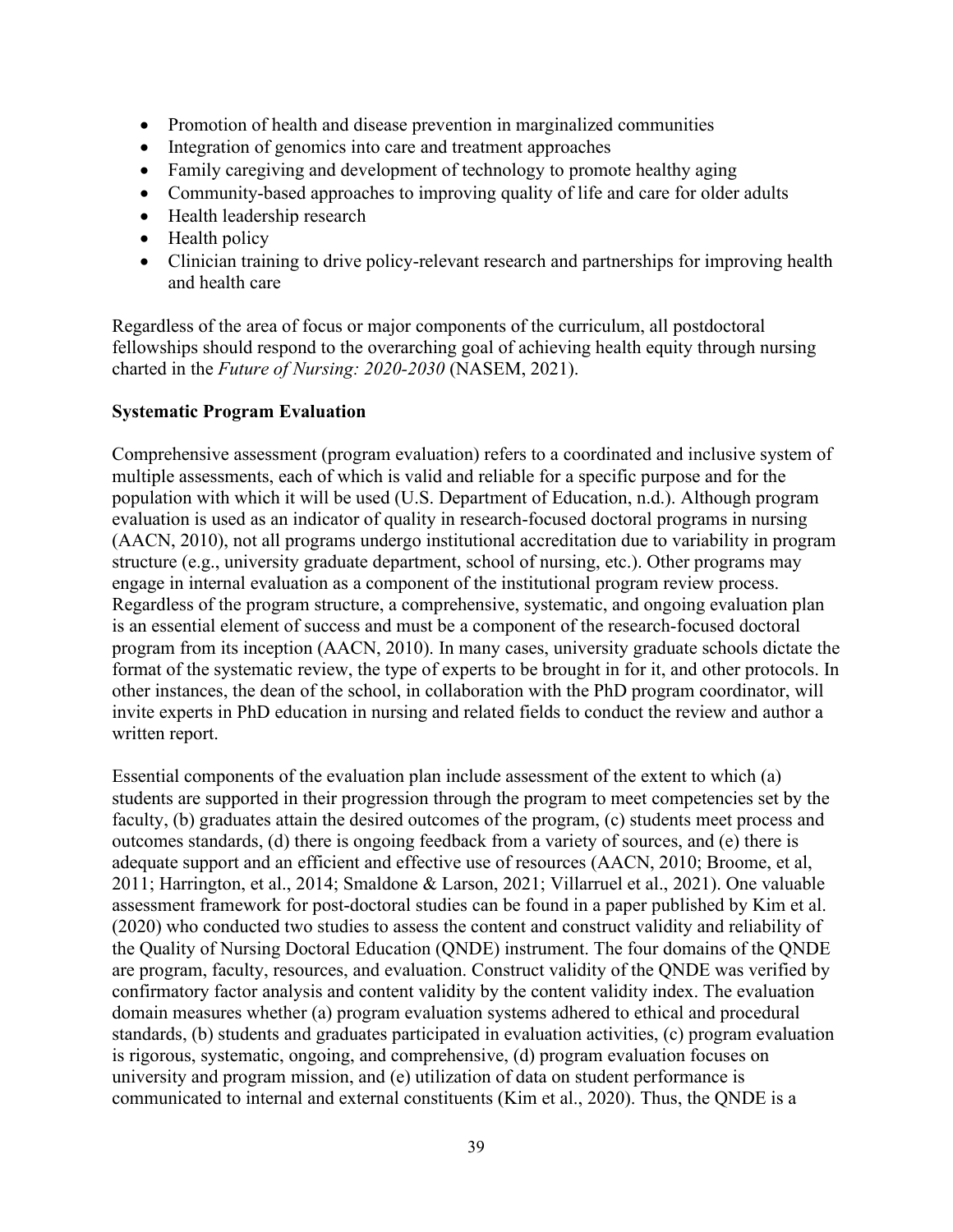- Promotion of health and disease prevention in marginalized communities
- Integration of genomics into care and treatment approaches
- Family caregiving and development of technology to promote healthy aging
- Community-based approaches to improving quality of life and care for older adults
- Health leadership research
- Health policy
- Clinician training to drive policy-relevant research and partnerships for improving health and health care

Regardless of the area of focus or major components of the curriculum, all postdoctoral fellowships should respond to the overarching goal of achieving health equity through nursing charted in the *Future of Nursing: 2020-2030* (NASEM, 2021).

**Systematic Program Evaluation**

Comprehensive assessment (program evaluation) refers to a coordinated and inclusive system of multiple assessments, each of which is valid and reliable for a specific purpose and for the population with which it will be used (U.S. Department of Education, n.d.). Although program evaluation is used as an indicator of quality in research-focused doctoral programs in nursing (AACN, 2010), not all programs undergo institutional accreditation due to variability in program structure (e.g., university graduate department, school of nursing, etc.). Other programs may engage in internal evaluation as a component of the institutional program review process. Regardless of the program structure, a comprehensive, systematic, and ongoing evaluation plan is an essential element of success and must be a component of the research-focused doctoral program from its inception (AACN, 2010). In many cases, university graduate schools dictate the format of the systematic review, the type of experts to be brought in for it, and other protocols. In other instances, the dean of the school, in collaboration with the PhD program coordinator, will invite experts in PhD education in nursing and related fields to conduct the review and author a written report.

Essential components of the evaluation plan include assessment of the extent to which (a) students are supported in their progression through the program to meet competencies set by the faculty, (b) graduates attain the desired outcomes of the program, (c) students meet process and outcomes standards, (d) there is ongoing feedback from a variety of sources, and (e) there is adequate support and an efficient and effective use of resources (AACN, 2010; Broome, et al, 2011; Harrington, et al., 2014; Smaldone & Larson, 2021; Villarruel et al., 2021). One valuable assessment framework for post-doctoral studies can be found in a paper published by Kim et al. (2020) who conducted two studies to assess the content and construct validity and reliability of the Quality of Nursing Doctoral Education (QNDE) instrument. The four domains of the QNDE are program, faculty, resources, and evaluation. Construct validity of the QNDE was verified by confirmatory factor analysis and content validity by the content validity index. The evaluation domain measures whether (a) program evaluation systems adhered to ethical and procedural standards, (b) students and graduates participated in evaluation activities, (c) program evaluation is rigorous, systematic, ongoing, and comprehensive, (d) program evaluation focuses on university and program mission, and (e) utilization of data on student performance is communicated to internal and external constituents (Kim et al., 2020). Thus, the QNDE is a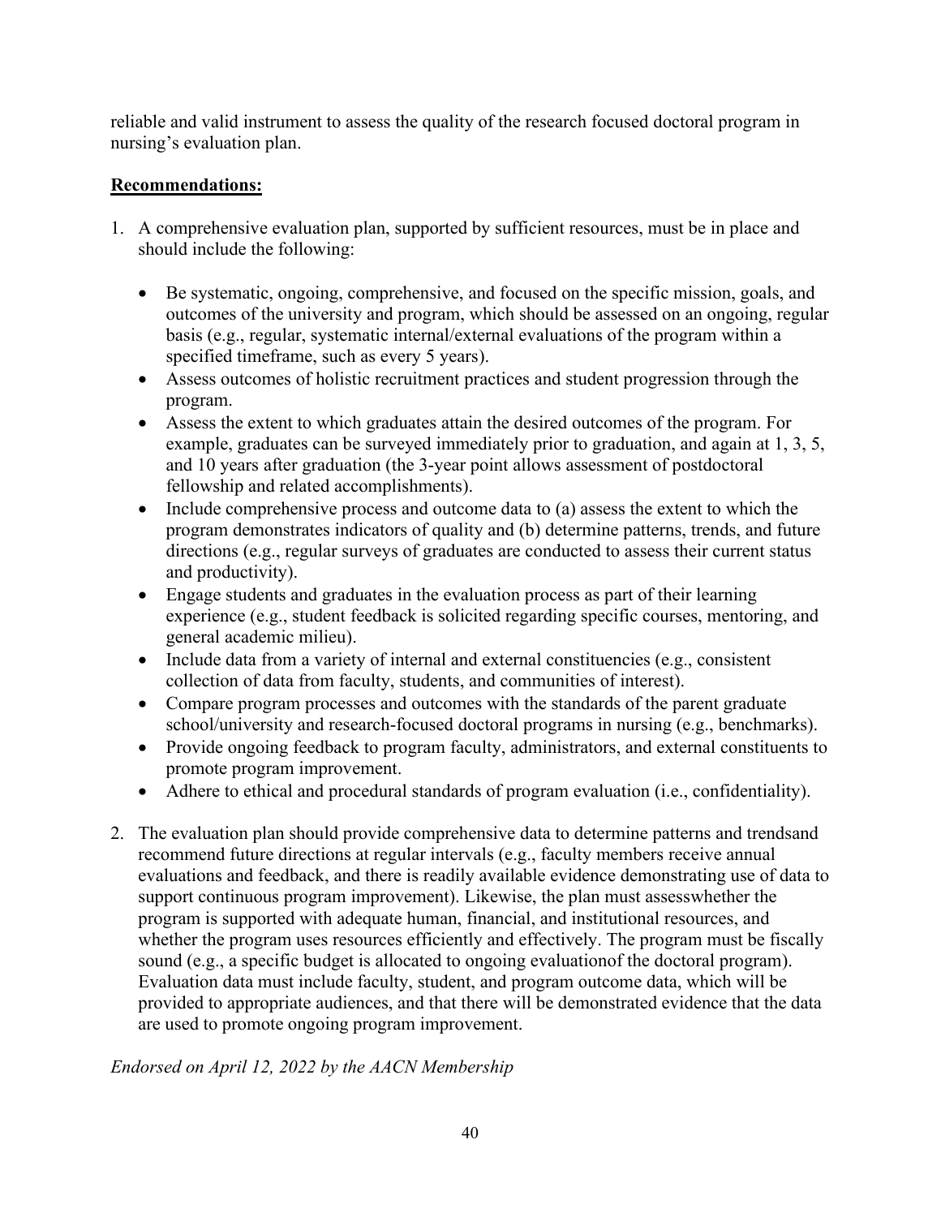reliable and valid instrument to assess the quality of the research focused doctoral program in nursing's evaluation plan.

**Recommendations:**

1. A comprehensive evaluation plan, supported by sufficient resources, must be in place and should include the following:

   - Be systematic, ongoing, comprehensive, and focused on the specific mission, goals, and outcomes of the university and program, which should be assessed on an ongoing, regular basis (e.g., regular, systematic internal/external evaluations of the program within a specified timeframe, such as every 5 years).
   - Assess outcomes of holistic recruitment practices and student progression through the program.
   - Assess the extent to which graduates attain the desired outcomes of the program. For example, graduates can be surveyed immediately prior to graduation, and again at 1, 3, 5, and 10 years after graduation (the 3-year point allows assessment of postdoctoral fellowship and related accomplishments).
   - Include comprehensive process and outcome data to (a) assess the extent to which the program demonstrates indicators of quality and (b) determine patterns, trends, and future directions (e.g., regular surveys of graduates are conducted to assess their current status and productivity).
   - Engage students and graduates in the evaluation process as part of their learning experience (e.g., student feedback is solicited regarding specific courses, mentoring, and general academic milieu).
   - Include data from a variety of internal and external constituencies (e.g., consistent collection of data from faculty, students, and communities of interest).
   - Compare program processes and outcomes with the standards of the parent graduate school/university and research-focused doctoral programs in nursing (e.g., benchmarks).
   - Provide ongoing feedback to program faculty, administrators, and external constituents to promote program improvement.
   - Adhere to ethical and procedural standards of program evaluation (i.e., confidentiality).

2. The evaluation plan should provide comprehensive data to determine patterns and trendsand recommend future directions at regular intervals (e.g., faculty members receive annual evaluations and feedback, and there is readily available evidence demonstrating use of data to support continuous program improvement). Likewise, the plan must assesswhether the program is supported with adequate human, financial, and institutional resources, and whether the program uses resources efficiently and effectively. The program must be fiscally sound (e.g., a specific budget is allocated to ongoing evaluationof the doctoral program). Evaluation data must include faculty, student, and program outcome data, which will be provided to appropriate audiences, and that there will be demonstrated evidence that the data are used to promote ongoing program improvement.

*Endorsed on April 12, 2022 by the AACN Membership*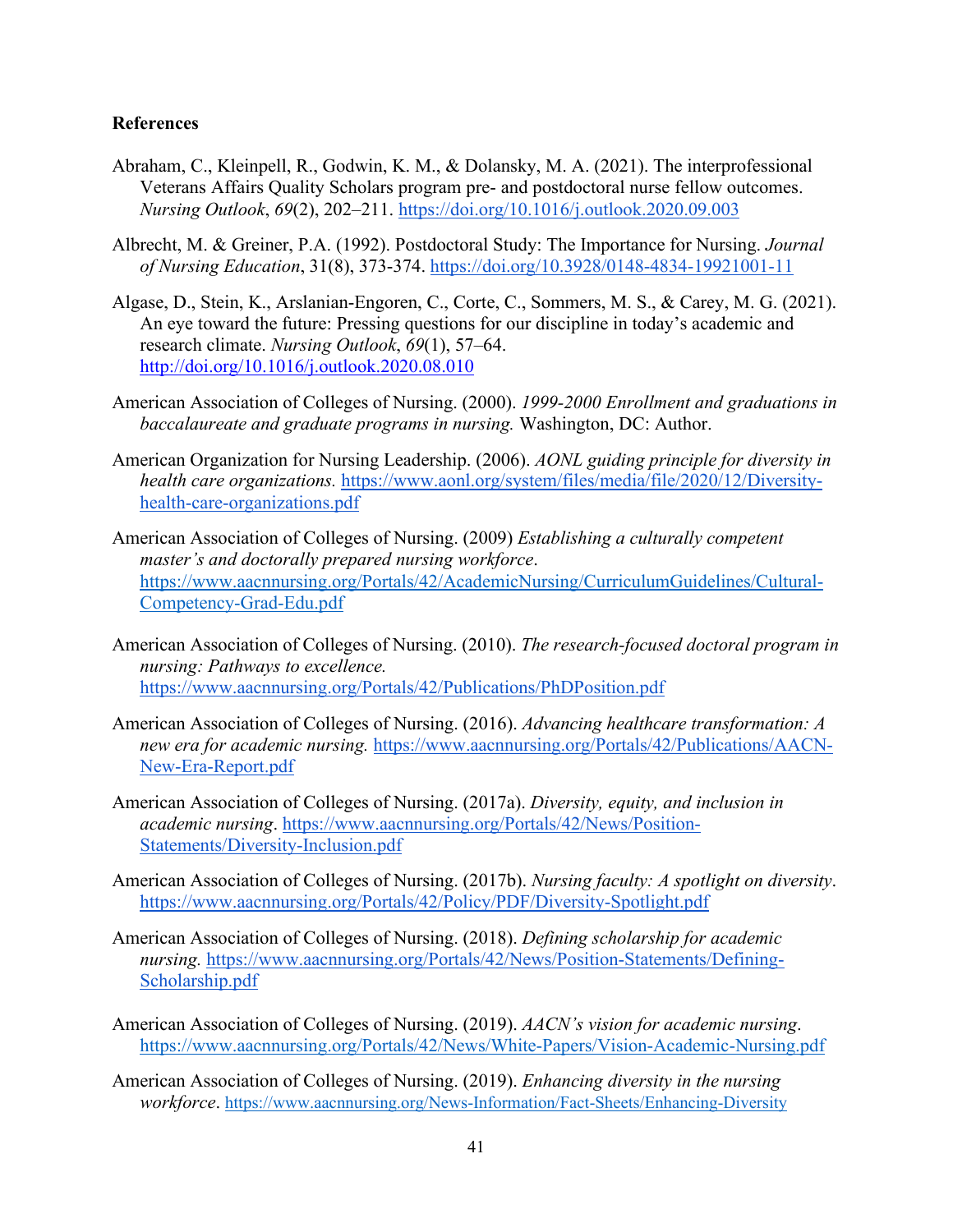**References**

Abraham, C., Kleinpell, R., Godwin, K. M., & Dolansky, M. A. (2021). The interprofessional Veterans Affairs Quality Scholars program pre- and postdoctoral nurse fellow outcomes. *Nursing Outlook*, *69*(2), 202–211. https://doi.org/10.1016/j.outlook.2020.09.003

Albrecht, M. & Greiner, P.A. (1992). Postdoctoral Study: The Importance for Nursing. *Journal of Nursing Education*, 31(8), 373-374. https://doi.org/10.3928/0148-4834-19921001-11

Algase, D., Stein, K., Arslanian-Engoren, C., Corte, C., Sommers, M. S., & Carey, M. G. (2021). An eye toward the future: Pressing questions for our discipline in today's academic and research climate. *Nursing Outlook*, *69*(1), 57–64. http://doi.org/10.1016/j.outlook.2020.08.010

American Association of Colleges of Nursing. (2000). *1999-2000 Enrollment and graduations in baccalaureate and graduate programs in nursing.* Washington, DC: Author.

American Organization for Nursing Leadership. (2006). *AONL guiding principle for diversity in health care organizations.* https://www.aonl.org/system/files/media/file/2020/12/Diversity-health-care-organizations.pdf

American Association of Colleges of Nursing. (2009) *Establishing a culturally competent master's and doctorally prepared nursing workforce*. https://www.aacnnursing.org/Portals/42/AcademicNursing/CurriculumGuidelines/Cultural-Competency-Grad-Edu.pdf

American Association of Colleges of Nursing. (2010). *The research-focused doctoral program in nursing: Pathways to excellence.* https://www.aacnnursing.org/Portals/42/Publications/PhDPosition.pdf

American Association of Colleges of Nursing. (2016). *Advancing healthcare transformation: A new era for academic nursing.* https://www.aacnnursing.org/Portals/42/Publications/AACN-New-Era-Report.pdf

American Association of Colleges of Nursing. (2017a). *Diversity, equity, and inclusion in academic nursing*. https://www.aacnnursing.org/Portals/42/News/Position-Statements/Diversity-Inclusion.pdf

American Association of Colleges of Nursing. (2017b). *Nursing faculty: A spotlight on diversity*. https://www.aacnnursing.org/Portals/42/Policy/PDF/Diversity-Spotlight.pdf

American Association of Colleges of Nursing. (2018). *Defining scholarship for academic nursing.* https://www.aacnnursing.org/Portals/42/News/Position-Statements/Defining-Scholarship.pdf

American Association of Colleges of Nursing. (2019). *AACN's vision for academic nursing*. https://www.aacnnursing.org/Portals/42/News/White-Papers/Vision-Academic-Nursing.pdf

American Association of Colleges of Nursing. (2019). *Enhancing diversity in the nursing workforce*. https://www.aacnnursing.org/News-Information/Fact-Sheets/Enhancing-Diversity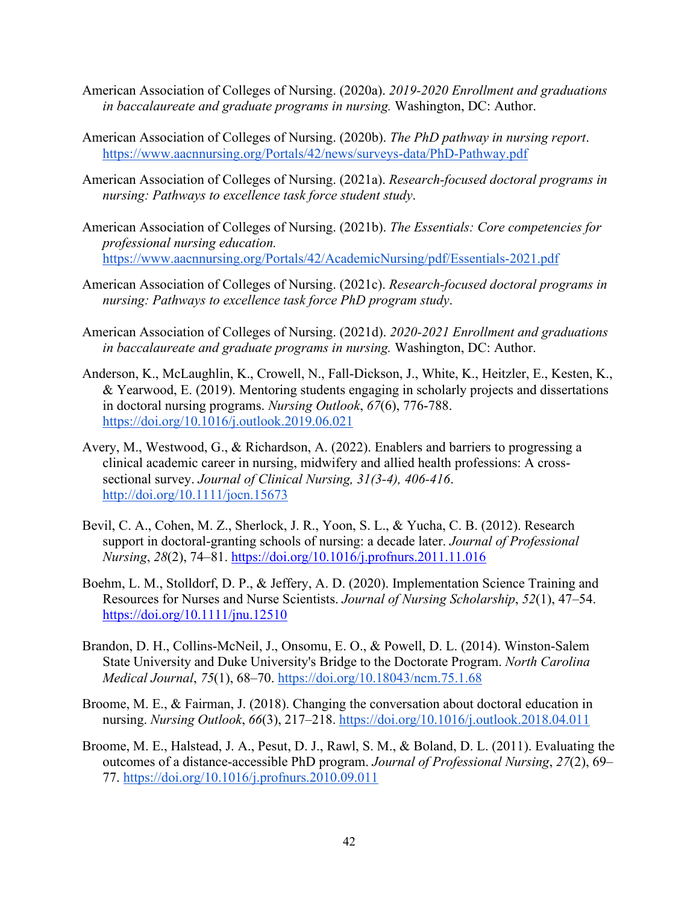American Association of Colleges of Nursing. (2020a). *2019-2020 Enrollment and graduations in baccalaureate and graduate programs in nursing.* Washington, DC: Author.

American Association of Colleges of Nursing. (2020b). *The PhD pathway in nursing report*. https://www.aacnnursing.org/Portals/42/news/surveys-data/PhD-Pathway.pdf

American Association of Colleges of Nursing. (2021a). *Research-focused doctoral programs in nursing: Pathways to excellence task force student study*.

American Association of Colleges of Nursing. (2021b). *The Essentials: Core competencies for professional nursing education.* https://www.aacnnursing.org/Portals/42/AcademicNursing/pdf/Essentials-2021.pdf

American Association of Colleges of Nursing. (2021c). *Research-focused doctoral programs in nursing: Pathways to excellence task force PhD program study*.

American Association of Colleges of Nursing. (2021d). *2020-2021 Enrollment and graduations in baccalaureate and graduate programs in nursing.* Washington, DC: Author.

Anderson, K., McLaughlin, K., Crowell, N., Fall-Dickson, J., White, K., Heitzler, E., Kesten, K., & Yearwood, E. (2019). Mentoring students engaging in scholarly projects and dissertations in doctoral nursing programs. *Nursing Outlook*, *67*(6), 776-788. https://doi.org/10.1016/j.outlook.2019.06.021

Avery, M., Westwood, G., & Richardson, A. (2022). Enablers and barriers to progressing a clinical academic career in nursing, midwifery and allied health professions: A cross-sectional survey. *Journal of Clinical Nursing, 31(3-4), 406-416*. http://doi.org/10.1111/jocn.15673

Bevil, C. A., Cohen, M. Z., Sherlock, J. R., Yoon, S. L., & Yucha, C. B. (2012). Research support in doctoral-granting schools of nursing: a decade later. *Journal of Professional Nursing*, *28*(2), 74–81. https://doi.org/10.1016/j.profnurs.2011.11.016

Boehm, L. M., Stolldorf, D. P., & Jeffery, A. D. (2020). Implementation Science Training and Resources for Nurses and Nurse Scientists. *Journal of Nursing Scholarship*, *52*(1), 47–54. https://doi.org/10.1111/jnu.12510

Brandon, D. H., Collins-McNeil, J., Onsomu, E. O., & Powell, D. L. (2014). Winston-Salem State University and Duke University's Bridge to the Doctorate Program. *North Carolina Medical Journal*, *75*(1), 68–70. https://doi.org/10.18043/ncm.75.1.68

Broome, M. E., & Fairman, J. (2018). Changing the conversation about doctoral education in nursing. *Nursing Outlook*, *66*(3), 217–218. https://doi.org/10.1016/j.outlook.2018.04.011

Broome, M. E., Halstead, J. A., Pesut, D. J., Rawl, S. M., & Boland, D. L. (2011). Evaluating the outcomes of a distance-accessible PhD program. *Journal of Professional Nursing*, *27*(2), 69–77. https://doi.org/10.1016/j.profnurs.2010.09.011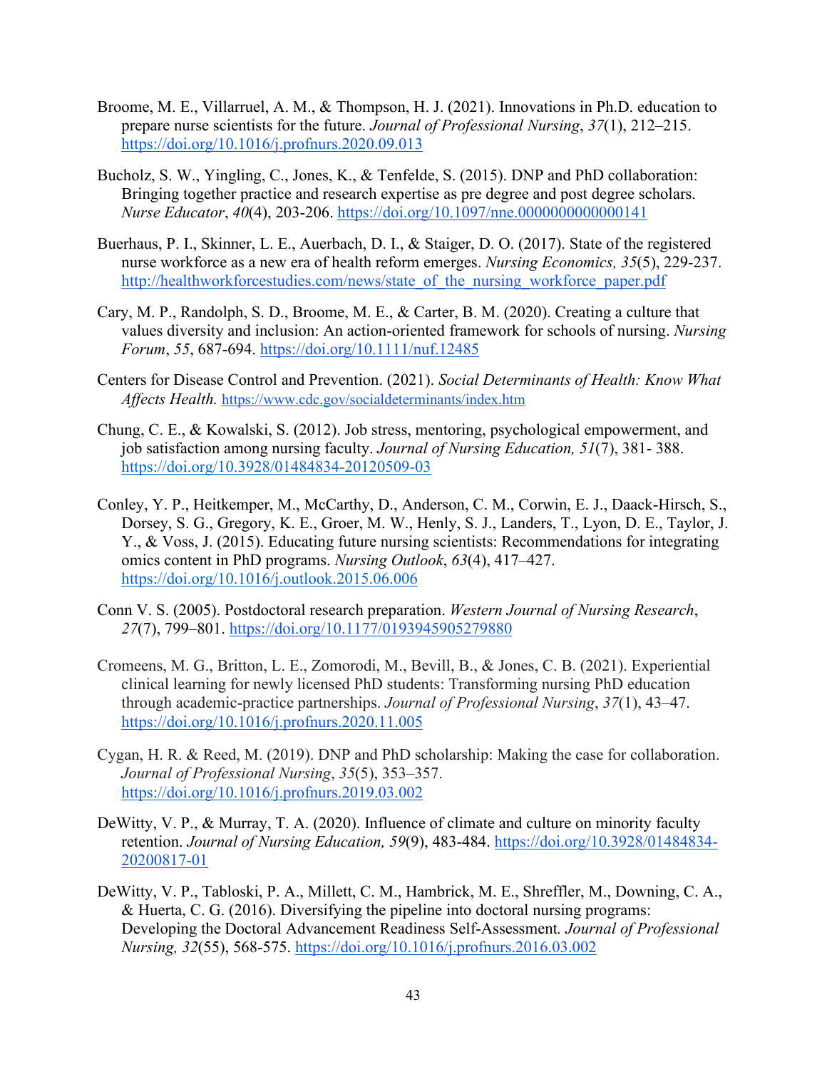Broome, M. E., Villarruel, A. M., & Thompson, H. J. (2021). Innovations in Ph.D. education to prepare nurse scientists for the future. *Journal of Professional Nursing*, *37*(1), 212–215. https://doi.org/10.1016/j.profnurs.2020.09.013

Bucholz, S. W., Yingling, C., Jones, K., & Tenfelde, S. (2015). DNP and PhD collaboration: Bringing together practice and research expertise as pre degree and post degree scholars. *Nurse Educator*, *40*(4), 203-206. https://doi.org/10.1097/nne.0000000000000141

Buerhaus, P. I., Skinner, L. E., Auerbach, D. I., & Staiger, D. O. (2017). State of the registered nurse workforce as a new era of health reform emerges. *Nursing Economics, 35*(5), 229-237. http://healthworkforcestudies.com/news/state_of_the_nursing_workforce_paper.pdf

Cary, M. P., Randolph, S. D., Broome, M. E., & Carter, B. M. (2020). Creating a culture that values diversity and inclusion: An action-oriented framework for schools of nursing. *Nursing Forum*, *55*, 687-694. https://doi.org/10.1111/nuf.12485

Centers for Disease Control and Prevention. (2021). *Social Determinants of Health: Know What Affects Health.* https://www.cdc.gov/socialdeterminants/index.htm

Chung, C. E., & Kowalski, S. (2012). Job stress, mentoring, psychological empowerment, and job satisfaction among nursing faculty. *Journal of Nursing Education, 51*(7), 381- 388. https://doi.org/10.3928/01484834-20120509-03

Conley, Y. P., Heitkemper, M., McCarthy, D., Anderson, C. M., Corwin, E. J., Daack-Hirsch, S., Dorsey, S. G., Gregory, K. E., Groer, M. W., Henly, S. J., Landers, T., Lyon, D. E., Taylor, J. Y., & Voss, J. (2015). Educating future nursing scientists: Recommendations for integrating omics content in PhD programs. *Nursing Outlook*, *63*(4), 417–427. https://doi.org/10.1016/j.outlook.2015.06.006

Conn V. S. (2005). Postdoctoral research preparation. *Western Journal of Nursing Research*, *27*(7), 799–801. https://doi.org/10.1177/0193945905279880

Cromeens, M. G., Britton, L. E., Zomorodi, M., Bevill, B., & Jones, C. B. (2021). Experiential clinical learning for newly licensed PhD students: Transforming nursing PhD education through academic-practice partnerships. *Journal of Professional Nursing*, *37*(1), 43–47. https://doi.org/10.1016/j.profnurs.2020.11.005

Cygan, H. R. & Reed, M. (2019). DNP and PhD scholarship: Making the case for collaboration. *Journal of Professional Nursing*, *35*(5), 353–357. https://doi.org/10.1016/j.profnurs.2019.03.002

DeWitty, V. P., & Murray, T. A. (2020). Influence of climate and culture on minority faculty retention. *Journal of Nursing Education, 59*(9), 483-484. https://doi.org/10.3928/01484834-20200817-01

DeWitty, V. P., Tabloski, P. A., Millett, C. M., Hambrick, M. E., Shreffler, M., Downing, C. A., & Huerta, C. G. (2016). Diversifying the pipeline into doctoral nursing programs: Developing the Doctoral Advancement Readiness Self-Assessment*. Journal of Professional Nursing, 32*(55), 568-575. https://doi.org/10.1016/j.profnurs.2016.03.002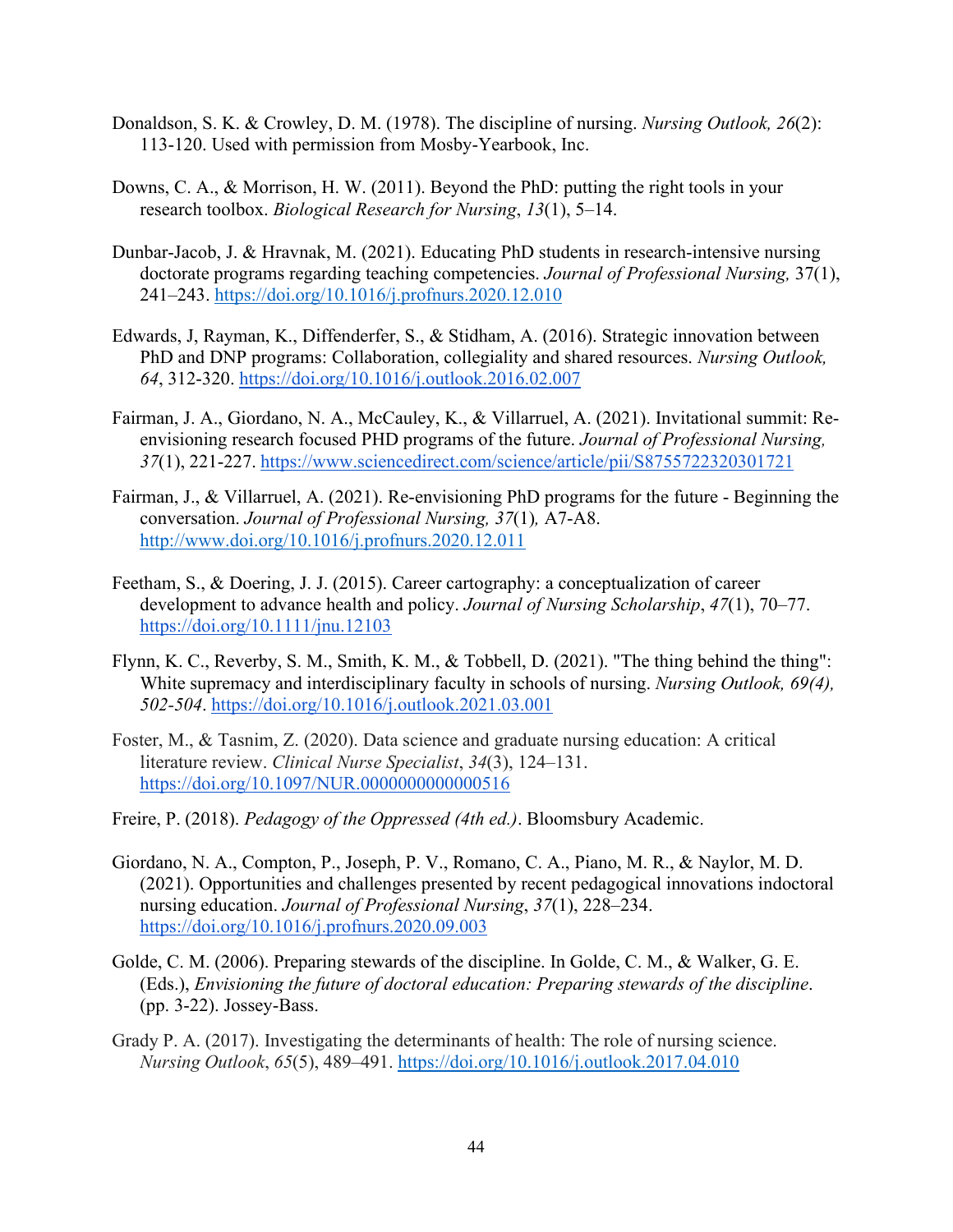Donaldson, S. K. & Crowley, D. M. (1978). The discipline of nursing. *Nursing Outlook, 26*(2): 113-120. Used with permission from Mosby-Yearbook, Inc.

Downs, C. A., & Morrison, H. W. (2011). Beyond the PhD: putting the right tools in your research toolbox. *Biological Research for Nursing*, *13*(1), 5–14.

Dunbar-Jacob, J. & Hravnak, M. (2021). Educating PhD students in research-intensive nursing doctorate programs regarding teaching competencies. *Journal of Professional Nursing,* 37(1), 241–243. https://doi.org/10.1016/j.profnurs.2020.12.010

Edwards, J, Rayman, K., Diffenderfer, S., & Stidham, A. (2016). Strategic innovation between PhD and DNP programs: Collaboration, collegiality and shared resources. *Nursing Outlook, 64*, 312-320. https://doi.org/10.1016/j.outlook.2016.02.007

Fairman, J. A., Giordano, N. A., McCauley, K., & Villarruel, A. (2021). Invitational summit: Re-envisioning research focused PHD programs of the future. *Journal of Professional Nursing, 37*(1), 221-227. https://www.sciencedirect.com/science/article/pii/S8755722320301721

Fairman, J., & Villarruel, A. (2021). Re-envisioning PhD programs for the future - Beginning the conversation. *Journal of Professional Nursing, 37*(1)*,* A7-A8. http://www.doi.org/10.1016/j.profnurs.2020.12.011

Feetham, S., & Doering, J. J. (2015). Career cartography: a conceptualization of career development to advance health and policy. *Journal of Nursing Scholarship*, *47*(1), 70–77. https://doi.org/10.1111/jnu.12103

Flynn, K. C., Reverby, S. M., Smith, K. M., & Tobbell, D. (2021). "The thing behind the thing": White supremacy and interdisciplinary faculty in schools of nursing. *Nursing Outlook, 69(4), 502-504*. https://doi.org/10.1016/j.outlook.2021.03.001

Foster, M., & Tasnim, Z. (2020). Data science and graduate nursing education: A critical literature review. *Clinical Nurse Specialist*, *34*(3), 124–131. https://doi.org/10.1097/NUR.0000000000000516

Freire, P. (2018). *Pedagogy of the Oppressed (4th ed.)*. Bloomsbury Academic.

Giordano, N. A., Compton, P., Joseph, P. V., Romano, C. A., Piano, M. R., & Naylor, M. D. (2021). Opportunities and challenges presented by recent pedagogical innovations indoctoral nursing education. *Journal of Professional Nursing*, *37*(1), 228–234. https://doi.org/10.1016/j.profnurs.2020.09.003

Golde, C. M. (2006). Preparing stewards of the discipline. In Golde, C. M., & Walker, G. E. (Eds.), *Envisioning the future of doctoral education: Preparing stewards of the discipline*. (pp. 3-22). Jossey-Bass.

Grady P. A. (2017). Investigating the determinants of health: The role of nursing science. *Nursing Outlook*, *65*(5), 489–491. https://doi.org/10.1016/j.outlook.2017.04.010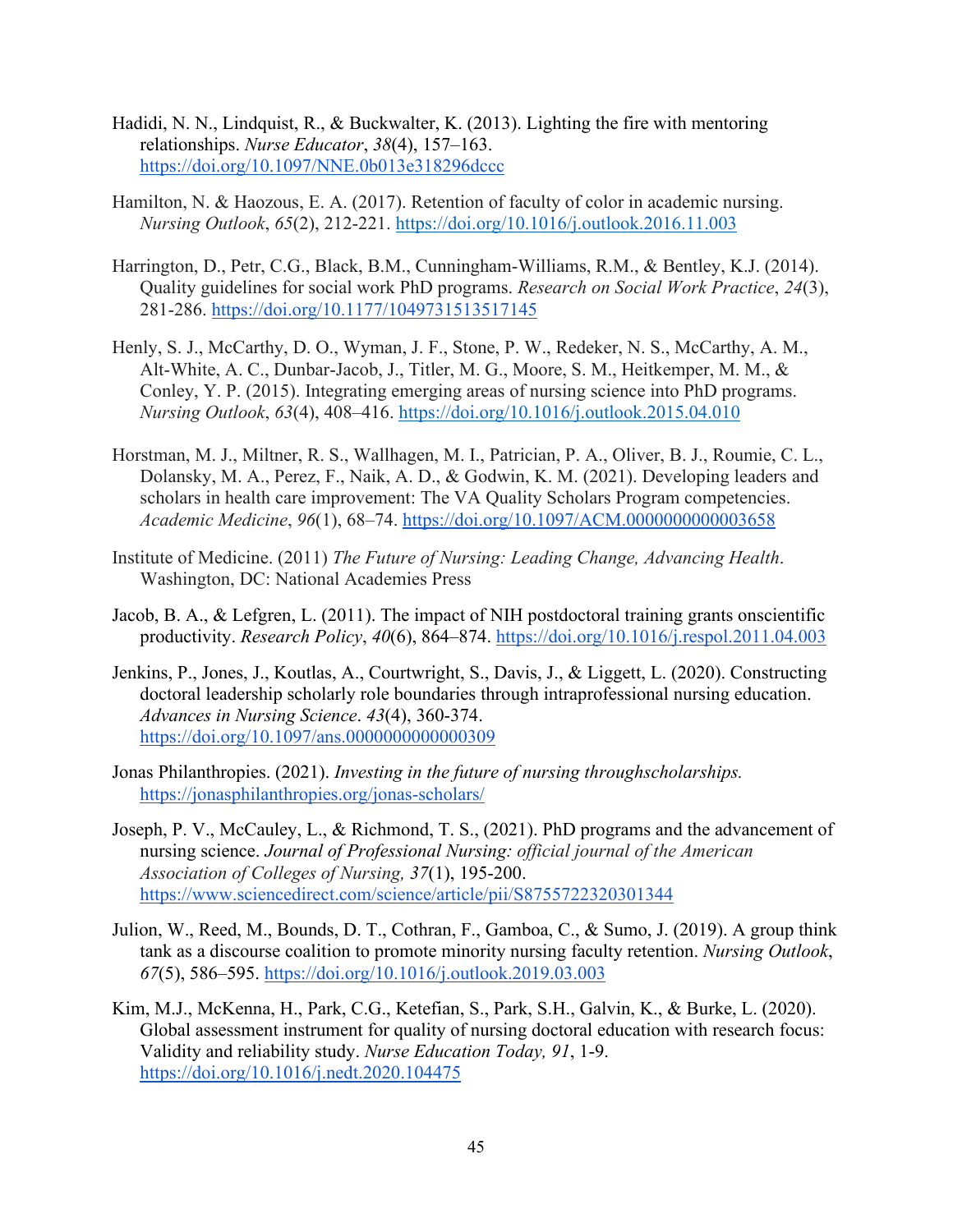Hadidi, N. N., Lindquist, R., & Buckwalter, K. (2013). Lighting the fire with mentoring relationships. *Nurse Educator*, *38*(4), 157–163. https://doi.org/10.1097/NNE.0b013e318296dccc

Hamilton, N. & Haozous, E. A. (2017). Retention of faculty of color in academic nursing. *Nursing Outlook*, *65*(2), 212-221. https://doi.org/10.1016/j.outlook.2016.11.003

Harrington, D., Petr, C.G., Black, B.M., Cunningham-Williams, R.M., & Bentley, K.J. (2014). Quality guidelines for social work PhD programs. *Research on Social Work Practice*, *24*(3), 281-286. https://doi.org/10.1177/1049731513517145

Henly, S. J., McCarthy, D. O., Wyman, J. F., Stone, P. W., Redeker, N. S., McCarthy, A. M., Alt-White, A. C., Dunbar-Jacob, J., Titler, M. G., Moore, S. M., Heitkemper, M. M., & Conley, Y. P. (2015). Integrating emerging areas of nursing science into PhD programs. *Nursing Outlook*, *63*(4), 408–416. https://doi.org/10.1016/j.outlook.2015.04.010

Horstman, M. J., Miltner, R. S., Wallhagen, M. I., Patrician, P. A., Oliver, B. J., Roumie, C. L., Dolansky, M. A., Perez, F., Naik, A. D., & Godwin, K. M. (2021). Developing leaders and scholars in health care improvement: The VA Quality Scholars Program competencies. *Academic Medicine*, *96*(1), 68–74. https://doi.org/10.1097/ACM.0000000000003658

Institute of Medicine. (2011) *The Future of Nursing: Leading Change, Advancing Health*. Washington, DC: National Academies Press

Jacob, B. A., & Lefgren, L. (2011). The impact of NIH postdoctoral training grants onscientific productivity. *Research Policy*, *40*(6), 864–874. https://doi.org/10.1016/j.respol.2011.04.003

Jenkins, P., Jones, J., Koutlas, A., Courtwright, S., Davis, J., & Liggett, L. (2020). Constructing doctoral leadership scholarly role boundaries through intraprofessional nursing education. *Advances in Nursing Science*. *43*(4), 360-374. https://doi.org/10.1097/ans.0000000000000309

Jonas Philanthropies. (2021). *Investing in the future of nursing throughscholarships.* https://jonasphilanthropies.org/jonas-scholars/

Joseph, P. V., McCauley, L., & Richmond, T. S., (2021). PhD programs and the advancement of nursing science. *Journal of Professional Nursing: official journal of the American Association of Colleges of Nursing, 37*(1), 195-200. https://www.sciencedirect.com/science/article/pii/S8755722320301344

Julion, W., Reed, M., Bounds, D. T., Cothran, F., Gamboa, C., & Sumo, J. (2019). A group think tank as a discourse coalition to promote minority nursing faculty retention. *Nursing Outlook*, *67*(5), 586–595. https://doi.org/10.1016/j.outlook.2019.03.003

Kim, M.J., McKenna, H., Park, C.G., Ketefian, S., Park, S.H., Galvin, K., & Burke, L. (2020). Global assessment instrument for quality of nursing doctoral education with research focus: Validity and reliability study. *Nurse Education Today, 91*, 1-9. https://doi.org/10.1016/j.nedt.2020.104475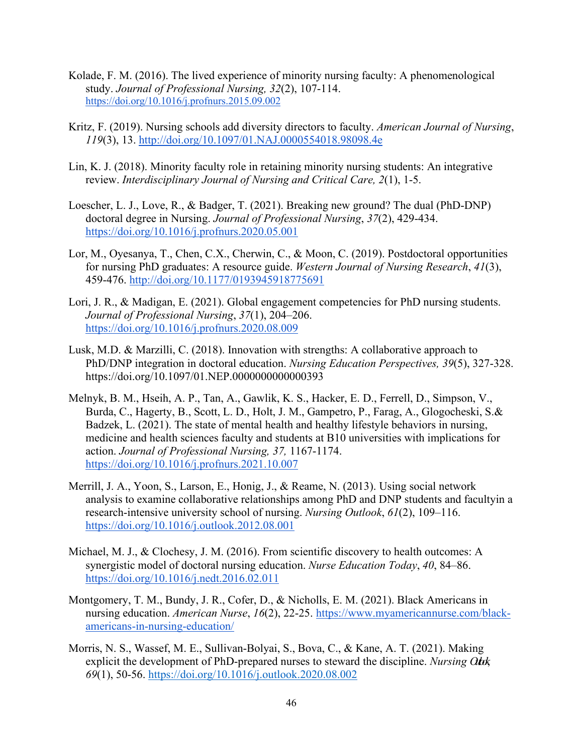Kolade, F. M. (2016). The lived experience of minority nursing faculty: A phenomenological study. *Journal of Professional Nursing, 32*(2), 107-114. https://doi.org/10.1016/j.profnurs.2015.09.002

Kritz, F. (2019). Nursing schools add diversity directors to faculty. *American Journal of Nursing*, *119*(3), 13. http://doi.org/10.1097/01.NAJ.0000554018.98098.4e

Lin, K. J. (2018). Minority faculty role in retaining minority nursing students: An integrative review. *Interdisciplinary Journal of Nursing and Critical Care, 2*(1), 1-5.

Loescher, L. J., Love, R., & Badger, T. (2021). Breaking new ground? The dual (PhD-DNP) doctoral degree in Nursing. *Journal of Professional Nursing*, *37*(2), 429-434. https://doi.org/10.1016/j.profnurs.2020.05.001

Lor, M., Oyesanya, T., Chen, C.X., Cherwin, C., & Moon, C. (2019). Postdoctoral opportunities for nursing PhD graduates: A resource guide. *Western Journal of Nursing Research*, *41*(3), 459-476. http://doi.org/10.1177/0193945918775691

Lori, J. R., & Madigan, E. (2021). Global engagement competencies for PhD nursing students. *Journal of Professional Nursing*, *37*(1), 204–206. https://doi.org/10.1016/j.profnurs.2020.08.009

Lusk, M.D. & Marzilli, C. (2018). Innovation with strengths: A collaborative approach to PhD/DNP integration in doctoral education. *Nursing Education Perspectives, 39*(5), 327-328. https://doi.org/10.1097/01.NEP.0000000000000393

Melnyk, B. M., Hseih, A. P., Tan, A., Gawlik, K. S., Hacker, E. D., Ferrell, D., Simpson, V., Burda, C., Hagerty, B., Scott, L. D., Holt, J. M., Gampetro, P., Farag, A., Glogocheski, S.& Badzek, L. (2021). The state of mental health and healthy lifestyle behaviors in nursing, medicine and health sciences faculty and students at B10 universities with implications for action. *Journal of Professional Nursing, 37,* 1167-1174. https://doi.org/10.1016/j.profnurs.2021.10.007

Merrill, J. A., Yoon, S., Larson, E., Honig, J., & Reame, N. (2013). Using social network analysis to examine collaborative relationships among PhD and DNP students and facultyin a research-intensive university school of nursing. *Nursing Outlook*, *61*(2), 109–116. https://doi.org/10.1016/j.outlook.2012.08.001

Michael, M. J., & Clochesy, J. M. (2016). From scientific discovery to health outcomes: A synergistic model of doctoral nursing education. *Nurse Education Today*, *40*, 84–86. https://doi.org/10.1016/j.nedt.2016.02.011

Montgomery, T. M., Bundy, J. R., Cofer, D., & Nicholls, E. M. (2021). Black Americans in nursing education. *American Nurse*, *16*(2), 22-25. https://www.myamericannurse.com/black-americans-in-nursing-education/

Morris, N. S., Wassef, M. E., Sullivan-Bolyai, S., Bova, C., & Kane, A. T. (2021). Making explicit the development of PhD-prepared nurses to steward the discipline. *Nursing Outlook*, *69*(1), 50-56. https://doi.org/10.1016/j.outlook.2020.08.002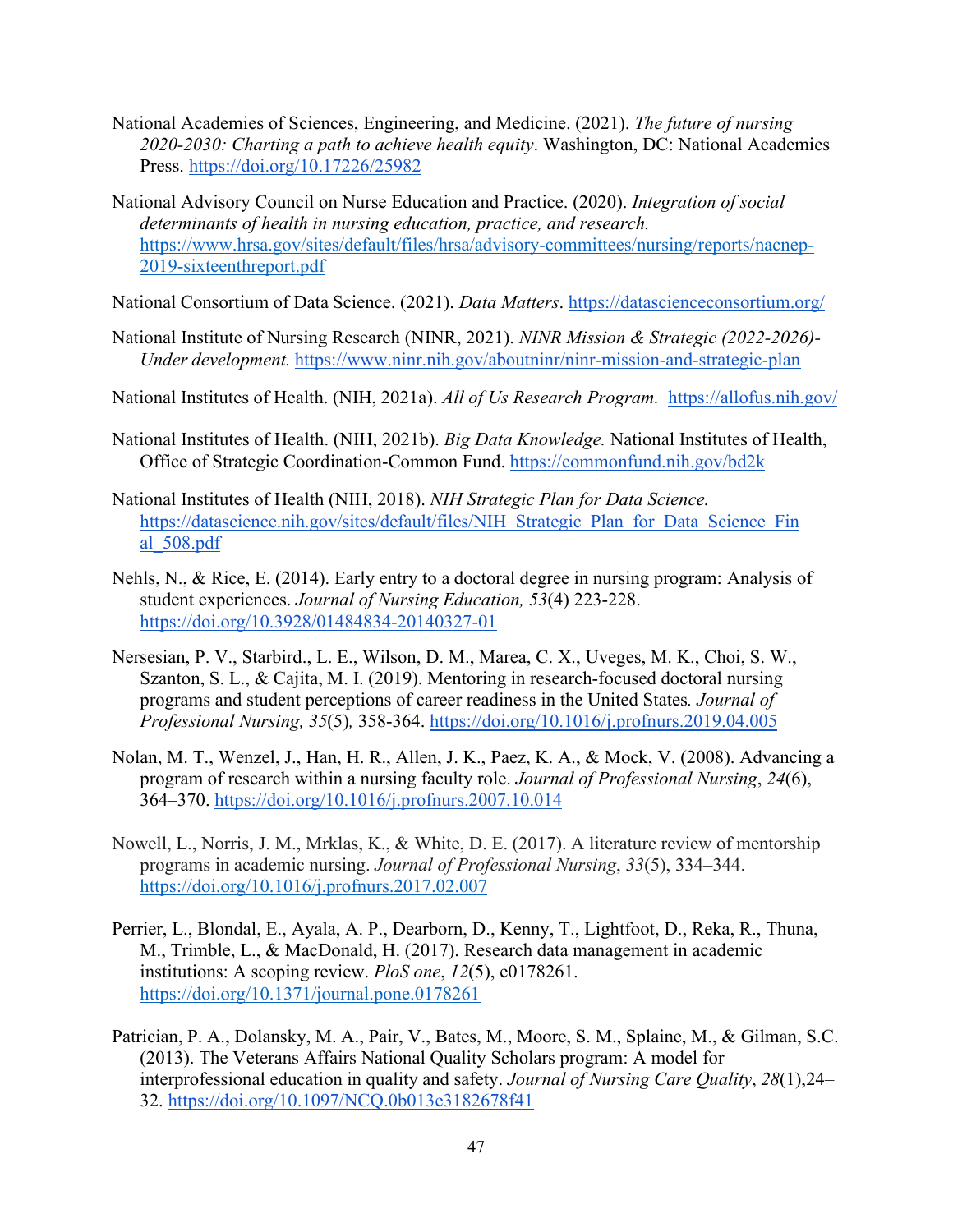National Academies of Sciences, Engineering, and Medicine. (2021). *The future of nursing 2020-2030: Charting a path to achieve health equity*. Washington, DC: National Academies Press. https://doi.org/10.17226/25982

National Advisory Council on Nurse Education and Practice. (2020). *Integration of social determinants of health in nursing education, practice, and research.* https://www.hrsa.gov/sites/default/files/hrsa/advisory-committees/nursing/reports/nacnep-2019-sixteenthreport.pdf

National Consortium of Data Science. (2021). *Data Matters*. https://datascienceconsortium.org/

National Institute of Nursing Research (NINR, 2021). *NINR Mission & Strategic (2022-2026)-Under development.* https://www.ninr.nih.gov/aboutninr/ninr-mission-and-strategic-plan

National Institutes of Health. (NIH, 2021a). *All of Us Research Program.* https://allofus.nih.gov/

National Institutes of Health. (NIH, 2021b). *Big Data Knowledge.* National Institutes of Health, Office of Strategic Coordination-Common Fund. https://commonfund.nih.gov/bd2k

National Institutes of Health (NIH, 2018). *NIH Strategic Plan for Data Science.* https://datascience.nih.gov/sites/default/files/NIH_Strategic_Plan_for_Data_Science_Final_508.pdf

Nehls, N., & Rice, E. (2014). Early entry to a doctoral degree in nursing program: Analysis of student experiences. *Journal of Nursing Education, 53*(4) 223-228. https://doi.org/10.3928/01484834-20140327-01

Nersesian, P. V., Starbird., L. E., Wilson, D. M., Marea, C. X., Uveges, M. K., Choi, S. W., Szanton, S. L., & Cajita, M. I. (2019). Mentoring in research-focused doctoral nursing programs and student perceptions of career readiness in the United States*. Journal of Professional Nursing, 35*(5)*,* 358-364. https://doi.org/10.1016/j.profnurs.2019.04.005

Nolan, M. T., Wenzel, J., Han, H. R., Allen, J. K., Paez, K. A., & Mock, V. (2008). Advancing a program of research within a nursing faculty role. *Journal of Professional Nursing*, *24*(6), 364–370. https://doi.org/10.1016/j.profnurs.2007.10.014

Nowell, L., Norris, J. M., Mrklas, K., & White, D. E. (2017). A literature review of mentorship programs in academic nursing. *Journal of Professional Nursing*, *33*(5), 334–344. https://doi.org/10.1016/j.profnurs.2017.02.007

Perrier, L., Blondal, E., Ayala, A. P., Dearborn, D., Kenny, T., Lightfoot, D., Reka, R., Thuna, M., Trimble, L., & MacDonald, H. (2017). Research data management in academic institutions: A scoping review. *PloS one*, *12*(5), e0178261. https://doi.org/10.1371/journal.pone.0178261

Patrician, P. A., Dolansky, M. A., Pair, V., Bates, M., Moore, S. M., Splaine, M., & Gilman, S.C. (2013). The Veterans Affairs National Quality Scholars program: A model for interprofessional education in quality and safety. *Journal of Nursing Care Quality*, *28*(1),24–32. https://doi.org/10.1097/NCQ.0b013e3182678f41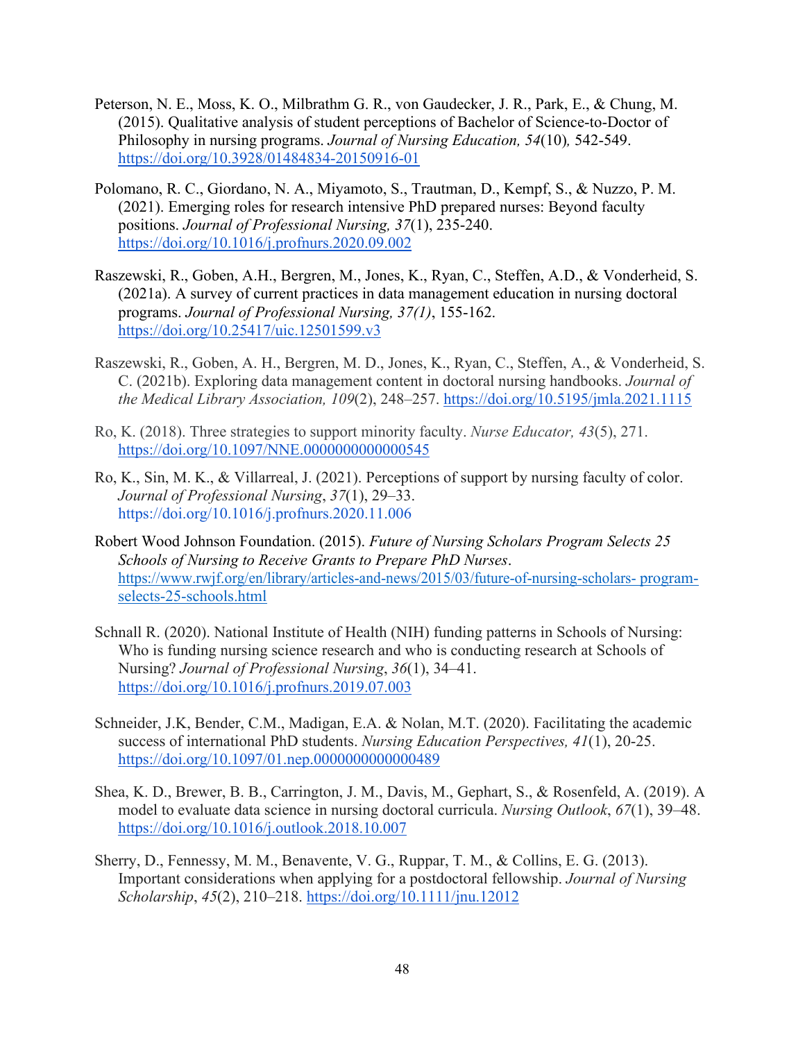Peterson, N. E., Moss, K. O., Milbrathm G. R., von Gaudecker, J. R., Park, E., & Chung, M. (2015). Qualitative analysis of student perceptions of Bachelor of Science-to-Doctor of Philosophy in nursing programs. *Journal of Nursing Education, 54*(10), 542-549. https://doi.org/10.3928/01484834-20150916-01

Polomano, R. C., Giordano, N. A., Miyamoto, S., Trautman, D., Kempf, S., & Nuzzo, P. M. (2021). Emerging roles for research intensive PhD prepared nurses: Beyond faculty positions. *Journal of Professional Nursing, 37*(1), 235-240. https://doi.org/10.1016/j.profnurs.2020.09.002

Raszewski, R., Goben, A.H., Bergren, M., Jones, K., Ryan, C., Steffen, A.D., & Vonderheid, S. (2021a). A survey of current practices in data management education in nursing doctoral programs. *Journal of Professional Nursing, 37(1)*, 155-162. https://doi.org/10.25417/uic.12501599.v3

Raszewski, R., Goben, A. H., Bergren, M. D., Jones, K., Ryan, C., Steffen, A., & Vonderheid, S. C. (2021b). Exploring data management content in doctoral nursing handbooks. *Journal of the Medical Library Association, 109*(2), 248–257. https://doi.org/10.5195/jmla.2021.1115

Ro, K. (2018). Three strategies to support minority faculty. *Nurse Educator, 43*(5), 271. https://doi.org/10.1097/NNE.0000000000000545

Ro, K., Sin, M. K., & Villarreal, J. (2021). Perceptions of support by nursing faculty of color. *Journal of Professional Nursing*, *37*(1), 29–33. https://doi.org/10.1016/j.profnurs.2020.11.006

Robert Wood Johnson Foundation. (2015). *Future of Nursing Scholars Program Selects 25 Schools of Nursing to Receive Grants to Prepare PhD Nurses*. https://www.rwjf.org/en/library/articles-and-news/2015/03/future-of-nursing-scholars- program-selects-25-schools.html

Schnall R. (2020). National Institute of Health (NIH) funding patterns in Schools of Nursing: Who is funding nursing science research and who is conducting research at Schools of Nursing? *Journal of Professional Nursing*, *36*(1), 34–41. https://doi.org/10.1016/j.profnurs.2019.07.003

Schneider, J.K, Bender, C.M., Madigan, E.A. & Nolan, M.T. (2020). Facilitating the academic success of international PhD students. *Nursing Education Perspectives, 41*(1), 20-25. https://doi.org/10.1097/01.nep.0000000000000489

Shea, K. D., Brewer, B. B., Carrington, J. M., Davis, M., Gephart, S., & Rosenfeld, A. (2019). A model to evaluate data science in nursing doctoral curricula. *Nursing Outlook*, *67*(1), 39–48. https://doi.org/10.1016/j.outlook.2018.10.007

Sherry, D., Fennessy, M. M., Benavente, V. G., Ruppar, T. M., & Collins, E. G. (2013). Important considerations when applying for a postdoctoral fellowship. *Journal of Nursing Scholarship*, *45*(2), 210–218. https://doi.org/10.1111/jnu.12012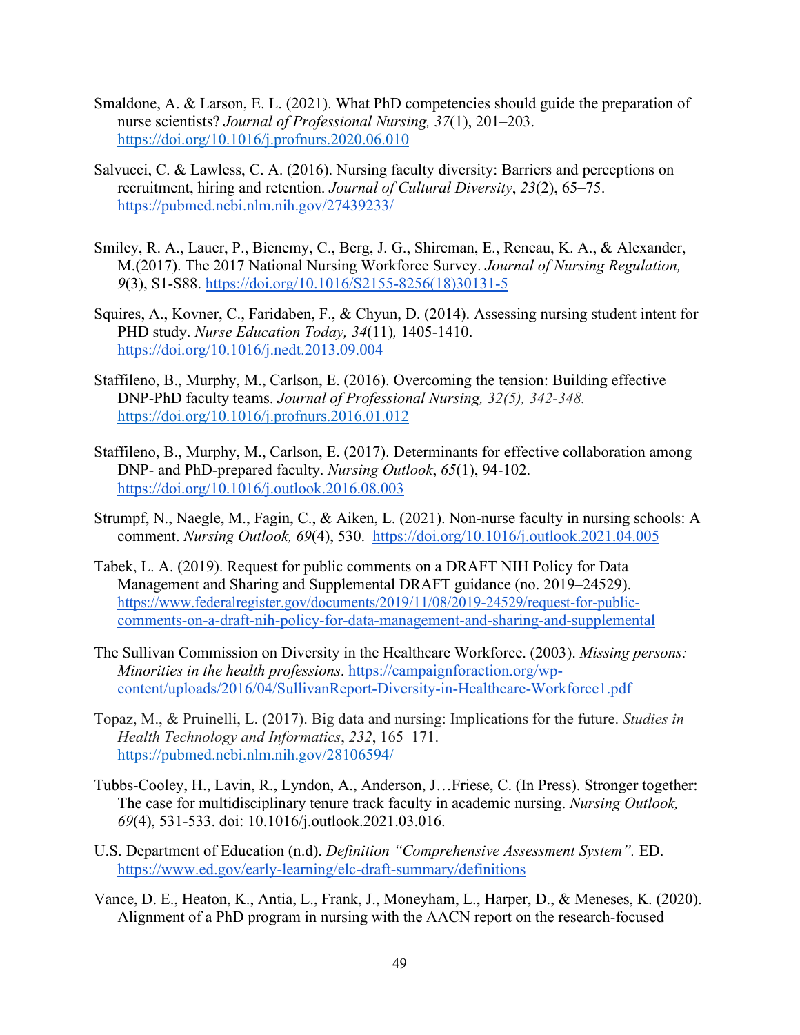Smaldone, A. & Larson, E. L. (2021). What PhD competencies should guide the preparation of nurse scientists? *Journal of Professional Nursing, 37*(1), 201–203. https://doi.org/10.1016/j.profnurs.2020.06.010

Salvucci, C. & Lawless, C. A. (2016). Nursing faculty diversity: Barriers and perceptions on recruitment, hiring and retention. *Journal of Cultural Diversity*, *23*(2), 65–75. https://pubmed.ncbi.nlm.nih.gov/27439233/

Smiley, R. A., Lauer, P., Bienemy, C., Berg, J. G., Shireman, E., Reneau, K. A., & Alexander, M.(2017). The 2017 National Nursing Workforce Survey. *Journal of Nursing Regulation, 9*(3), S1-S88. https://doi.org/10.1016/S2155-8256(18)30131-5

Squires, A., Kovner, C., Faridaben, F., & Chyun, D. (2014). Assessing nursing student intent for PHD study. *Nurse Education Today, 34*(11)*,* 1405-1410. https://doi.org/10.1016/j.nedt.2013.09.004

Staffileno, B., Murphy, M., Carlson, E. (2016). Overcoming the tension: Building effective DNP-PhD faculty teams. *Journal of Professional Nursing, 32(5), 342-348.* https://doi.org/10.1016/j.profnurs.2016.01.012

Staffileno, B., Murphy, M., Carlson, E. (2017). Determinants for effective collaboration among DNP- and PhD-prepared faculty. *Nursing Outlook*, *65*(1), 94-102. https://doi.org/10.1016/j.outlook.2016.08.003

Strumpf, N., Naegle, M., Fagin, C., & Aiken, L. (2021). Non-nurse faculty in nursing schools: A comment. *Nursing Outlook, 69*(4), 530. https://doi.org/10.1016/j.outlook.2021.04.005

Tabek, L. A. (2019). Request for public comments on a DRAFT NIH Policy for Data Management and Sharing and Supplemental DRAFT guidance (no. 2019–24529). https://www.federalregister.gov/documents/2019/11/08/2019-24529/request-for-public-comments-on-a-draft-nih-policy-for-data-management-and-sharing-and-supplemental

The Sullivan Commission on Diversity in the Healthcare Workforce. (2003). *Missing persons: Minorities in the health professions*. https://campaignforaction.org/wp-content/uploads/2016/04/SullivanReport-Diversity-in-Healthcare-Workforce1.pdf

Topaz, M., & Pruinelli, L. (2017). Big data and nursing: Implications for the future. *Studies in Health Technology and Informatics*, *232*, 165–171. https://pubmed.ncbi.nlm.nih.gov/28106594/

Tubbs-Cooley, H., Lavin, R., Lyndon, A., Anderson, J…Friese, C. (In Press). Stronger together: The case for multidisciplinary tenure track faculty in academic nursing. *Nursing Outlook, 69*(4), 531-533. doi: 10.1016/j.outlook.2021.03.016.

U.S. Department of Education (n.d). *Definition "Comprehensive Assessment System".* ED. https://www.ed.gov/early-learning/elc-draft-summary/definitions

Vance, D. E., Heaton, K., Antia, L., Frank, J., Moneyham, L., Harper, D., & Meneses, K. (2020). Alignment of a PhD program in nursing with the AACN report on the research-focused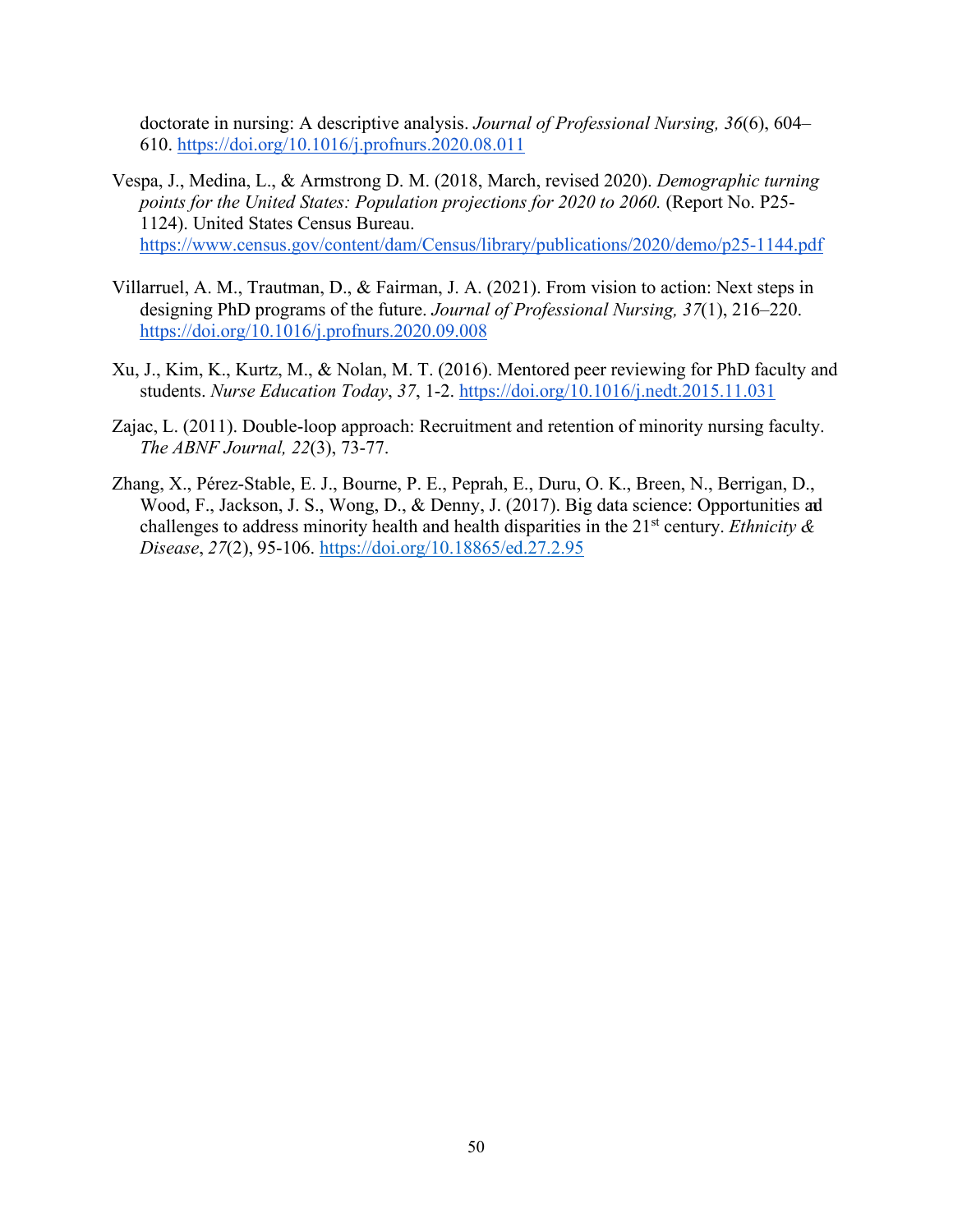doctorate in nursing: A descriptive analysis. *Journal of Professional Nursing, 36*(6), 604–610. https://doi.org/10.1016/j.profnurs.2020.08.011

Vespa, J., Medina, L., & Armstrong D. M. (2018, March, revised 2020). *Demographic turning points for the United States: Population projections for 2020 to 2060.* (Report No. P25-1124). United States Census Bureau. https://www.census.gov/content/dam/Census/library/publications/2020/demo/p25-1144.pdf

Villarruel, A. M., Trautman, D., & Fairman, J. A. (2021). From vision to action: Next steps in designing PhD programs of the future. *Journal of Professional Nursing, 37*(1), 216–220. https://doi.org/10.1016/j.profnurs.2020.09.008

Xu, J., Kim, K., Kurtz, M., & Nolan, M. T. (2016). Mentored peer reviewing for PhD faculty and students. *Nurse Education Today*, *37*, 1-2. https://doi.org/10.1016/j.nedt.2015.11.031

Zajac, L. (2011). Double-loop approach: Recruitment and retention of minority nursing faculty. *The ABNF Journal, 22*(3), 73-77.

Zhang, X., Pérez-Stable, E. J., Bourne, P. E., Peprah, E., Duru, O. K., Breen, N., Berrigan, D., Wood, F., Jackson, J. S., Wong, D., & Denny, J. (2017). Big data science: Opportunities and challenges to address minority health and health disparities in the 21st century. *Ethnicity & Disease*, *27*(2), 95-106. https://doi.org/10.18865/ed.27.2.95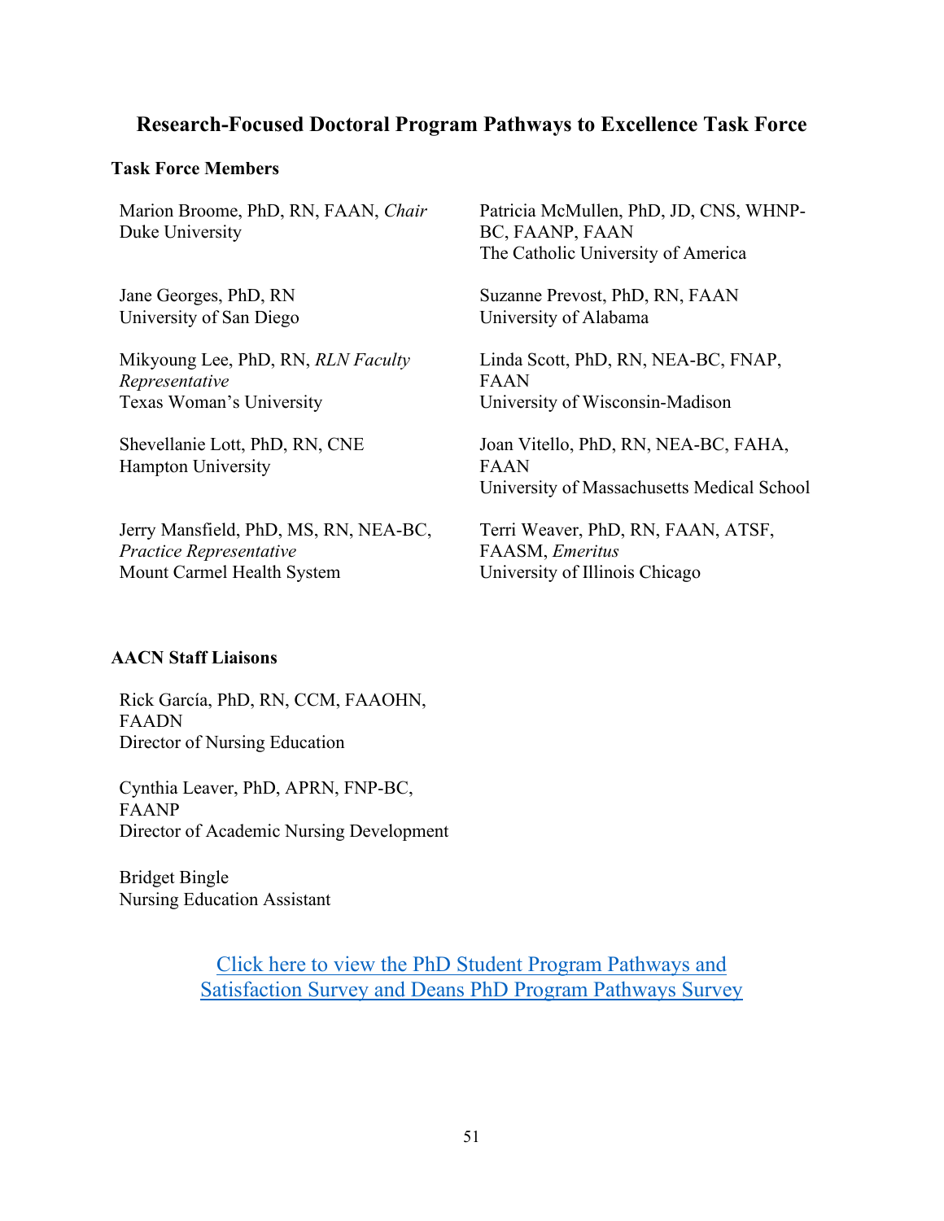## Research-Focused Doctoral Program Pathways to Excellence Task Force

### Task Force Members

Marion Broome, PhD, RN, FAAN, *Chair*
Duke University

Jane Georges, PhD, RN
University of San Diego

Mikyoung Lee, PhD, RN, *RLN Faculty Representative*
Texas Woman's University

Shevellanie Lott, PhD, RN, CNE
Hampton University

Jerry Mansfield, PhD, MS, RN, NEA-BC, *Practice Representative*
Mount Carmel Health System

Patricia McMullen, PhD, JD, CNS, WHNP-BC, FAANP, FAAN
The Catholic University of America

Suzanne Prevost, PhD, RN, FAAN
University of Alabama

Linda Scott, PhD, RN, NEA-BC, FNAP, FAAN
University of Wisconsin-Madison

Joan Vitello, PhD, RN, NEA-BC, FAHA, FAAN
University of Massachusetts Medical School

Terri Weaver, PhD, RN, FAAN, ATSF, FAASM, *Emeritus*
University of Illinois Chicago

### AACN Staff Liaisons

Rick García, PhD, RN, CCM, FAAOHN, FAADN
Director of Nursing Education

Cynthia Leaver, PhD, APRN, FNP-BC, FAANP
Director of Academic Nursing Development

Bridget Bingle
Nursing Education Assistant

Click here to view the PhD Student Program Pathways and Satisfaction Survey and Deans PhD Program Pathways Survey